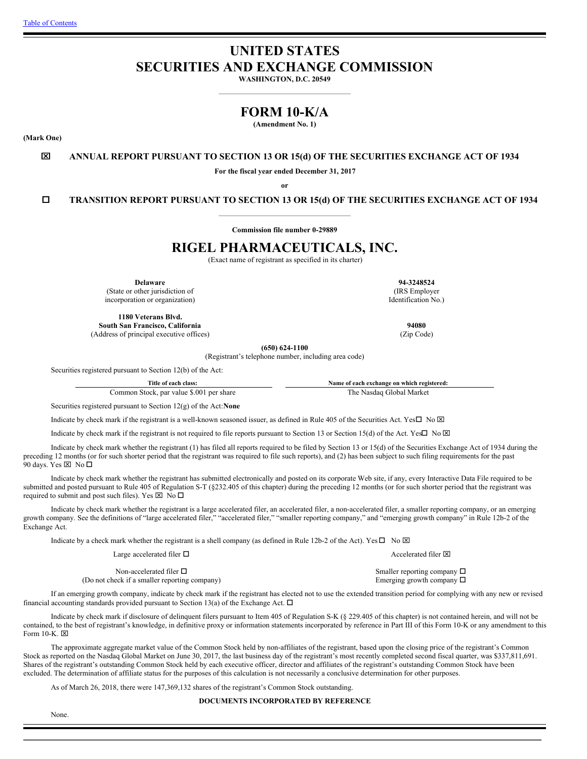Table of Contents

# UNITED STATES
# SECURITIES AND EXCHANGE COMMISSION

**WASHINGTON, D.C. 20549**

# FORM 10-K/A

**(Amendment No. 1)**

**(Mark One)**

☒ **ANNUAL REPORT PURSUANT TO SECTION 13 OR 15(d) OF THE SECURITIES EXCHANGE ACT OF 1934**

**For the fiscal year ended December 31, 2017**

**or**

☐ **TRANSITION REPORT PURSUANT TO SECTION 13 OR 15(d) OF THE SECURITIES EXCHANGE ACT OF 1934**

**Commission file number 0-29889**

# RIGEL PHARMACEUTICALS, INC.

(Exact name of registrant as specified in its charter)

| **Delaware** (State or other jurisdiction of incorporation or organization) | **94-3248524** (IRS Employer Identification No.) |
|---|---|
| **1180 Veterans Blvd. South San Francisco, California** (Address of principal executive offices) | **94080** (Zip Code) |

**(650) 624-1100**
(Registrant's telephone number, including area code)

Securities registered pursuant to Section 12(b) of the Act:

| Title of each class: | Name of each exchange on which registered: |
|---|---|
| Common Stock, par value $.001 per share | The Nasdaq Global Market |

Securities registered pursuant to Section 12(g) of the Act: **None**

Indicate by check mark if the registrant is a well-known seasoned issuer, as defined in Rule 405 of the Securities Act. Yes ☐ No ☒

Indicate by check mark if the registrant is not required to file reports pursuant to Section 13 or Section 15(d) of the Act. Yes ☐ No ☒

Indicate by check mark whether the registrant (1) has filed all reports required to be filed by Section 13 or 15(d) of the Securities Exchange Act of 1934 during the preceding 12 months (or for such shorter period that the registrant was required to file such reports), and (2) has been subject to such filing requirements for the past 90 days. Yes ☒ No ☐

Indicate by check mark whether the registrant has submitted electronically and posted on its corporate Web site, if any, every Interactive Data File required to be submitted and posted pursuant to Rule 405 of Regulation S-T (§232.405 of this chapter) during the preceding 12 months (or for such shorter period that the registrant was required to submit and post such files). Yes ☒ No ☐

Indicate by check mark whether the registrant is a large accelerated filer, an accelerated filer, a non-accelerated filer, a smaller reporting company, or an emerging growth company. See the definitions of "large accelerated filer," "accelerated filer," "smaller reporting company," and "emerging growth company" in Rule 12b-2 of the Exchange Act.

Indicate by a check mark whether the registrant is a shell company (as defined in Rule 12b-2 of the Act). Yes ☐ No ☒

| | |
|---|---|
| Large accelerated filer ☐ | Accelerated filer ☒ |
| Non-accelerated filer ☐ (Do not check if a smaller reporting company) | Smaller reporting company ☐ Emerging growth company ☐ |

If an emerging growth company, indicate by check mark if the registrant has elected not to use the extended transition period for complying with any new or revised financial accounting standards provided pursuant to Section 13(a) of the Exchange Act. ☐

Indicate by check mark if disclosure of delinquent filers pursuant to Item 405 of Regulation S-K (§ 229.405 of this chapter) is not contained herein, and will not be contained, to the best of registrant's knowledge, in definitive proxy or information statements incorporated by reference in Part III of this Form 10-K or any amendment to this Form 10-K. ☒

The approximate aggregate market value of the Common Stock held by non-affiliates of the registrant, based upon the closing price of the registrant's Common Stock as reported on the Nasdaq Global Market on June 30, 2017, the last business day of the registrant's most recently completed second fiscal quarter, was $337,811,691. Shares of the registrant's outstanding Common Stock held by each executive officer, director and affiliates of the registrant's outstanding Common Stock have been excluded. The determination of affiliate status for the purposes of this calculation is not necessarily a conclusive determination for other purposes.

As of March 26, 2018, there were 147,369,132 shares of the registrant's Common Stock outstanding.

**DOCUMENTS INCORPORATED BY REFERENCE**

None.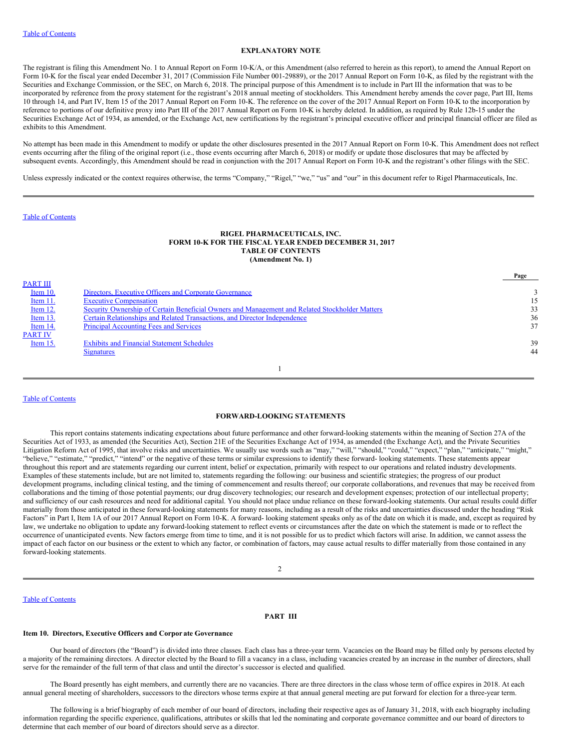## EXPLANATORY NOTE

The registrant is filing this Amendment No. 1 to Annual Report on Form 10-K/A, or this Amendment (also referred to herein as this report), to amend the Annual Report on Form 10-K for the fiscal year ended December 31, 2017 (Commission File Number 001-29889), or the 2017 Annual Report on Form 10-K, as filed by the registrant with the Securities and Exchange Commission, or the SEC, on March 6, 2018. The principal purpose of this Amendment is to include in Part III the information that was to be incorporated by reference from the proxy statement for the registrant's 2018 annual meeting of stockholders. This Amendment hereby amends the cover page, Part III, Items 10 through 14, and Part IV, Item 15 of the 2017 Annual Report on Form 10-K. The reference on the cover of the 2017 Annual Report on Form 10-K to the incorporation by reference to portions of our definitive proxy into Part III of the 2017 Annual Report on Form 10-K is hereby deleted. In addition, as required by Rule 12b-15 under the Securities Exchange Act of 1934, as amended, or the Exchange Act, new certifications by the registrant's principal executive officer and principal financial officer are filed as exhibits to this Amendment.

No attempt has been made in this Amendment to modify or update the other disclosures presented in the 2017 Annual Report on Form 10-K. This Amendment does not reflect events occurring after the filing of the original report (i.e., those events occurring after March 6, 2018) or modify or update those disclosures that may be affected by subsequent events. Accordingly, this Amendment should be read in conjunction with the 2017 Annual Report on Form 10-K and the registrant's other filings with the SEC.

Unless expressly indicated or the context requires otherwise, the terms "Company," "Rigel," "we," "us" and "our" in this document refer to Rigel Pharmaceuticals, Inc.

## RIGEL PHARMACEUTICALS, INC.
## FORM 10-K FOR THE FISCAL YEAR ENDED DECEMBER 31, 2017
## TABLE OF CONTENTS
## (Amendment No. 1)

| | | Page |
|---|---|---|
| PART III | | |
| Item 10. | Directors, Executive Officers and Corporate Governance | 3 |
| Item 11. | Executive Compensation | 15 |
| Item 12. | Security Ownership of Certain Beneficial Owners and Management and Related Stockholder Matters | 33 |
| Item 13. | Certain Relationships and Related Transactions, and Director Independence | 36 |
| Item 14. | Principal Accounting Fees and Services | 37 |
| PART IV | | |
| Item 15. | Exhibits and Financial Statement Schedules | 39 |
| | Signatures | 44 |

## FORWARD-LOOKING STATEMENTS

This report contains statements indicating expectations about future performance and other forward-looking statements within the meaning of Section 27A of the Securities Act of 1933, as amended (the Securities Act), Section 21E of the Securities Exchange Act of 1934, as amended (the Exchange Act), and the Private Securities Litigation Reform Act of 1995, that involve risks and uncertainties. We usually use words such as "may," "will," "should," "could," "expect," "plan," "anticipate," "might," "believe," "estimate," "predict," "intend" or the negative of these terms or similar expressions to identify these forward- looking statements. These statements appear throughout this report and are statements regarding our current intent, belief or expectation, primarily with respect to our operations and related industry developments. Examples of these statements include, but are not limited to, statements regarding the following: our business and scientific strategies; the progress of our product development programs, including clinical testing, and the timing of commencement and results thereof; our corporate collaborations, and revenues that may be received from collaborations and the timing of those potential payments; our drug discovery technologies; our research and development expenses; protection of our intellectual property; and sufficiency of our cash resources and need for additional capital. You should not place undue reliance on these forward-looking statements. Our actual results could differ materially from those anticipated in these forward-looking statements for many reasons, including as a result of the risks and uncertainties discussed under the heading "Risk Factors" in Part I, Item 1A of our 2017 Annual Report on Form 10-K. A forward- looking statement speaks only as of the date on which it is made, and, except as required by law, we undertake no obligation to update any forward-looking statement to reflect events or circumstances after the date on which the statement is made or to reflect the occurrence of unanticipated events. New factors emerge from time to time, and it is not possible for us to predict which factors will arise. In addition, we cannot assess the impact of each factor on our business or the extent to which any factor, or combination of factors, may cause actual results to differ materially from those contained in any forward-looking statements.

## PART III

### Item 10. Directors, Executive Officers and Corporate Governance

Our board of directors (the "Board") is divided into three classes. Each class has a three-year term. Vacancies on the Board may be filled only by persons elected by a majority of the remaining directors. A director elected by the Board to fill a vacancy in a class, including vacancies created by an increase in the number of directors, shall serve for the remainder of the full term of that class and until the director's successor is elected and qualified.

The Board presently has eight members, and currently there are no vacancies. There are three directors in the class whose term of office expires in 2018. At each annual general meeting of shareholders, successors to the directors whose terms expire at that annual general meeting are put forward for election for a three-year term.

The following is a brief biography of each member of our board of directors, including their respective ages as of January 31, 2018, with each biography including information regarding the specific experience, qualifications, attributes or skills that led the nominating and corporate governance committee and our board of directors to determine that each member of our board of directors should serve as a director.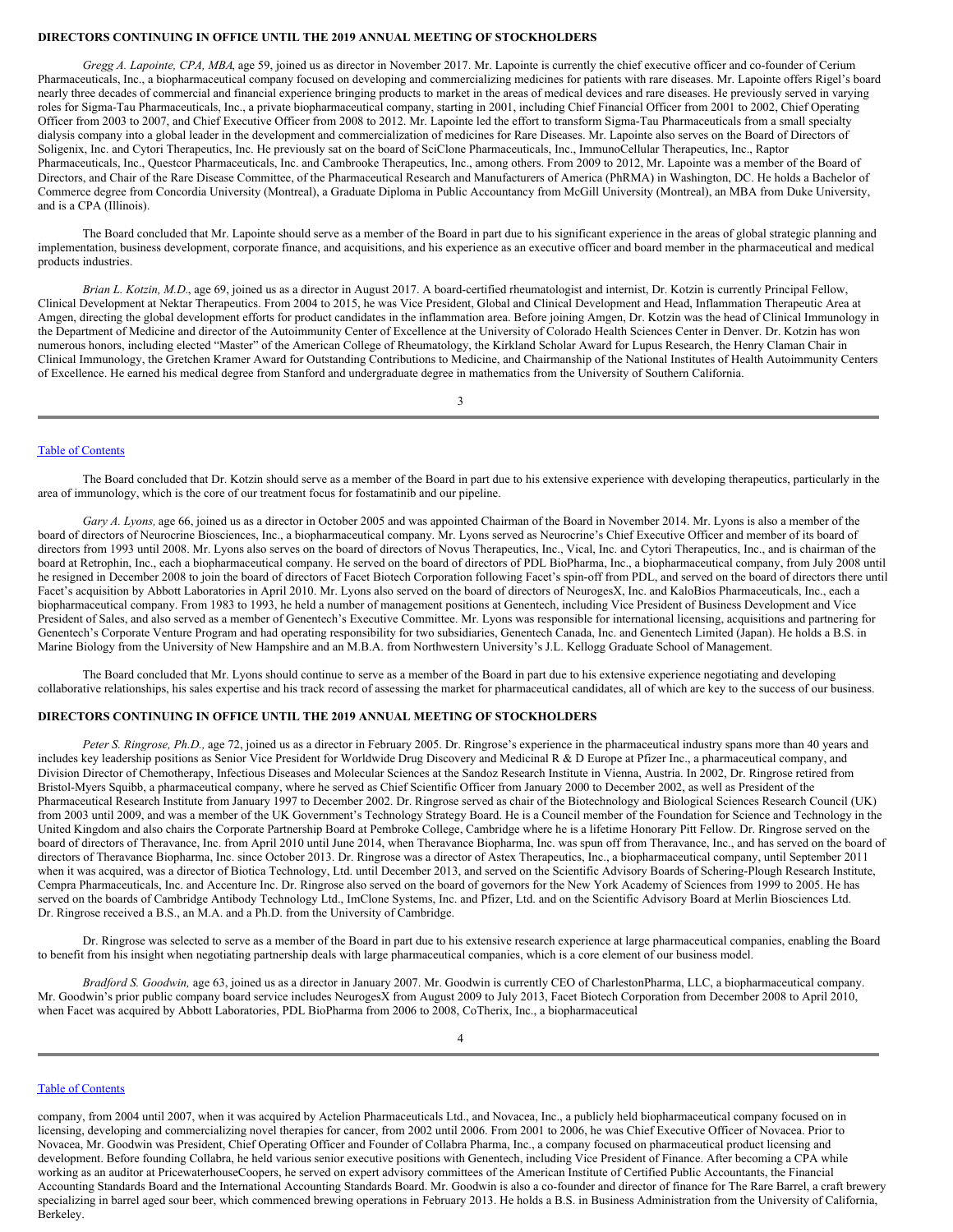## DIRECTORS CONTINUING IN OFFICE UNTIL THE 2019 ANNUAL MEETING OF STOCKHOLDERS

*Gregg A. Lapointe, CPA, MBA*, age 59, joined us as director in November 2017. Mr. Lapointe is currently the chief executive officer and co-founder of Cerium Pharmaceuticals, Inc., a biopharmaceutical company focused on developing and commercializing medicines for patients with rare diseases. Mr. Lapointe offers Rigel's board nearly three decades of commercial and financial experience bringing products to market in the areas of medical devices and rare diseases. He previously served in varying roles for Sigma-Tau Pharmaceuticals, Inc., a private biopharmaceutical company, starting in 2001, including Chief Financial Officer from 2001 to 2002, Chief Operating Officer from 2003 to 2007, and Chief Executive Officer from 2008 to 2012. Mr. Lapointe led the effort to transform Sigma-Tau Pharmaceuticals from a small specialty dialysis company into a global leader in the development and commercialization of medicines for Rare Diseases. Mr. Lapointe also serves on the Board of Directors of Soligenix, Inc. and Cytori Therapeutics, Inc. He previously sat on the board of SciClone Pharmaceuticals, Inc., ImmunoCellular Therapeutics, Inc., Raptor Pharmaceuticals, Inc., Questcor Pharmaceuticals, Inc. and Cambrooke Therapeutics, Inc., among others. From 2009 to 2012, Mr. Lapointe was a member of the Board of Directors, and Chair of the Rare Disease Committee, of the Pharmaceutical Research and Manufacturers of America (PhRMA) in Washington, DC. He holds a Bachelor of Commerce degree from Concordia University (Montreal), a Graduate Diploma in Public Accountancy from McGill University (Montreal), an MBA from Duke University, and is a CPA (Illinois).

The Board concluded that Mr. Lapointe should serve as a member of the Board in part due to his significant experience in the areas of global strategic planning and implementation, business development, corporate finance, and acquisitions, and his experience as an executive officer and board member in the pharmaceutical and medical products industries.

*Brian L. Kotzin, M.D.*, age 69, joined us as a director in August 2017. A board-certified rheumatologist and internist, Dr. Kotzin is currently Principal Fellow, Clinical Development at Nektar Therapeutics. From 2004 to 2015, he was Vice President, Global and Clinical Development and Head, Inflammation Therapeutic Area at Amgen, directing the global development efforts for product candidates in the inflammation area. Before joining Amgen, Dr. Kotzin was the head of Clinical Immunology in the Department of Medicine and director of the Autoimmunity Center of Excellence at the University of Colorado Health Sciences Center in Denver. Dr. Kotzin has won numerous honors, including elected "Master" of the American College of Rheumatology, the Kirkland Scholar Award for Lupus Research, the Henry Claman Chair in Clinical Immunology, the Gretchen Kramer Award for Outstanding Contributions to Medicine, and Chairmanship of the National Institutes of Health Autoimmunity Centers of Excellence. He earned his medical degree from Stanford and undergraduate degree in mathematics from the University of Southern California.

The Board concluded that Dr. Kotzin should serve as a member of the Board in part due to his extensive experience with developing therapeutics, particularly in the area of immunology, which is the core of our treatment focus for fostamatinib and our pipeline.

*Gary A. Lyons,* age 66, joined us as a director in October 2005 and was appointed Chairman of the Board in November 2014. Mr. Lyons is also a member of the board of directors of Neurocrine Biosciences, Inc., a biopharmaceutical company. Mr. Lyons served as Neurocrine's Chief Executive Officer and member of its board of directors from 1993 until 2008. Mr. Lyons also serves on the board of directors of Novus Therapeutics, Inc., Vical, Inc. and Cytori Therapeutics, Inc., and is chairman of the board at Retrophin, Inc., each a biopharmaceutical company. He served on the board of directors of PDL BioPharma, Inc., a biopharmaceutical company, from July 2008 until he resigned in December 2008 to join the board of directors of Facet Biotech Corporation following Facet's spin-off from PDL, and served on the board of directors there until Facet's acquisition by Abbott Laboratories in April 2010. Mr. Lyons also served on the board of directors of NeurogesX, Inc. and KaloBios Pharmaceuticals, Inc., each a biopharmaceutical company. From 1983 to 1993, he held a number of management positions at Genentech, including Vice President of Business Development and Vice President of Sales, and also served as a member of Genentech's Executive Committee. Mr. Lyons was responsible for international licensing, acquisitions and partnering for Genentech's Corporate Venture Program and had operating responsibility for two subsidiaries, Genentech Canada, Inc. and Genentech Limited (Japan). He holds a B.S. in Marine Biology from the University of New Hampshire and an M.B.A. from Northwestern University's J.L. Kellogg Graduate School of Management.

The Board concluded that Mr. Lyons should continue to serve as a member of the Board in part due to his extensive experience negotiating and developing collaborative relationships, his sales expertise and his track record of assessing the market for pharmaceutical candidates, all of which are key to the success of our business.

## DIRECTORS CONTINUING IN OFFICE UNTIL THE 2019 ANNUAL MEETING OF STOCKHOLDERS

*Peter S. Ringrose, Ph.D.,* age 72, joined us as a director in February 2005. Dr. Ringrose's experience in the pharmaceutical industry spans more than 40 years and includes key leadership positions as Senior Vice President for Worldwide Drug Discovery and Medicinal R & D Europe at Pfizer Inc., a pharmaceutical company, and Division Director of Chemotherapy, Infectious Diseases and Molecular Sciences at the Sandoz Research Institute in Vienna, Austria. In 2002, Dr. Ringrose retired from Bristol-Myers Squibb, a pharmaceutical company, where he served as Chief Scientific Officer from January 2000 to December 2002, as well as President of the Pharmaceutical Research Institute from January 1997 to December 2002. Dr. Ringrose served as chair of the Biotechnology and Biological Sciences Research Council (UK) from 2003 until 2009, and was a member of the UK Government's Technology Strategy Board. He is a Council member of the Foundation for Science and Technology in the United Kingdom and also chairs the Corporate Partnership Board at Pembroke College, Cambridge where he is a lifetime Honorary Pitt Fellow. Dr. Ringrose served on the board of directors of Theravance, Inc. from April 2010 until June 2014, when Theravance Biopharma, Inc. was spun off from Theravance, Inc., and has served on the board of directors of Theravance Biopharma, Inc. since October 2013. Dr. Ringrose was a director of Astex Therapeutics, Inc., a biopharmaceutical company, until September 2011 when it was acquired, was a director of Biotica Technology, Ltd. until December 2013, and served on the Scientific Advisory Boards of Schering-Plough Research Institute, Cempra Pharmaceuticals, Inc. and Accenture Inc. Dr. Ringrose also served on the board of governors for the New York Academy of Sciences from 1999 to 2005. He has served on the boards of Cambridge Antibody Technology Ltd., ImClone Systems, Inc. and Pfizer, Ltd. and on the Scientific Advisory Board at Merlin Biosciences Ltd. Dr. Ringrose received a B.S., an M.A. and a Ph.D. from the University of Cambridge.

Dr. Ringrose was selected to serve as a member of the Board in part due to his extensive research experience at large pharmaceutical companies, enabling the Board to benefit from his insight when negotiating partnership deals with large pharmaceutical companies, which is a core element of our business model.

*Bradford S. Goodwin,* age 63, joined us as a director in January 2007. Mr. Goodwin is currently CEO of CharlestonPharma, LLC, a biopharmaceutical company. Mr. Goodwin's prior public company board service includes NeurogesX from August 2009 to July 2013, Facet Biotech Corporation from December 2008 to April 2010, when Facet was acquired by Abbott Laboratories, PDL BioPharma from 2006 to 2008, CoTherix, Inc., a biopharmaceutical company, from 2004 until 2007, when it was acquired by Actelion Pharmaceuticals Ltd., and Novacea, Inc., a publicly held biopharmaceutical company focused on in licensing, developing and commercializing novel therapies for cancer, from 2002 until 2006. From 2001 to 2006, he was Chief Executive Officer of Novacea. Prior to Novacea, Mr. Goodwin was President, Chief Operating Officer and Founder of Collabra Pharma, Inc., a company focused on pharmaceutical product licensing and development. Before founding Collabra, he held various senior executive positions with Genentech, including Vice President of Finance. After becoming a CPA while working as an auditor at PricewaterhouseCoopers, he served on expert advisory committees of the American Institute of Certified Public Accountants, the Financial Accounting Standards Board and the International Accounting Standards Board. Mr. Goodwin is also a co-founder and director of finance for The Rare Barrel, a craft brewery specializing in barrel aged sour beer, which commenced brewing operations in February 2013. He holds a B.S. in Business Administration from the University of California, Berkeley.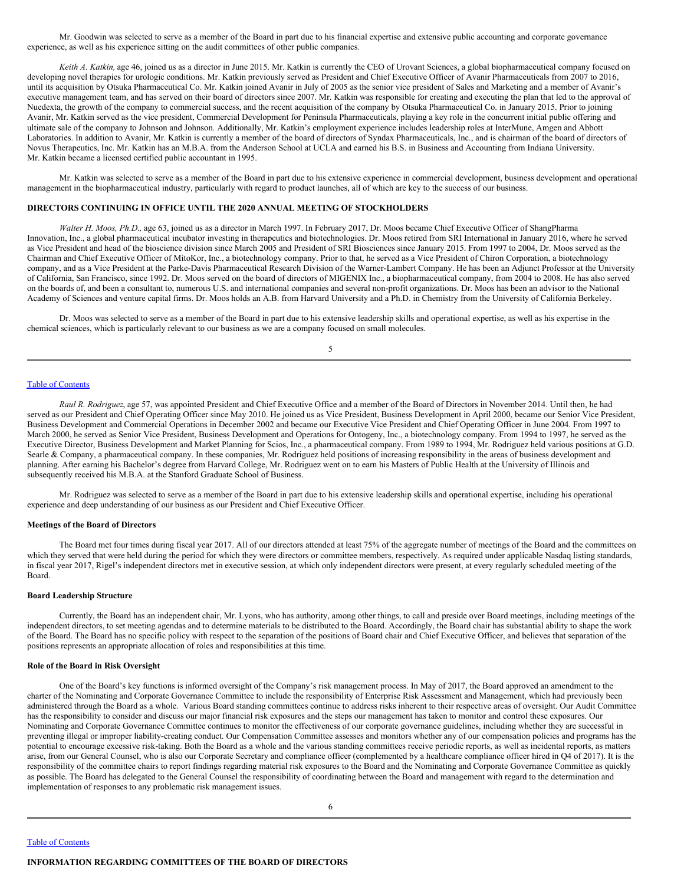Mr. Goodwin was selected to serve as a member of the Board in part due to his financial expertise and extensive public accounting and corporate governance experience, as well as his experience sitting on the audit committees of other public companies.

*Keith A. Katkin,* age 46, joined us as a director in June 2015. Mr. Katkin is currently the CEO of Urovant Sciences, a global biopharmaceutical company focused on developing novel therapies for urologic conditions. Mr. Katkin previously served as President and Chief Executive Officer of Avanir Pharmaceuticals from 2007 to 2016, until its acquisition by Otsuka Pharmaceutical Co. Mr. Katkin joined Avanir in July of 2005 as the senior vice president of Sales and Marketing and a member of Avanir's executive management team, and has served on their board of directors since 2007. Mr. Katkin was responsible for creating and executing the plan that led to the approval of Nuedexta, the growth of the company to commercial success, and the recent acquisition of the company by Otsuka Pharmaceutical Co. in January 2015. Prior to joining Avanir, Mr. Katkin served as the vice president, Commercial Development for Peninsula Pharmaceuticals, playing a key role in the concurrent initial public offering and ultimate sale of the company to Johnson and Johnson. Additionally, Mr. Katkin's employment experience includes leadership roles at InterMune, Amgen and Abbott Laboratories. In addition to Avanir, Mr. Katkin is currently a member of the board of directors of Syndax Pharmaceuticals, Inc., and is chairman of the board of directors of Novus Therapeutics, Inc. Mr. Katkin has an M.B.A. from the Anderson School at UCLA and earned his B.S. in Business and Accounting from Indiana University. Mr. Katkin became a licensed certified public accountant in 1995.

Mr. Katkin was selected to serve as a member of the Board in part due to his extensive experience in commercial development, business development and operational management in the biopharmaceutical industry, particularly with regard to product launches, all of which are key to the success of our business.

**DIRECTORS CONTINUING IN OFFICE UNTIL THE 2020 ANNUAL MEETING OF STOCKHOLDERS**

*Walter H. Moos, Ph.D.,* age 63, joined us as a director in March 1997. In February 2017, Dr. Moos became Chief Executive Officer of ShangPharma Innovation, Inc., a global pharmaceutical incubator investing in therapeutics and biotechnologies. Dr. Moos retired from SRI International in January 2016, where he served as Vice President and head of the bioscience division since March 2005 and President of SRI Biosciences since January 2015. From 1997 to 2004, Dr. Moos served as the Chairman and Chief Executive Officer of MitoKor, Inc., a biotechnology company. Prior to that, he served as a Vice President of Chiron Corporation, a biotechnology company, and as a Vice President at the Parke-Davis Pharmaceutical Research Division of the Warner-Lambert Company. He has been an Adjunct Professor at the University of California, San Francisco, since 1992. Dr. Moos served on the board of directors of MIGENIX Inc., a biopharmaceutical company, from 2004 to 2008. He has also served on the boards of, and been a consultant to, numerous U.S. and international companies and several non-profit organizations. Dr. Moos has been an advisor to the National Academy of Sciences and venture capital firms. Dr. Moos holds an A.B. from Harvard University and a Ph.D. in Chemistry from the University of California Berkeley.

Dr. Moos was selected to serve as a member of the Board in part due to his extensive leadership skills and operational expertise, as well as his expertise in the chemical sciences, which is particularly relevant to our business as we are a company focused on small molecules.

*Raul R. Rodriguez*, age 57, was appointed President and Chief Executive Office and a member of the Board of Directors in November 2014. Until then, he had served as our President and Chief Operating Officer since May 2010. He joined us as Vice President, Business Development in April 2000, became our Senior Vice President, Business Development and Commercial Operations in December 2002 and became our Executive Vice President and Chief Operating Officer in June 2004. From 1997 to March 2000, he served as Senior Vice President, Business Development and Operations for Ontogeny, Inc., a biotechnology company. From 1994 to 1997, he served as the Executive Director, Business Development and Market Planning for Scios, Inc., a pharmaceutical company. From 1989 to 1994, Mr. Rodriguez held various positions at G.D. Searle & Company, a pharmaceutical company. In these companies, Mr. Rodriguez held positions of increasing responsibility in the areas of business development and planning. After earning his Bachelor's degree from Harvard College, Mr. Rodriguez went on to earn his Masters of Public Health at the University of Illinois and subsequently received his M.B.A. at the Stanford Graduate School of Business.

Mr. Rodriguez was selected to serve as a member of the Board in part due to his extensive leadership skills and operational expertise, including his operational experience and deep understanding of our business as our President and Chief Executive Officer.

**Meetings of the Board of Directors**

The Board met four times during fiscal year 2017. All of our directors attended at least 75% of the aggregate number of meetings of the Board and the committees on which they served that were held during the period for which they were directors or committee members, respectively. As required under applicable Nasdaq listing standards, in fiscal year 2017, Rigel's independent directors met in executive session, at which only independent directors were present, at every regularly scheduled meeting of the Board.

**Board Leadership Structure**

Currently, the Board has an independent chair, Mr. Lyons, who has authority, among other things, to call and preside over Board meetings, including meetings of the independent directors, to set meeting agendas and to determine materials to be distributed to the Board. Accordingly, the Board chair has substantial ability to shape the work of the Board. The Board has no specific policy with respect to the separation of the positions of Board chair and Chief Executive Officer, and believes that separation of the positions represents an appropriate allocation of roles and responsibilities at this time.

**Role of the Board in Risk Oversight**

One of the Board's key functions is informed oversight of the Company's risk management process. In May of 2017, the Board approved an amendment to the charter of the Nominating and Corporate Governance Committee to include the responsibility of Enterprise Risk Assessment and Management, which had previously been administered through the Board as a whole. Various Board standing committees continue to address risks inherent to their respective areas of oversight. Our Audit Committee has the responsibility to consider and discuss our major financial risk exposures and the steps our management has taken to monitor and control these exposures. Our Nominating and Corporate Governance Committee continues to monitor the effectiveness of our corporate governance guidelines, including whether they are successful in preventing illegal or improper liability-creating conduct. Our Compensation Committee assesses and monitors whether any of our compensation policies and programs has the potential to encourage excessive risk-taking. Both the Board as a whole and the various standing committees receive periodic reports, as well as incidental reports, as matters arise, from our General Counsel, who is also our Corporate Secretary and compliance officer (complemented by a healthcare compliance officer hired in Q4 of 2017). It is the responsibility of the committee chairs to report findings regarding material risk exposures to the Board and the Nominating and Corporate Governance Committee as quickly as possible. The Board has delegated to the General Counsel the responsibility of coordinating between the Board and management with regard to the determination and implementation of responses to any problematic risk management issues.

**INFORMATION REGARDING COMMITTEES OF THE BOARD OF DIRECTORS**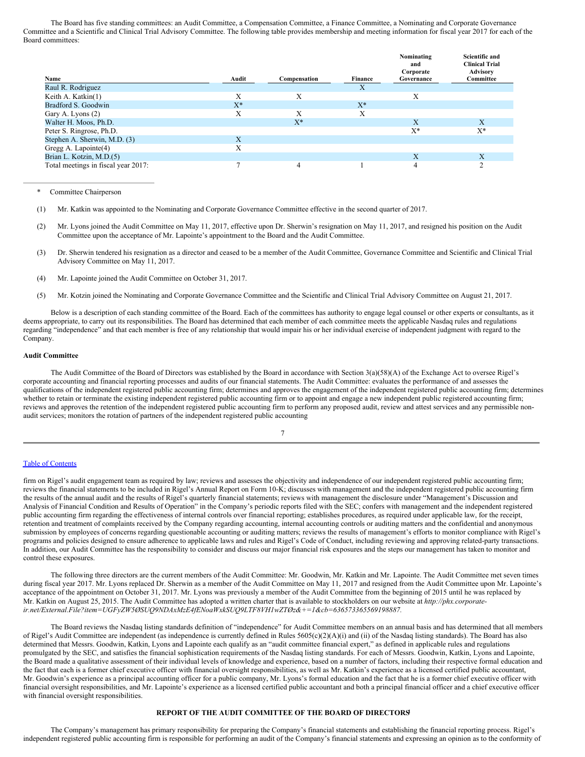The Board has five standing committees: an Audit Committee, a Compensation Committee, a Finance Committee, a Nominating and Corporate Governance Committee and a Scientific and Clinical Trial Advisory Committee. The following table provides membership and meeting information for fiscal year 2017 for each of the Board committees:

| Name | Audit | Compensation | Finance | Nominating and Corporate Governance | Scientific and Clinical Trial Advisory Committee |
|---|---|---|---|---|---|
| Raul R. Rodriguez | | | X | | |
| Keith A. Katkin(1) | X | X | | X | |
| Bradford S. Goodwin | X* | | X* | | |
| Gary A. Lyons (2) | X | X | X | | |
| Walter H. Moos, Ph.D. | | X* | | X | X |
| Peter S. Ringrose, Ph.D. | | | | X* | X* |
| Stephen A. Sherwin, M.D. (3) | X | | | | |
| Gregg A. Lapointe(4) | X | | | | |
| Brian L. Kotzin, M.D.(5) | | | | X | X |
| Total meetings in fiscal year 2017: | 7 | 4 | 1 | 4 | 2 |

\* Committee Chairperson

(1) Mr. Katkin was appointed to the Nominating and Corporate Governance Committee effective in the second quarter of 2017.

(2) Mr. Lyons joined the Audit Committee on May 11, 2017, effective upon Dr. Sherwin's resignation on May 11, 2017, and resigned his position on the Audit Committee upon the acceptance of Mr. Lapointe's appointment to the Board and the Audit Committee.

(3) Dr. Sherwin tendered his resignation as a director and ceased to be a member of the Audit Committee, Governance Committee and Scientific and Clinical Trial Advisory Committee on May 11, 2017.

(4) Mr. Lapointe joined the Audit Committee on October 31, 2017.

(5) Mr. Kotzin joined the Nominating and Corporate Governance Committee and the Scientific and Clinical Trial Advisory Committee on August 21, 2017.

Below is a description of each standing committee of the Board. Each of the committees has authority to engage legal counsel or other experts or consultants, as it deems appropriate, to carry out its responsibilities. The Board has determined that each member of each committee meets the applicable Nasdaq rules and regulations regarding "independence" and that each member is free of any relationship that would impair his or her individual exercise of independent judgment with regard to the Company.

**Audit Committee**

The Audit Committee of the Board of Directors was established by the Board in accordance with Section 3(a)(58)(A) of the Exchange Act to oversee Rigel's corporate accounting and financial reporting processes and audits of our financial statements. The Audit Committee: evaluates the performance of and assesses the qualifications of the independent registered public accounting firm; determines and approves the engagement of the independent registered public accounting firm; determines whether to retain or terminate the existing independent registered public accounting firm or to appoint and engage a new independent registered public accounting firm; reviews and approves the retention of the independent registered public accounting firm to perform any proposed audit, review and attest services and any permissible non-audit services; monitors the rotation of partners of the independent registered public accounting firm on Rigel's audit engagement team as required by law; reviews and assesses the objectivity and independence of our independent registered public accounting firm; reviews the financial statements to be included in Rigel's Annual Report on Form 10-K; discusses with management and the independent registered public accounting firm the results of the annual audit and the results of Rigel's quarterly financial statements; reviews with management the disclosure under "Management's Discussion and Analysis of Financial Condition and Results of Operation" in the Company's periodic reports filed with the SEC; confers with management and the independent registered public accounting firm regarding the effectiveness of internal controls over financial reporting; establishes procedures, as required under applicable law, for the receipt, retention and treatment of complaints received by the Company regarding accounting, internal accounting controls or auditing matters and the confidential and anonymous submission by employees of concerns regarding questionable accounting or auditing matters; reviews the results of management's efforts to monitor compliance with Rigel's programs and policies designed to ensure adherence to applicable laws and rules and Rigel's Code of Conduct, including reviewing and approving related-party transactions. In addition, our Audit Committee has the responsibility to consider and discuss our major financial risk exposures and the steps our management has taken to monitor and control these exposures.

The following three directors are the current members of the Audit Committee: Mr. Goodwin, Mr. Katkin and Mr. Lapointe. The Audit Committee met seven times during fiscal year 2017. Mr. Lyons replaced Dr. Sherwin as a member of the Audit Committee on May 11, 2017 and resigned from the Audit Committee upon Mr. Lapointe's acceptance of the appointment on October 31, 2017. Mr. Lyons was previously a member of the Audit Committee from the beginning of 2015 until he was replaced by Mr. Katkin on August 25, 2015. The Audit Committee has adopted a written charter that is available to stockholders on our website at *http://phx.corporate-ir.net/External.File?item=UGFyZW5ØSUQ9NDAxMzE4fENoaWxkSUQ9LTF8VHlwZTØz&+=1&cb=636573365569198887.*

The Board reviews the Nasdaq listing standards definition of "independence" for Audit Committee members on an annual basis and has determined that all members of Rigel's Audit Committee are independent (as independence is currently defined in Rules 5605(c)(2)(A)(i) and (ii) of the Nasdaq listing standards). The Board has also determined that Messrs. Goodwin, Katkin, Lyons and Lapointe each qualify as an "audit committee financial expert," as defined in applicable rules and regulations promulgated by the SEC, and satisfies the financial sophistication requirements of the Nasdaq listing standards. For each of Messrs. Goodwin, Katkin, Lyons and Lapointe, the Board made a qualitative assessment of their individual levels of knowledge and experience, based on a number of factors, including their respective formal education and the fact that each is a former chief executive officer with financial oversight responsibilities, as well as Mr. Katkin's experience as a licensed certified public accountant, Mr. Goodwin's experience as a principal accounting officer for a public company, Mr. Lyons's formal education and the fact that he is a former chief executive officer with financial oversight responsibilities, and Mr. Lapointe's experience as a licensed certified public accountant and both a principal financial officer and a chief executive officer with financial oversight responsibilities.

**REPORT OF THE AUDIT COMMITTEE OF THE BOARD OF DIRECTORS[1]**

The Company's management has primary responsibility for preparing the Company's financial statements and establishing the financial reporting process. Rigel's independent registered public accounting firm is responsible for performing an audit of the Company's financial statements and expressing an opinion as to the conformity of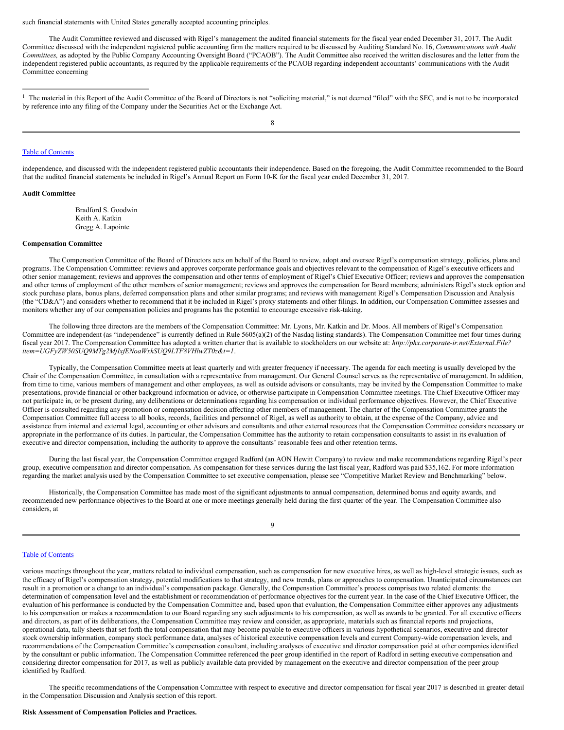such financial statements with United States generally accepted accounting principles.

The Audit Committee reviewed and discussed with Rigel's management the audited financial statements for the fiscal year ended December 31, 2017. The Audit Committee discussed with the independent registered public accounting firm the matters required to be discussed by Auditing Standard No. 16, *Communications with Audit Committees,* as adopted by the Public Company Accounting Oversight Board ("PCAOB"). The Audit Committee also received the written disclosures and the letter from the independent registered public accountants, as required by the applicable requirements of the PCAOB regarding independent accountants' communications with the Audit Committee concerning independence, and discussed with the independent registered public accountants their independence. Based on the foregoing, the Audit Committee recommended to the Board that the audited financial statements be included in Rigel's Annual Report on Form 10-K for the fiscal year ended December 31, 2017.

[1] The material in this Report of the Audit Committee of the Board of Directors is not "soliciting material," is not deemed "filed" with the SEC, and is not to be incorporated by reference into any filing of the Company under the Securities Act or the Exchange Act.

**Audit Committee**

Bradford S. Goodwin
Keith A. Katkin
Gregg A. Lapointe

**Compensation Committee**

The Compensation Committee of the Board of Directors acts on behalf of the Board to review, adopt and oversee Rigel's compensation strategy, policies, plans and programs. The Compensation Committee: reviews and approves corporate performance goals and objectives relevant to the compensation of Rigel's executive officers and other senior management; reviews and approves the compensation and other terms of employment of Rigel's Chief Executive Officer; reviews and approves the compensation and other terms of employment of the other members of senior management; reviews and approves the compensation for Board members; administers Rigel's stock option and stock purchase plans, bonus plans, deferred compensation plans and other similar programs; and reviews with management Rigel's Compensation Discussion and Analysis (the "CD&A") and considers whether to recommend that it be included in Rigel's proxy statements and other filings. In addition, our Compensation Committee assesses and monitors whether any of our compensation policies and programs has the potential to encourage excessive risk-taking.

The following three directors are the members of the Compensation Committee: Mr. Lyons, Mr. Katkin and Dr. Moos. All members of Rigel's Compensation Committee are independent (as "independence" is currently defined in Rule 5605(a)(2) of the Nasdaq listing standards). The Compensation Committee met four times during fiscal year 2017. The Compensation Committee has adopted a written charter that is available to stockholders on our website at: *http://phx.corporate-ir.net/External.File?item=UGFyZW50SUQ9MTg2MjIxfENoaWxkSUQ9LTF8VHlwZT0z&t=1*.

Typically, the Compensation Committee meets at least quarterly and with greater frequency if necessary. The agenda for each meeting is usually developed by the Chair of the Compensation Committee, in consultation with a representative from management. Our General Counsel serves as the representative of management. In addition, from time to time, various members of management and other employees, as well as outside advisors or consultants, may be invited by the Compensation Committee to make presentations, provide financial or other background information or advice, or otherwise participate in Compensation Committee meetings. The Chief Executive Officer may not participate in, or be present during, any deliberations or determinations regarding his compensation or individual performance objectives. However, the Chief Executive Officer is consulted regarding any promotion or compensation decision affecting other members of management. The charter of the Compensation Committee grants the Compensation Committee full access to all books, records, facilities and personnel of Rigel, as well as authority to obtain, at the expense of the Company, advice and assistance from internal and external legal, accounting or other advisors and consultants and other external resources that the Compensation Committee considers necessary or appropriate in the performance of its duties. In particular, the Compensation Committee has the authority to retain compensation consultants to assist in its evaluation of executive and director compensation, including the authority to approve the consultants' reasonable fees and other retention terms.

During the last fiscal year, the Compensation Committee engaged Radford (an AON Hewitt Company) to review and make recommendations regarding Rigel's peer group, executive compensation and director compensation. As compensation for these services during the last fiscal year, Radford was paid $35,162. For more information regarding the market analysis used by the Compensation Committee to set executive compensation, please see "Competitive Market Review and Benchmarking" below.

Historically, the Compensation Committee has made most of the significant adjustments to annual compensation, determined bonus and equity awards, and recommended new performance objectives to the Board at one or more meetings generally held during the first quarter of the year. The Compensation Committee also considers, at various meetings throughout the year, matters related to individual compensation, such as compensation for new executive hires, as well as high-level strategic issues, such as the efficacy of Rigel's compensation strategy, potential modifications to that strategy, and new trends, plans or approaches to compensation. Unanticipated circumstances can result in a promotion or a change to an individual's compensation package. Generally, the Compensation Committee's process comprises two related elements: the determination of compensation level and the establishment or recommendation of performance objectives for the current year. In the case of the Chief Executive Officer, the evaluation of his performance is conducted by the Compensation Committee and, based upon that evaluation, the Compensation Committee either approves any adjustments to his compensation or makes a recommendation to our Board regarding any such adjustments to his compensation, as well as awards to be granted. For all executive officers and directors, as part of its deliberations, the Compensation Committee may review and consider, as appropriate, materials such as financial reports and projections, operational data, tally sheets that set forth the total compensation that may become payable to executive officers in various hypothetical scenarios, executive and director stock ownership information, company stock performance data, analyses of historical executive compensation levels and current Company-wide compensation levels, and recommendations of the Compensation Committee's compensation consultant, including analyses of executive and director compensation paid at other companies identified by the consultant or public information. The Compensation Committee referenced the peer group identified in the report of Radford in setting executive compensation and considering director compensation for 2017, as well as publicly available data provided by management on the executive and director compensation of the peer group identified by Radford.

The specific recommendations of the Compensation Committee with respect to executive and director compensation for fiscal year 2017 is described in greater detail in the Compensation Discussion and Analysis section of this report.

**Risk Assessment of Compensation Policies and Practices.**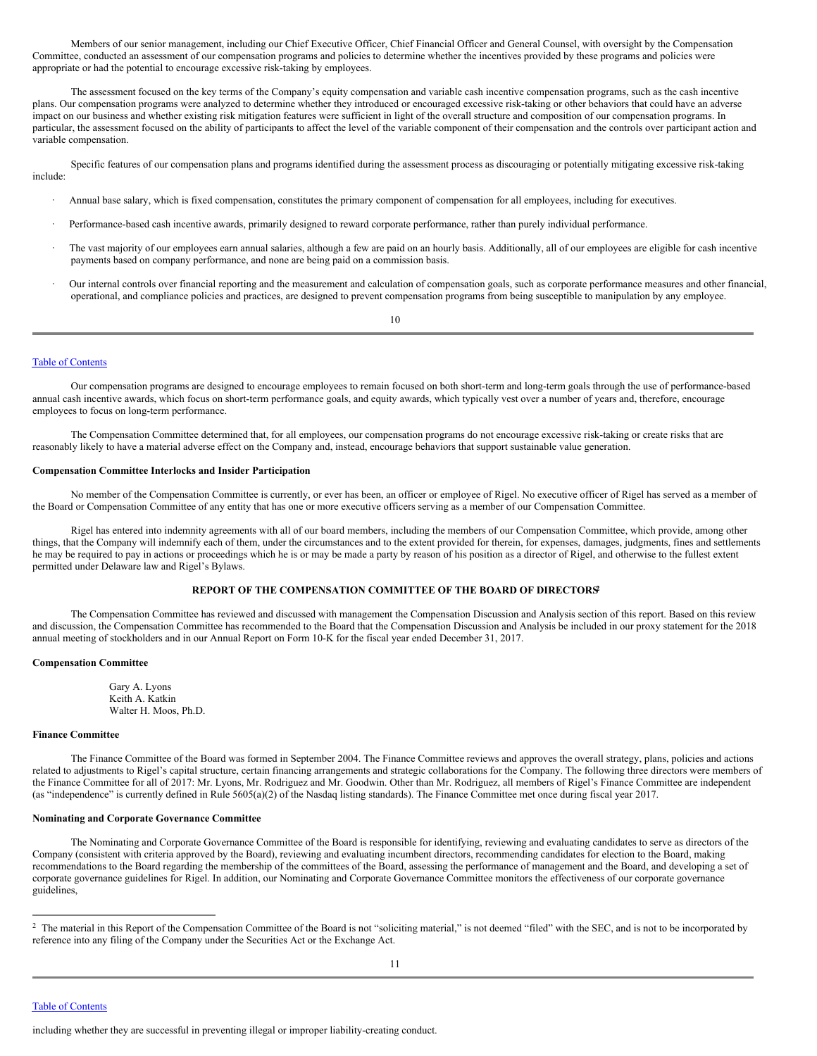Members of our senior management, including our Chief Executive Officer, Chief Financial Officer and General Counsel, with oversight by the Compensation Committee, conducted an assessment of our compensation programs and policies to determine whether the incentives provided by these programs and policies were appropriate or had the potential to encourage excessive risk-taking by employees.

The assessment focused on the key terms of the Company's equity compensation and variable cash incentive compensation programs, such as the cash incentive plans. Our compensation programs were analyzed to determine whether they introduced or encouraged excessive risk-taking or other behaviors that could have an adverse impact on our business and whether existing risk mitigation features were sufficient in light of the overall structure and composition of our compensation programs. In particular, the assessment focused on the ability of participants to affect the level of the variable component of their compensation and the controls over participant action and variable compensation.

Specific features of our compensation plans and programs identified during the assessment process as discouraging or potentially mitigating excessive risk-taking include:

- Annual base salary, which is fixed compensation, constitutes the primary component of compensation for all employees, including for executives.
- Performance-based cash incentive awards, primarily designed to reward corporate performance, rather than purely individual performance.
- The vast majority of our employees earn annual salaries, although a few are paid on an hourly basis. Additionally, all of our employees are eligible for cash incentive payments based on company performance, and none are being paid on a commission basis.
- Our internal controls over financial reporting and the measurement and calculation of compensation goals, such as corporate performance measures and other financial, operational, and compliance policies and practices, are designed to prevent compensation programs from being susceptible to manipulation by any employee.

Our compensation programs are designed to encourage employees to remain focused on both short-term and long-term goals through the use of performance-based annual cash incentive awards, which focus on short-term performance goals, and equity awards, which typically vest over a number of years and, therefore, encourage employees to focus on long-term performance.

The Compensation Committee determined that, for all employees, our compensation programs do not encourage excessive risk-taking or create risks that are reasonably likely to have a material adverse effect on the Company and, instead, encourage behaviors that support sustainable value generation.

**Compensation Committee Interlocks and Insider Participation**

No member of the Compensation Committee is currently, or ever has been, an officer or employee of Rigel. No executive officer of Rigel has served as a member of the Board or Compensation Committee of any entity that has one or more executive officers serving as a member of our Compensation Committee.

Rigel has entered into indemnity agreements with all of our board members, including the members of our Compensation Committee, which provide, among other things, that the Company will indemnify each of them, under the circumstances and to the extent provided for therein, for expenses, damages, judgments, fines and settlements he may be required to pay in actions or proceedings which he is or may be made a party by reason of his position as a director of Rigel, and otherwise to the fullest extent permitted under Delaware law and Rigel's Bylaws.

**REPORT OF THE COMPENSATION COMMITTEE OF THE BOARD OF DIRECTORS[2]**

The Compensation Committee has reviewed and discussed with management the Compensation Discussion and Analysis section of this report. Based on this review and discussion, the Compensation Committee has recommended to the Board that the Compensation Discussion and Analysis be included in our proxy statement for the 2018 annual meeting of stockholders and in our Annual Report on Form 10-K for the fiscal year ended December 31, 2017.

**Compensation Committee**

Gary A. Lyons
Keith A. Katkin
Walter H. Moos, Ph.D.

**Finance Committee**

The Finance Committee of the Board was formed in September 2004. The Finance Committee reviews and approves the overall strategy, plans, policies and actions related to adjustments to Rigel's capital structure, certain financing arrangements and strategic collaborations for the Company. The following three directors were members of the Finance Committee for all of 2017: Mr. Lyons, Mr. Rodriguez and Mr. Goodwin. Other than Mr. Rodriguez, all members of Rigel's Finance Committee are independent (as "independence" is currently defined in Rule 5605(a)(2) of the Nasdaq listing standards). The Finance Committee met once during fiscal year 2017.

**Nominating and Corporate Governance Committee**

The Nominating and Corporate Governance Committee of the Board is responsible for identifying, reviewing and evaluating candidates to serve as directors of the Company (consistent with criteria approved by the Board), reviewing and evaluating incumbent directors, recommending candidates for election to the Board, making recommendations to the Board regarding the membership of the committees of the Board, assessing the performance of management and the Board, and developing a set of corporate governance guidelines for Rigel. In addition, our Nominating and Corporate Governance Committee monitors the effectiveness of our corporate governance guidelines, including whether they are successful in preventing illegal or improper liability-creating conduct.

[2] The material in this Report of the Compensation Committee of the Board is not "soliciting material," is not deemed "filed" with the SEC, and is not to be incorporated by reference into any filing of the Company under the Securities Act or the Exchange Act.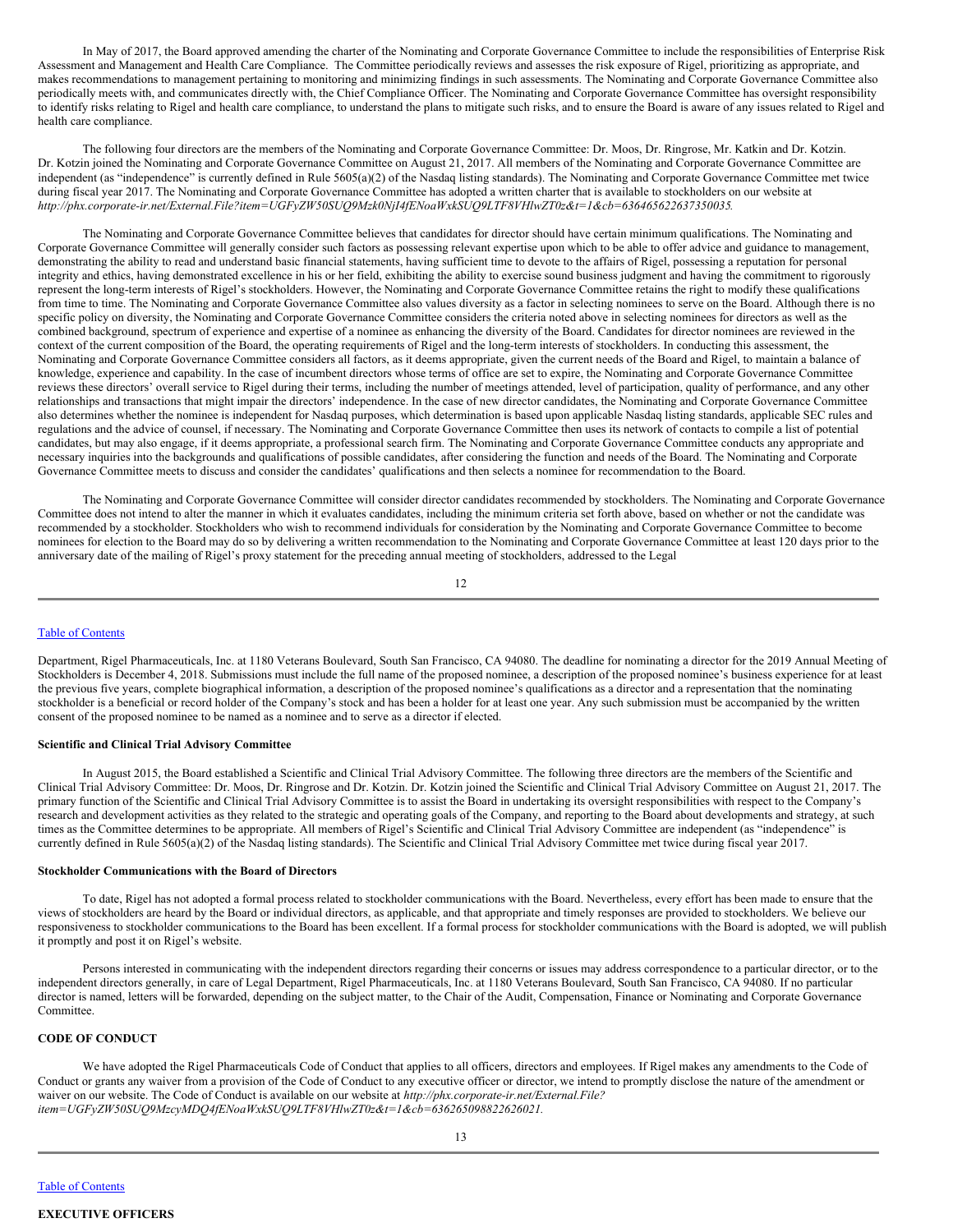In May of 2017, the Board approved amending the charter of the Nominating and Corporate Governance Committee to include the responsibilities of Enterprise Risk Assessment and Management and Health Care Compliance. The Committee periodically reviews and assesses the risk exposure of Rigel, prioritizing as appropriate, and makes recommendations to management pertaining to monitoring and minimizing findings in such assessments. The Nominating and Corporate Governance Committee also periodically meets with, and communicates directly with, the Chief Compliance Officer. The Nominating and Corporate Governance Committee has oversight responsibility to identify risks relating to Rigel and health care compliance, to understand the plans to mitigate such risks, and to ensure the Board is aware of any issues related to Rigel and health care compliance.

The following four directors are the members of the Nominating and Corporate Governance Committee: Dr. Moos, Dr. Ringrose, Mr. Katkin and Dr. Kotzin. Dr. Kotzin joined the Nominating and Corporate Governance Committee on August 21, 2017. All members of the Nominating and Corporate Governance Committee are independent (as "independence" is currently defined in Rule 5605(a)(2) of the Nasdaq listing standards). The Nominating and Corporate Governance Committee met twice during fiscal year 2017. The Nominating and Corporate Governance Committee has adopted a written charter that is available to stockholders on our website at *http://phx.corporate-ir.net/External.File?item=UGFyZW50SUQ9Mzk0NjI4fENoaWxkSUQ9LTF8VHlwZT0z&t=1&cb=636465622637350035.*

The Nominating and Corporate Governance Committee believes that candidates for director should have certain minimum qualifications. The Nominating and Corporate Governance Committee will generally consider such factors as possessing relevant expertise upon which to be able to offer advice and guidance to management, demonstrating the ability to read and understand basic financial statements, having sufficient time to devote to the affairs of Rigel, possessing a reputation for personal integrity and ethics, having demonstrated excellence in his or her field, exhibiting the ability to exercise sound business judgment and having the commitment to rigorously represent the long-term interests of Rigel's stockholders. However, the Nominating and Corporate Governance Committee retains the right to modify these qualifications from time to time. The Nominating and Corporate Governance Committee also values diversity as a factor in selecting nominees to serve on the Board. Although there is no specific policy on diversity, the Nominating and Corporate Governance Committee considers the criteria noted above in selecting nominees for directors as well as the combined background, spectrum of experience and expertise of a nominee as enhancing the diversity of the Board. Candidates for director nominees are reviewed in the context of the current composition of the Board, the operating requirements of Rigel and the long-term interests of stockholders. In conducting this assessment, the Nominating and Corporate Governance Committee considers all factors, as it deems appropriate, given the current needs of the Board and Rigel, to maintain a balance of knowledge, experience and capability. In the case of incumbent directors whose terms of office are set to expire, the Nominating and Corporate Governance Committee reviews these directors' overall service to Rigel during their terms, including the number of meetings attended, level of participation, quality of performance, and any other relationships and transactions that might impair the directors' independence. In the case of new director candidates, the Nominating and Corporate Governance Committee also determines whether the nominee is independent for Nasdaq purposes, which determination is based upon applicable Nasdaq listing standards, applicable SEC rules and regulations and the advice of counsel, if necessary. The Nominating and Corporate Governance Committee then uses its network of contacts to compile a list of potential candidates, but may also engage, if it deems appropriate, a professional search firm. The Nominating and Corporate Governance Committee conducts any appropriate and necessary inquiries into the backgrounds and qualifications of possible candidates, after considering the function and needs of the Board. The Nominating and Corporate Governance Committee meets to discuss and consider the candidates' qualifications and then selects a nominee for recommendation to the Board.

The Nominating and Corporate Governance Committee will consider director candidates recommended by stockholders. The Nominating and Corporate Governance Committee does not intend to alter the manner in which it evaluates candidates, including the minimum criteria set forth above, based on whether or not the candidate was recommended by a stockholder. Stockholders who wish to recommend individuals for consideration by the Nominating and Corporate Governance Committee to become nominees for election to the Board may do so by delivering a written recommendation to the Nominating and Corporate Governance Committee at least 120 days prior to the anniversary date of the mailing of Rigel's proxy statement for the preceding annual meeting of stockholders, addressed to the Legal Department, Rigel Pharmaceuticals, Inc. at 1180 Veterans Boulevard, South San Francisco, CA 94080. The deadline for nominating a director for the 2019 Annual Meeting of Stockholders is December 4, 2018. Submissions must include the full name of the proposed nominee, a description of the proposed nominee's business experience for at least the previous five years, complete biographical information, a description of the proposed nominee's qualifications as a director and a representation that the nominating stockholder is a beneficial or record holder of the Company's stock and has been a holder for at least one year. Any such submission must be accompanied by the written consent of the proposed nominee to be named as a nominee and to serve as a director if elected.

**Scientific and Clinical Trial Advisory Committee**

In August 2015, the Board established a Scientific and Clinical Trial Advisory Committee. The following three directors are the members of the Scientific and Clinical Trial Advisory Committee: Dr. Moos, Dr. Ringrose and Dr. Kotzin. Dr. Kotzin joined the Scientific and Clinical Trial Advisory Committee on August 21, 2017. The primary function of the Scientific and Clinical Trial Advisory Committee is to assist the Board in undertaking its oversight responsibilities with respect to the Company's research and development activities as they related to the strategic and operating goals of the Company, and reporting to the Board about developments and strategy, at such times as the Committee determines to be appropriate. All members of Rigel's Scientific and Clinical Trial Advisory Committee are independent (as "independence" is currently defined in Rule 5605(a)(2) of the Nasdaq listing standards). The Scientific and Clinical Trial Advisory Committee met twice during fiscal year 2017.

**Stockholder Communications with the Board of Directors**

To date, Rigel has not adopted a formal process related to stockholder communications with the Board. Nevertheless, every effort has been made to ensure that the views of stockholders are heard by the Board or individual directors, as applicable, and that appropriate and timely responses are provided to stockholders. We believe our responsiveness to stockholder communications to the Board has been excellent. If a formal process for stockholder communications with the Board is adopted, we will publish it promptly and post it on Rigel's website.

Persons interested in communicating with the independent directors regarding their concerns or issues may address correspondence to a particular director, or to the independent directors generally, in care of Legal Department, Rigel Pharmaceuticals, Inc. at 1180 Veterans Boulevard, South San Francisco, CA 94080. If no particular director is named, letters will be forwarded, depending on the subject matter, to the Chair of the Audit, Compensation, Finance or Nominating and Corporate Governance Committee.

**CODE OF CONDUCT**

We have adopted the Rigel Pharmaceuticals Code of Conduct that applies to all officers, directors and employees. If Rigel makes any amendments to the Code of Conduct or grants any waiver from a provision of the Code of Conduct to any executive officer or director, we intend to promptly disclose the nature of the amendment or waiver on our website. The Code of Conduct is available on our website at *http://phx.corporate-ir.net/External.File?item=UGFyZW50SUQ9MzcyMDQ4fENoaWxkSUQ9LTF8VHlwZT0z&t=1&cb=636265098822626021.*

**EXECUTIVE OFFICERS**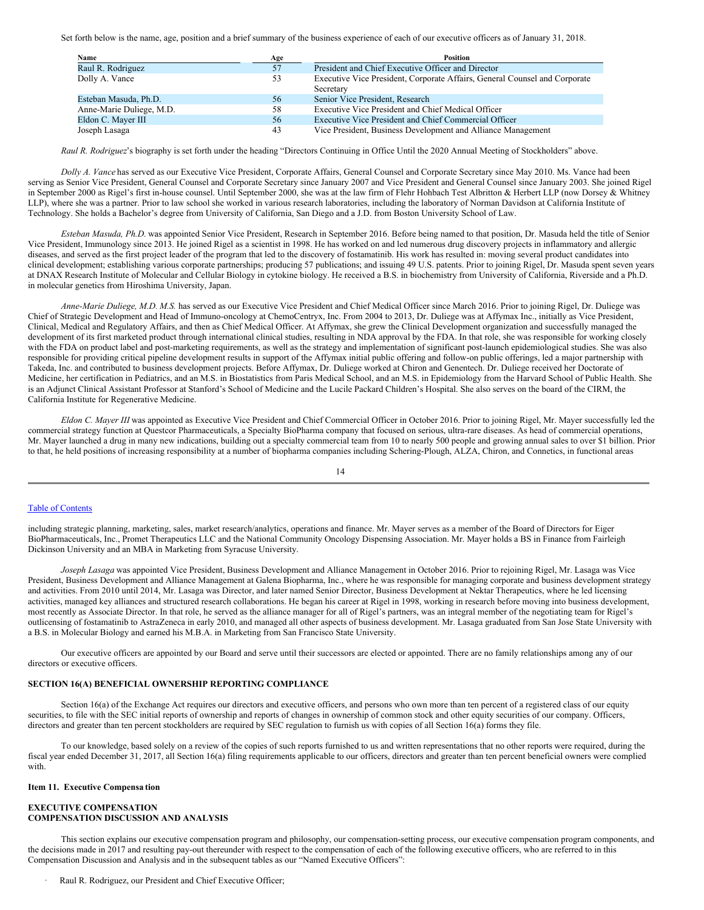Set forth below is the name, age, position and a brief summary of the business experience of each of our executive officers as of January 31, 2018.

| Name | Age | Position |
|---|---|---|
| Raul R. Rodriguez | 57 | President and Chief Executive Officer and Director |
| Dolly A. Vance | 53 | Executive Vice President, Corporate Affairs, General Counsel and Corporate Secretary |
| Esteban Masuda, Ph.D. | 56 | Senior Vice President, Research |
| Anne-Marie Duliege, M.D. | 58 | Executive Vice President and Chief Medical Officer |
| Eldon C. Mayer III | 56 | Executive Vice President and Chief Commercial Officer |
| Joseph Lasaga | 43 | Vice President, Business Development and Alliance Management |

*Raul R. Rodriguez*'s biography is set forth under the heading "Directors Continuing in Office Until the 2020 Annual Meeting of Stockholders" above.

*Dolly A. Vance* has served as our Executive Vice President, Corporate Affairs, General Counsel and Corporate Secretary since May 2010. Ms. Vance had been serving as Senior Vice President, General Counsel and Corporate Secretary since January 2007 and Vice President and General Counsel since January 2003. She joined Rigel in September 2000 as Rigel's first in-house counsel. Until September 2000, she was at the law firm of Flehr Hohbach Test Albritton & Herbert LLP (now Dorsey & Whitney LLP), where she was a partner. Prior to law school she worked in various research laboratories, including the laboratory of Norman Davidson at California Institute of Technology. She holds a Bachelor's degree from University of California, San Diego and a J.D. from Boston University School of Law.

*Esteban Masuda, Ph.D.* was appointed Senior Vice President, Research in September 2016. Before being named to that position, Dr. Masuda held the title of Senior Vice President, Immunology since 2013. He joined Rigel as a scientist in 1998. He has worked on and led numerous drug discovery projects in inflammatory and allergic diseases, and served as the first project leader of the program that led to the discovery of fostamatinib. His work has resulted in: moving several product candidates into clinical development; establishing various corporate partnerships; producing 57 publications; and issuing 49 U.S. patents. Prior to joining Rigel, Dr. Masuda spent seven years at DNAX Research Institute of Molecular and Cellular Biology in cytokine biology. He received a B.S. in biochemistry from University of California, Riverside and a Ph.D. in molecular genetics from Hiroshima University, Japan.

*Anne-Marie Duliege, M.D. M.S.* has served as our Executive Vice President and Chief Medical Officer since March 2016. Prior to joining Rigel, Dr. Duliege was Chief of Strategic Development and Head of Immuno-oncology at ChemoCentryx, Inc. From 2004 to 2013, Dr. Duliege was at Affymax Inc., initially as Vice President, Clinical, Medical and Regulatory Affairs, and then as Chief Medical Officer. At Affymax, she grew the Clinical Development organization and successfully managed the development of its first marketed product through international clinical studies, resulting in NDA approval by the FDA. In that role, she was responsible for working closely with the FDA on product label and post-marketing requirements, as well as the strategy and implementation of significant post-launch epidemiological studies. She was also responsible for providing critical pipeline development results in support of the Affymax initial public offering and follow-on public offerings, led a major partnership with Takeda, Inc. and contributed to business development projects. Before Affymax, Dr. Duliege worked at Chiron and Genentech. Dr. Duliege received her Doctorate of Medicine, her certification in Pediatrics, and an M.S. in Biostatistics from Paris Medical School, and an M.S. in Epidemiology from the Harvard School of Public Health. She is an Adjunct Clinical Assistant Professor at Stanford's School of Medicine and the Lucile Packard Children's Hospital. She also serves on the board of the CIRM, the California Institute for Regenerative Medicine.

*Eldon C. Mayer III* was appointed as Executive Vice President and Chief Commercial Officer in October 2016. Prior to joining Rigel, Mr. Mayer successfully led the commercial strategy function at Questcor Pharmaceuticals, a Specialty BioPharma company that focused on serious, ultra-rare diseases. As head of commercial operations, Mr. Mayer launched a drug in many new indications, building out a specialty commercial team from 10 to nearly 500 people and growing annual sales to over $1 billion. Prior to that, he held positions of increasing responsibility at a number of biopharma companies including Schering-Plough, ALZA, Chiron, and Connetics, in functional areas including strategic planning, marketing, sales, market research/analytics, operations and finance. Mr. Mayer serves as a member of the Board of Directors for Eiger BioPharmaceuticals, Inc., Promet Therapeutics LLC and the National Community Oncology Dispensing Association. Mr. Mayer holds a BS in Finance from Fairleigh Dickinson University and an MBA in Marketing from Syracuse University.

*Joseph Lasaga* was appointed Vice President, Business Development and Alliance Management in October 2016. Prior to rejoining Rigel, Mr. Lasaga was Vice President, Business Development and Alliance Management at Galena Biopharma, Inc., where he was responsible for managing corporate and business development strategy and activities. From 2010 until 2014, Mr. Lasaga was Director, and later named Senior Director, Business Development at Nektar Therapeutics, where he led licensing activities, managed key alliances and structured research collaborations. He began his career at Rigel in 1998, working in research before moving into business development, most recently as Associate Director. In that role, he served as the alliance manager for all of Rigel's partners, was an integral member of the negotiating team for Rigel's outlicensing of fostamatinib to AstraZeneca in early 2010, and managed all other aspects of business development. Mr. Lasaga graduated from San Jose State University with a B.S. in Molecular Biology and earned his M.B.A. in Marketing from San Francisco State University.

Our executive officers are appointed by our Board and serve until their successors are elected or appointed. There are no family relationships among any of our directors or executive officers.

## SECTION 16(A) BENEFICIAL OWNERSHIP REPORTING COMPLIANCE

Section 16(a) of the Exchange Act requires our directors and executive officers, and persons who own more than ten percent of a registered class of our equity securities, to file with the SEC initial reports of ownership and reports of changes in ownership of common stock and other equity securities of our company. Officers, directors and greater than ten percent stockholders are required by SEC regulation to furnish us with copies of all Section 16(a) forms they file.

To our knowledge, based solely on a review of the copies of such reports furnished to us and written representations that no other reports were required, during the fiscal year ended December 31, 2017, all Section 16(a) filing requirements applicable to our officers, directors and greater than ten percent beneficial owners were complied with.

## Item 11. Executive Compensation

## EXECUTIVE COMPENSATION
## COMPENSATION DISCUSSION AND ANALYSIS

This section explains our executive compensation program and philosophy, our compensation-setting process, our executive compensation program components, and the decisions made in 2017 and resulting pay-out thereunder with respect to the compensation of each of the following executive officers, who are referred to in this Compensation Discussion and Analysis and in the subsequent tables as our "Named Executive Officers":

- Raul R. Rodriguez, our President and Chief Executive Officer;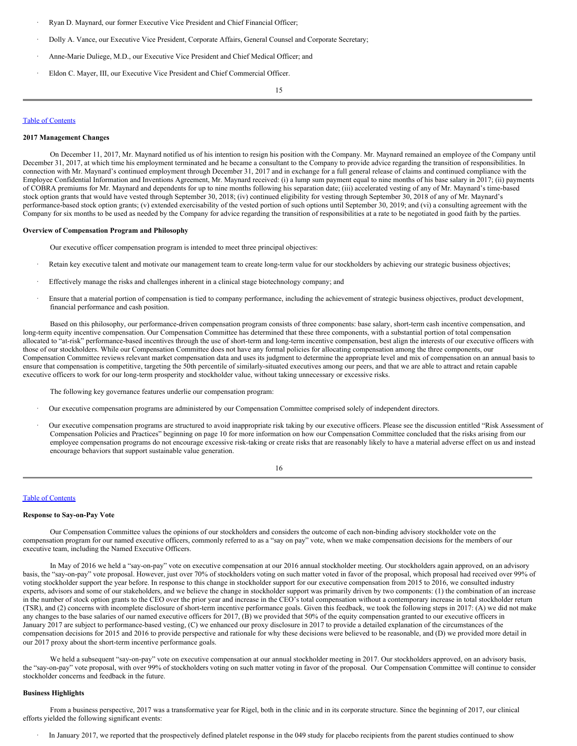- Ryan D. Maynard, our former Executive Vice President and Chief Financial Officer;
- Dolly A. Vance, our Executive Vice President, Corporate Affairs, General Counsel and Corporate Secretary;
- Anne-Marie Duliege, M.D., our Executive Vice President and Chief Medical Officer; and
- Eldon C. Mayer, III, our Executive Vice President and Chief Commercial Officer.

**2017 Management Changes**

On December 11, 2017, Mr. Maynard notified us of his intention to resign his position with the Company. Mr. Maynard remained an employee of the Company until December 31, 2017, at which time his employment terminated and he became a consultant to the Company to provide advice regarding the transition of responsibilities. In connection with Mr. Maynard's continued employment through December 31, 2017 and in exchange for a full general release of claims and continued compliance with the Employee Confidential Information and Inventions Agreement, Mr. Maynard received: (i) a lump sum payment equal to nine months of his base salary in 2017; (ii) payments of COBRA premiums for Mr. Maynard and dependents for up to nine months following his separation date; (iii) accelerated vesting of any of Mr. Maynard's time-based stock option grants that would have vested through September 30, 2018; (iv) continued eligibility for vesting through September 30, 2018 of any of Mr. Maynard's performance-based stock option grants; (v) extended exercisability of the vested portion of such options until September 30, 2019; and (vi) a consulting agreement with the Company for six months to be used as needed by the Company for advice regarding the transition of responsibilities at a rate to be negotiated in good faith by the parties.

**Overview of Compensation Program and Philosophy**

Our executive officer compensation program is intended to meet three principal objectives:

- Retain key executive talent and motivate our management team to create long-term value for our stockholders by achieving our strategic business objectives;
- Effectively manage the risks and challenges inherent in a clinical stage biotechnology company; and
- Ensure that a material portion of compensation is tied to company performance, including the achievement of strategic business objectives, product development, financial performance and cash position.

Based on this philosophy, our performance-driven compensation program consists of three components: base salary, short-term cash incentive compensation, and long-term equity incentive compensation. Our Compensation Committee has determined that these three components, with a substantial portion of total compensation allocated to "at-risk" performance-based incentives through the use of short-term and long-term incentive compensation, best align the interests of our executive officers with those of our stockholders. While our Compensation Committee does not have any formal policies for allocating compensation among the three components, our Compensation Committee reviews relevant market compensation data and uses its judgment to determine the appropriate level and mix of compensation on an annual basis to ensure that compensation is competitive, targeting the 50th percentile of similarly-situated executives among our peers, and that we are able to attract and retain capable executive officers to work for our long-term prosperity and stockholder value, without taking unnecessary or excessive risks.

The following key governance features underlie our compensation program:

- Our executive compensation programs are administered by our Compensation Committee comprised solely of independent directors.
- Our executive compensation programs are structured to avoid inappropriate risk taking by our executive officers. Please see the discussion entitled "Risk Assessment of Compensation Policies and Practices" beginning on page 10 for more information on how our Compensation Committee concluded that the risks arising from our employee compensation programs do not encourage excessive risk-taking or create risks that are reasonably likely to have a material adverse effect on us and instead encourage behaviors that support sustainable value generation.

**Response to Say-on-Pay Vote**

Our Compensation Committee values the opinions of our stockholders and considers the outcome of each non-binding advisory stockholder vote on the compensation program for our named executive officers, commonly referred to as a "say on pay" vote, when we make compensation decisions for the members of our executive team, including the Named Executive Officers.

In May of 2016 we held a "say-on-pay" vote on executive compensation at our 2016 annual stockholder meeting. Our stockholders again approved, on an advisory basis, the "say-on-pay" vote proposal. However, just over 70% of stockholders voting on such matter voted in favor of the proposal, which proposal had received over 99% of voting stockholder support the year before. In response to this change in stockholder support for our executive compensation from 2015 to 2016, we consulted industry experts, advisors and some of our stakeholders, and we believe the change in stockholder support was primarily driven by two components: (1) the combination of an increase in the number of stock option grants to the CEO over the prior year and increase in the CEO's total compensation without a contemporary increase in total stockholder return (TSR), and (2) concerns with incomplete disclosure of short-term incentive performance goals. Given this feedback, we took the following steps in 2017: (A) we did not make any changes to the base salaries of our named executive officers for 2017, (B) we provided that 50% of the equity compensation granted to our executive officers in January 2017 are subject to performance-based vesting, (C) we enhanced our proxy disclosure in 2017 to provide a detailed explanation of the circumstances of the compensation decisions for 2015 and 2016 to provide perspective and rationale for why these decisions were believed to be reasonable, and (D) we provided more detail in our 2017 proxy about the short-term incentive performance goals.

We held a subsequent "say-on-pay" vote on executive compensation at our annual stockholder meeting in 2017. Our stockholders approved, on an advisory basis, the "say-on-pay" vote proposal, with over 99% of stockholders voting on such matter voting in favor of the proposal. Our Compensation Committee will continue to consider stockholder concerns and feedback in the future.

**Business Highlights**

From a business perspective, 2017 was a transformative year for Rigel, both in the clinic and in its corporate structure. Since the beginning of 2017, our clinical efforts yielded the following significant events:

- In January 2017, we reported that the prospectively defined platelet response in the 049 study for placebo recipients from the parent studies continued to show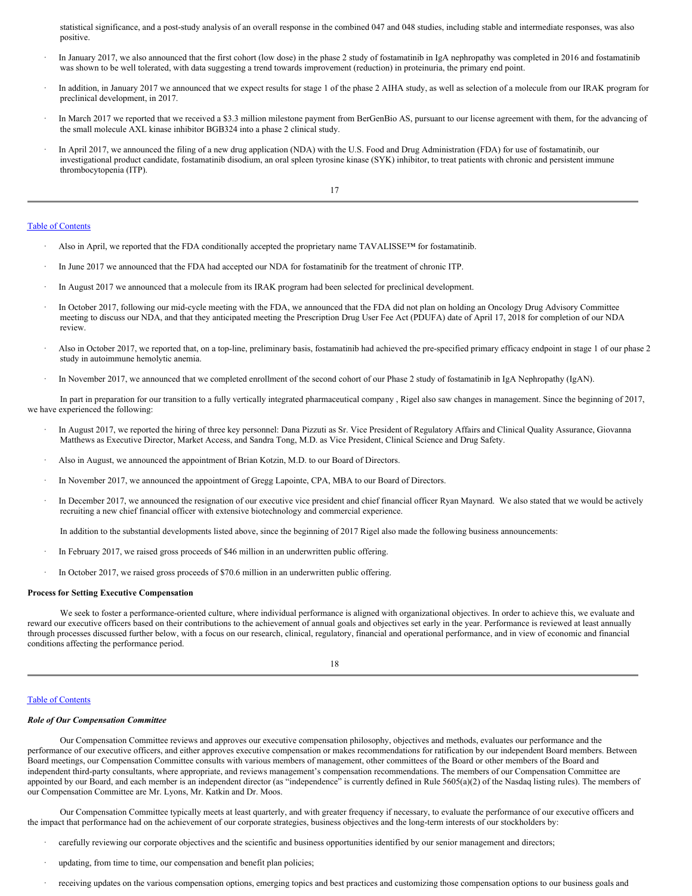statistical significance, and a post-study analysis of an overall response in the combined 047 and 048 studies, including stable and intermediate responses, was also positive.

- In January 2017, we also announced that the first cohort (low dose) in the phase 2 study of fostamatinib in IgA nephropathy was completed in 2016 and fostamatinib was shown to be well tolerated, with data suggesting a trend towards improvement (reduction) in proteinuria, the primary end point.
- In addition, in January 2017 we announced that we expect results for stage 1 of the phase 2 AIHA study, as well as selection of a molecule from our IRAK program for preclinical development, in 2017.
- In March 2017 we reported that we received a $3.3 million milestone payment from BerGenBio AS, pursuant to our license agreement with them, for the advancing of the small molecule AXL kinase inhibitor BGB324 into a phase 2 clinical study.
- In April 2017, we announced the filing of a new drug application (NDA) with the U.S. Food and Drug Administration (FDA) for use of fostamatinib, our investigational product candidate, fostamatinib disodium, an oral spleen tyrosine kinase (SYK) inhibitor, to treat patients with chronic and persistent immune thrombocytopenia (ITP).

[Table of Contents](#)

- Also in April, we reported that the FDA conditionally accepted the proprietary name TAVALISSE™ for fostamatinib.
- In June 2017 we announced that the FDA had accepted our NDA for fostamatinib for the treatment of chronic ITP.
- In August 2017 we announced that a molecule from its IRAK program had been selected for preclinical development.
- In October 2017, following our mid-cycle meeting with the FDA, we announced that the FDA did not plan on holding an Oncology Drug Advisory Committee meeting to discuss our NDA, and that they anticipated meeting the Prescription Drug User Fee Act (PDUFA) date of April 17, 2018 for completion of our NDA review.
- Also in October 2017, we reported that, on a top-line, preliminary basis, fostamatinib had achieved the pre-specified primary efficacy endpoint in stage 1 of our phase 2 study in autoimmune hemolytic anemia.
- In November 2017, we announced that we completed enrollment of the second cohort of our Phase 2 study of fostamatinib in IgA Nephropathy (IgAN).

In part in preparation for our transition to a fully vertically integrated pharmaceutical company , Rigel also saw changes in management. Since the beginning of 2017, we have experienced the following:

- In August 2017, we reported the hiring of three key personnel: Dana Pizzuti as Sr. Vice President of Regulatory Affairs and Clinical Quality Assurance, Giovanna Matthews as Executive Director, Market Access, and Sandra Tong, M.D. as Vice President, Clinical Science and Drug Safety.
- Also in August, we announced the appointment of Brian Kotzin, M.D. to our Board of Directors.
- In November 2017, we announced the appointment of Gregg Lapointe, CPA, MBA to our Board of Directors.
- In December 2017, we announced the resignation of our executive vice president and chief financial officer Ryan Maynard. We also stated that we would be actively recruiting a new chief financial officer with extensive biotechnology and commercial experience.

In addition to the substantial developments listed above, since the beginning of 2017 Rigel also made the following business announcements:

- In February 2017, we raised gross proceeds of $46 million in an underwritten public offering.
- In October 2017, we raised gross proceeds of $70.6 million in an underwritten public offering.

**Process for Setting Executive Compensation**

We seek to foster a performance-oriented culture, where individual performance is aligned with organizational objectives. In order to achieve this, we evaluate and reward our executive officers based on their contributions to the achievement of annual goals and objectives set early in the year. Performance is reviewed at least annually through processes discussed further below, with a focus on our research, clinical, regulatory, financial and operational performance, and in view of economic and financial conditions affecting the performance period.

[Table of Contents](#)

***Role of Our Compensation Committee***

Our Compensation Committee reviews and approves our executive compensation philosophy, objectives and methods, evaluates our performance and the performance of our executive officers, and either approves executive compensation or makes recommendations for ratification by our independent Board members. Between Board meetings, our Compensation Committee consults with various members of management, other committees of the Board or other members of the Board and independent third-party consultants, where appropriate, and reviews management's compensation recommendations. The members of our Compensation Committee are appointed by our Board, and each member is an independent director (as "independence" is currently defined in Rule 5605(a)(2) of the Nasdaq listing rules). The members of our Compensation Committee are Mr. Lyons, Mr. Katkin and Dr. Moos.

Our Compensation Committee typically meets at least quarterly, and with greater frequency if necessary, to evaluate the performance of our executive officers and the impact that performance had on the achievement of our corporate strategies, business objectives and the long-term interests of our stockholders by:

- carefully reviewing our corporate objectives and the scientific and business opportunities identified by our senior management and directors;
- updating, from time to time, our compensation and benefit plan policies;
- receiving updates on the various compensation options, emerging topics and best practices and customizing those compensation options to our business goals and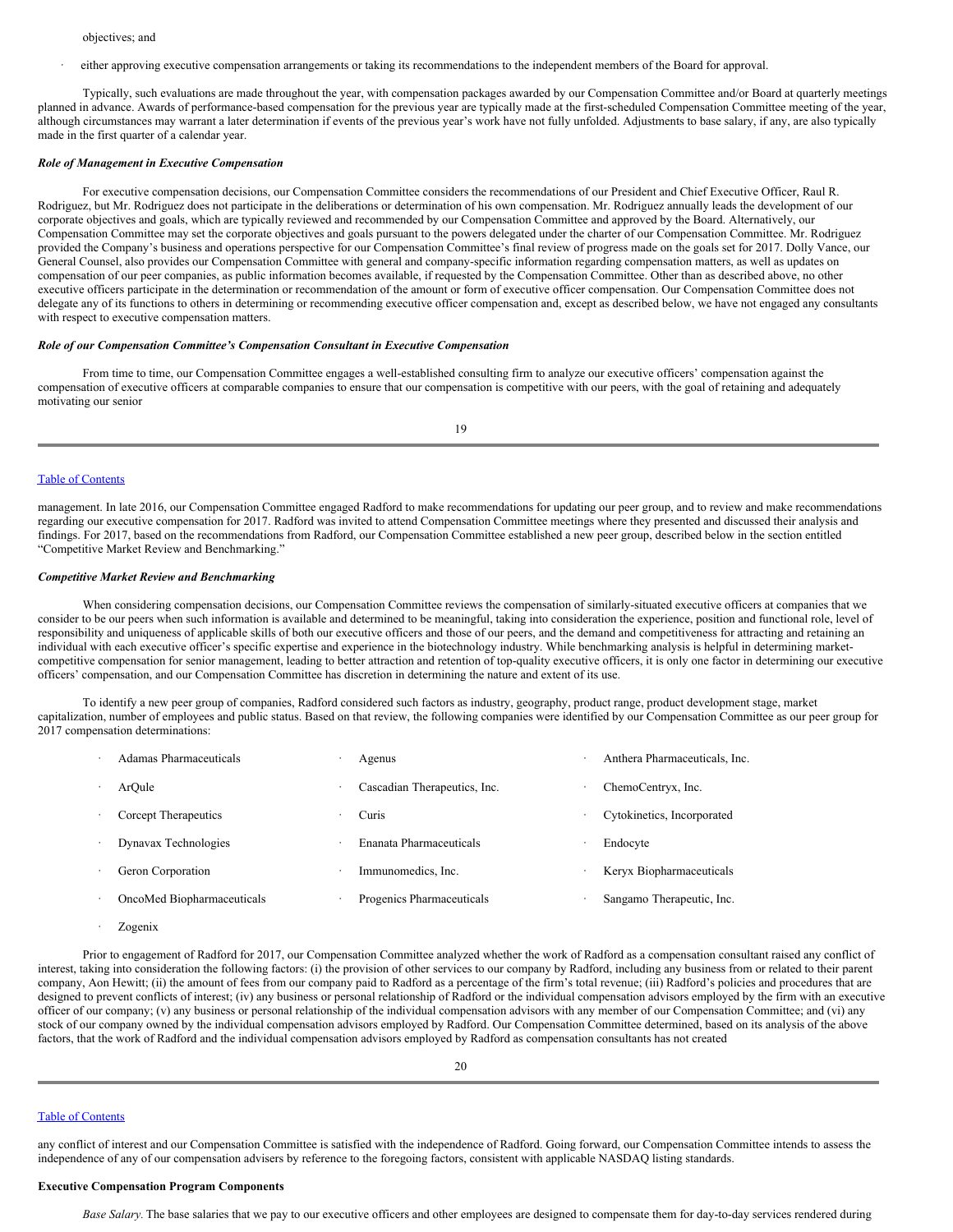objectives; and

- either approving executive compensation arrangements or taking its recommendations to the independent members of the Board for approval.

Typically, such evaluations are made throughout the year, with compensation packages awarded by our Compensation Committee and/or Board at quarterly meetings planned in advance. Awards of performance-based compensation for the previous year are typically made at the first-scheduled Compensation Committee meeting of the year, although circumstances may warrant a later determination if events of the previous year's work have not fully unfolded. Adjustments to base salary, if any, are also typically made in the first quarter of a calendar year.

***Role of Management in Executive Compensation***

For executive compensation decisions, our Compensation Committee considers the recommendations of our President and Chief Executive Officer, Raul R. Rodriguez, but Mr. Rodriguez does not participate in the deliberations or determination of his own compensation. Mr. Rodriguez annually leads the development of our corporate objectives and goals, which are typically reviewed and recommended by our Compensation Committee and approved by the Board. Alternatively, our Compensation Committee may set the corporate objectives and goals pursuant to the powers delegated under the charter of our Compensation Committee. Mr. Rodriguez provided the Company's business and operations perspective for our Compensation Committee's final review of progress made on the goals set for 2017. Dolly Vance, our General Counsel, also provides our Compensation Committee with general and company-specific information regarding compensation matters, as well as updates on compensation of our peer companies, as public information becomes available, if requested by the Compensation Committee. Other than as described above, no other executive officers participate in the determination or recommendation of the amount or form of executive officer compensation. Our Compensation Committee does not delegate any of its functions to others in determining or recommending executive officer compensation and, except as described below, we have not engaged any consultants with respect to executive compensation matters.

***Role of our Compensation Committee's Compensation Consultant in Executive Compensation***

From time to time, our Compensation Committee engages a well-established consulting firm to analyze our executive officers' compensation against the compensation of executive officers at comparable companies to ensure that our compensation is competitive with our peers, with the goal of retaining and adequately motivating our senior management. In late 2016, our Compensation Committee engaged Radford to make recommendations for updating our peer group, and to review and make recommendations regarding our executive compensation for 2017. Radford was invited to attend Compensation Committee meetings where they presented and discussed their analysis and findings. For 2017, based on the recommendations from Radford, our Compensation Committee established a new peer group, described below in the section entitled "Competitive Market Review and Benchmarking."

***Competitive Market Review and Benchmarking***

When considering compensation decisions, our Compensation Committee reviews the compensation of similarly-situated executive officers at companies that we consider to be our peers when such information is available and determined to be meaningful, taking into consideration the experience, position and functional role, level of responsibility and uniqueness of applicable skills of both our executive officers and those of our peers, and the demand and competitiveness for attracting and retaining an individual with each executive officer's specific expertise and experience in the biotechnology industry. While benchmarking analysis is helpful in determining market-competitive compensation for senior management, leading to better attraction and retention of top-quality executive officers, it is only one factor in determining our executive officers' compensation, and our Compensation Committee has discretion in determining the nature and extent of its use.

To identify a new peer group of companies, Radford considered such factors as industry, geography, product range, product development stage, market capitalization, number of employees and public status. Based on that review, the following companies were identified by our Compensation Committee as our peer group for 2017 compensation determinations:

- Adamas Pharmaceuticals
- Agenus
- Anthera Pharmaceuticals, Inc.
- ArQule
- Cascadian Therapeutics, Inc.
- ChemoCentryx, Inc.
- Corcept Therapeutics
- Curis
- Cytokinetics, Incorporated
- Dynavax Technologies
- Enanata Pharmaceuticals
- Endocyte
- Geron Corporation
- Immunomedics, Inc.
- Keryx Biopharmaceuticals
- OncoMed Biopharmaceuticals
- Progenics Pharmaceuticals
- Sangamo Therapeutic, Inc.
- Zogenix

Prior to engagement of Radford for 2017, our Compensation Committee analyzed whether the work of Radford as a compensation consultant raised any conflict of interest, taking into consideration the following factors: (i) the provision of other services to our company by Radford, including any business from or related to their parent company, Aon Hewitt; (ii) the amount of fees from our company paid to Radford as a percentage of the firm's total revenue; (iii) Radford's policies and procedures that are designed to prevent conflicts of interest; (iv) any business or personal relationship of Radford or the individual compensation advisors employed by the firm with an executive officer of our company; (v) any business or personal relationship of the individual compensation advisors with any member of our Compensation Committee; and (vi) any stock of our company owned by the individual compensation advisors employed by Radford. Our Compensation Committee determined, based on its analysis of the above factors, that the work of Radford and the individual compensation advisors employed by Radford as compensation consultants has not created any conflict of interest and our Compensation Committee is satisfied with the independence of Radford. Going forward, our Compensation Committee intends to assess the independence of any of our compensation advisers by reference to the foregoing factors, consistent with applicable NASDAQ listing standards.

**Executive Compensation Program Components**

*Base Salary.* The base salaries that we pay to our executive officers and other employees are designed to compensate them for day-to-day services rendered during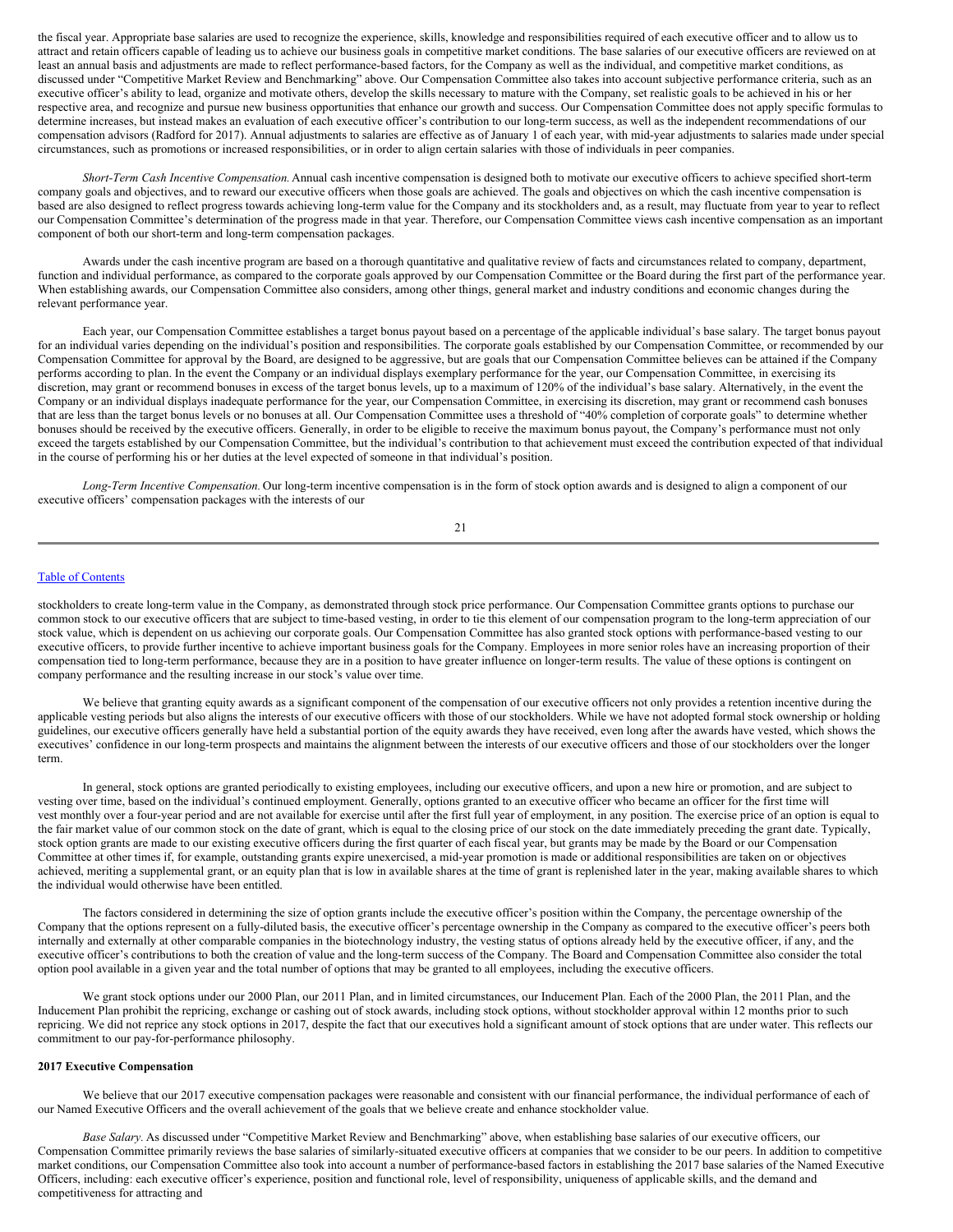the fiscal year. Appropriate base salaries are used to recognize the experience, skills, knowledge and responsibilities required of each executive officer and to allow us to attract and retain officers capable of leading us to achieve our business goals in competitive market conditions. The base salaries of our executive officers are reviewed on at least an annual basis and adjustments are made to reflect performance-based factors, for the Company as well as the individual, and competitive market conditions, as discussed under "Competitive Market Review and Benchmarking" above. Our Compensation Committee also takes into account subjective performance criteria, such as an executive officer's ability to lead, organize and motivate others, develop the skills necessary to mature with the Company, set realistic goals to be achieved in his or her respective area, and recognize and pursue new business opportunities that enhance our growth and success. Our Compensation Committee does not apply specific formulas to determine increases, but instead makes an evaluation of each executive officer's contribution to our long-term success, as well as the independent recommendations of our compensation advisors (Radford for 2017). Annual adjustments to salaries are effective as of January 1 of each year, with mid-year adjustments to salaries made under special circumstances, such as promotions or increased responsibilities, or in order to align certain salaries with those of individuals in peer companies.

*Short-Term Cash Incentive Compensation.* Annual cash incentive compensation is designed both to motivate our executive officers to achieve specified short-term company goals and objectives, and to reward our executive officers when those goals are achieved. The goals and objectives on which the cash incentive compensation is based are also designed to reflect progress towards achieving long-term value for the Company and its stockholders and, as a result, may fluctuate from year to year to reflect our Compensation Committee's determination of the progress made in that year. Therefore, our Compensation Committee views cash incentive compensation as an important component of both our short-term and long-term compensation packages.

Awards under the cash incentive program are based on a thorough quantitative and qualitative review of facts and circumstances related to company, department, function and individual performance, as compared to the corporate goals approved by our Compensation Committee or the Board during the first part of the performance year. When establishing awards, our Compensation Committee also considers, among other things, general market and industry conditions and economic changes during the relevant performance year.

Each year, our Compensation Committee establishes a target bonus payout based on a percentage of the applicable individual's base salary. The target bonus payout for an individual varies depending on the individual's position and responsibilities. The corporate goals established by our Compensation Committee, or recommended by our Compensation Committee for approval by the Board, are designed to be aggressive, but are goals that our Compensation Committee believes can be attained if the Company performs according to plan. In the event the Company or an individual displays exemplary performance for the year, our Compensation Committee, in exercising its discretion, may grant or recommend bonuses in excess of the target bonus levels, up to a maximum of 120% of the individual's base salary. Alternatively, in the event the Company or an individual displays inadequate performance for the year, our Compensation Committee, in exercising its discretion, may grant or recommend cash bonuses that are less than the target bonus levels or no bonuses at all. Our Compensation Committee uses a threshold of "40% completion of corporate goals" to determine whether bonuses should be received by the executive officers. Generally, in order to be eligible to receive the maximum bonus payout, the Company's performance must not only exceed the targets established by our Compensation Committee, but the individual's contribution to that achievement must exceed the contribution expected of that individual in the course of performing his or her duties at the level expected of someone in that individual's position.

*Long-Term Incentive Compensation.* Our long-term incentive compensation is in the form of stock option awards and is designed to align a component of our executive officers' compensation packages with the interests of our stockholders to create long-term value in the Company, as demonstrated through stock price performance. Our Compensation Committee grants options to purchase our common stock to our executive officers that are subject to time-based vesting, in order to tie this element of our compensation program to the long-term appreciation of our stock value, which is dependent on us achieving our corporate goals. Our Compensation Committee has also granted stock options with performance-based vesting to our executive officers, to provide further incentive to achieve important business goals for the Company. Employees in more senior roles have an increasing proportion of their compensation tied to long-term performance, because they are in a position to have greater influence on longer-term results. The value of these options is contingent on company performance and the resulting increase in our stock's value over time.

We believe that granting equity awards as a significant component of the compensation of our executive officers not only provides a retention incentive during the applicable vesting periods but also aligns the interests of our executive officers with those of our stockholders. While we have not adopted formal stock ownership or holding guidelines, our executive officers generally have held a substantial portion of the equity awards they have received, even long after the awards have vested, which shows the executives' confidence in our long-term prospects and maintains the alignment between the interests of our executive officers and those of our stockholders over the longer term.

In general, stock options are granted periodically to existing employees, including our executive officers, and upon a new hire or promotion, and are subject to vesting over time, based on the individual's continued employment. Generally, options granted to an executive officer who became an officer for the first time will vest monthly over a four-year period and are not available for exercise until after the first full year of employment, in any position. The exercise price of an option is equal to the fair market value of our common stock on the date of grant, which is equal to the closing price of our stock on the date immediately preceding the grant date. Typically, stock option grants are made to our existing executive officers during the first quarter of each fiscal year, but grants may be made by the Board or our Compensation Committee at other times if, for example, outstanding grants expire unexercised, a mid-year promotion is made or additional responsibilities are taken on or objectives achieved, meriting a supplemental grant, or an equity plan that is low in available shares at the time of grant is replenished later in the year, making available shares to which the individual would otherwise have been entitled.

The factors considered in determining the size of option grants include the executive officer's position within the Company, the percentage ownership of the Company that the options represent on a fully-diluted basis, the executive officer's percentage ownership in the Company as compared to the executive officer's peers both internally and externally at other comparable companies in the biotechnology industry, the vesting status of options already held by the executive officer, if any, and the executive officer's contributions to both the creation of value and the long-term success of the Company. The Board and Compensation Committee also consider the total option pool available in a given year and the total number of options that may be granted to all employees, including the executive officers.

We grant stock options under our 2000 Plan, our 2011 Plan, and in limited circumstances, our Inducement Plan. Each of the 2000 Plan, the 2011 Plan, and the Inducement Plan prohibit the repricing, exchange or cashing out of stock awards, including stock options, without stockholder approval within 12 months prior to such repricing. We did not reprice any stock options in 2017, despite the fact that our executives hold a significant amount of stock options that are under water. This reflects our commitment to our pay-for-performance philosophy.

**2017 Executive Compensation**

We believe that our 2017 executive compensation packages were reasonable and consistent with our financial performance, the individual performance of each of our Named Executive Officers and the overall achievement of the goals that we believe create and enhance stockholder value.

*Base Salary.* As discussed under "Competitive Market Review and Benchmarking" above, when establishing base salaries of our executive officers, our Compensation Committee primarily reviews the base salaries of similarly-situated executive officers at companies that we consider to be our peers. In addition to competitive market conditions, our Compensation Committee also took into account a number of performance-based factors in establishing the 2017 base salaries of the Named Executive Officers, including: each executive officer's experience, position and functional role, level of responsibility, uniqueness of applicable skills, and the demand and competitiveness for attracting and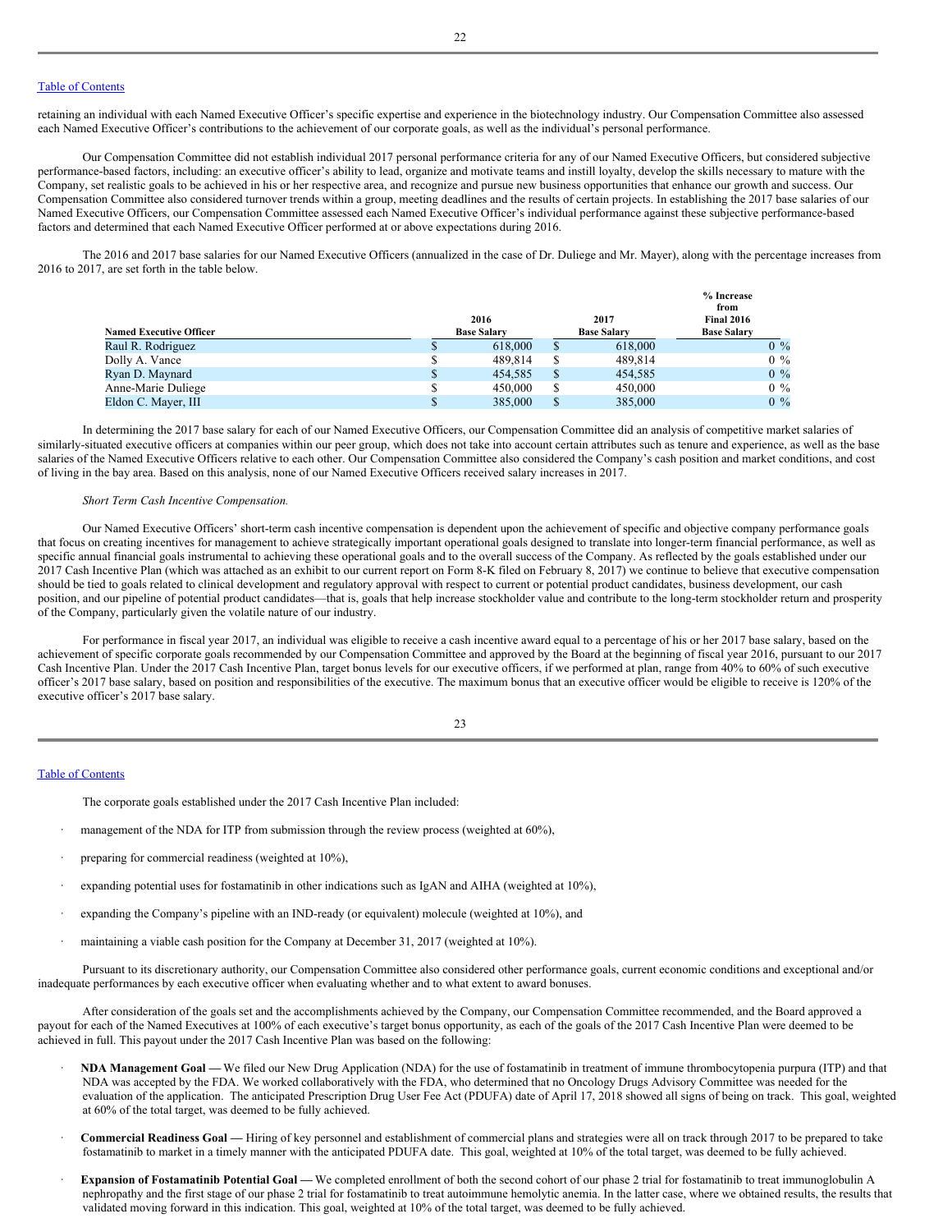retaining an individual with each Named Executive Officer's specific expertise and experience in the biotechnology industry. Our Compensation Committee also assessed each Named Executive Officer's contributions to the achievement of our corporate goals, as well as the individual's personal performance.

Our Compensation Committee did not establish individual 2017 personal performance criteria for any of our Named Executive Officers, but considered subjective performance-based factors, including: an executive officer's ability to lead, organize and motivate teams and instill loyalty, develop the skills necessary to mature with the Company, set realistic goals to be achieved in his or her respective area, and recognize and pursue new business opportunities that enhance our growth and success. Our Compensation Committee also considered turnover trends within a group, meeting deadlines and the results of certain projects. In establishing the 2017 base salaries of our Named Executive Officers, our Compensation Committee assessed each Named Executive Officer's individual performance against these subjective performance-based factors and determined that each Named Executive Officer performed at or above expectations during 2016.

The 2016 and 2017 base salaries for our Named Executive Officers (annualized in the case of Dr. Duliege and Mr. Mayer), along with the percentage increases from 2016 to 2017, are set forth in the table below.

| Named Executive Officer | 2016 Base Salary | 2017 Base Salary | % Increase from Final 2016 Base Salary |
|---|---|---|---|
| Raul R. Rodriguez | $ 618,000 | $ 618,000 | 0 % |
| Dolly A. Vance | $ 489,814 | $ 489,814 | 0 % |
| Ryan D. Maynard | $ 454,585 | $ 454,585 | 0 % |
| Anne-Marie Duliege | $ 450,000 | $ 450,000 | 0 % |
| Eldon C. Mayer, III | $ 385,000 | $ 385,000 | 0 % |

In determining the 2017 base salary for each of our Named Executive Officers, our Compensation Committee did an analysis of competitive market salaries of similarly-situated executive officers at companies within our peer group, which does not take into account certain attributes such as tenure and experience, as well as the base salaries of the Named Executive Officers relative to each other. Our Compensation Committee also considered the Company's cash position and market conditions, and cost of living in the bay area. Based on this analysis, none of our Named Executive Officers received salary increases in 2017.

*Short Term Cash Incentive Compensation.*

Our Named Executive Officers' short-term cash incentive compensation is dependent upon the achievement of specific and objective company performance goals that focus on creating incentives for management to achieve strategically important operational goals designed to translate into longer-term financial performance, as well as specific annual financial goals instrumental to achieving these operational goals and to the overall success of the Company. As reflected by the goals established under our 2017 Cash Incentive Plan (which was attached as an exhibit to our current report on Form 8-K filed on February 8, 2017) we continue to believe that executive compensation should be tied to goals related to clinical development and regulatory approval with respect to current or potential product candidates, business development, our cash position, and our pipeline of potential product candidates—that is, goals that help increase stockholder value and contribute to the long-term stockholder return and prosperity of the Company, particularly given the volatile nature of our industry.

For performance in fiscal year 2017, an individual was eligible to receive a cash incentive award equal to a percentage of his or her 2017 base salary, based on the achievement of specific corporate goals recommended by our Compensation Committee and approved by the Board at the beginning of fiscal year 2016, pursuant to our 2017 Cash Incentive Plan. Under the 2017 Cash Incentive Plan, target bonus levels for our executive officers, if we performed at plan, range from 40% to 60% of such executive officer's 2017 base salary, based on position and responsibilities of the executive. The maximum bonus that an executive officer would be eligible to receive is 120% of the executive officer's 2017 base salary.

The corporate goals established under the 2017 Cash Incentive Plan included:

- management of the NDA for ITP from submission through the review process (weighted at 60%),
- preparing for commercial readiness (weighted at 10%),
- expanding potential uses for fostamatinib in other indications such as IgAN and AIHA (weighted at 10%),
- expanding the Company's pipeline with an IND-ready (or equivalent) molecule (weighted at 10%), and
- maintaining a viable cash position for the Company at December 31, 2017 (weighted at 10%).

Pursuant to its discretionary authority, our Compensation Committee also considered other performance goals, current economic conditions and exceptional and/or inadequate performances by each executive officer when evaluating whether and to what extent to award bonuses.

After consideration of the goals set and the accomplishments achieved by the Company, our Compensation Committee recommended, and the Board approved a payout for each of the Named Executives at 100% of each executive's target bonus opportunity, as each of the goals of the 2017 Cash Incentive Plan were deemed to be achieved in full. This payout under the 2017 Cash Incentive Plan was based on the following:

- **NDA Management Goal —** We filed our New Drug Application (NDA) for the use of fostamatinib in treatment of immune thrombocytopenia purpura (ITP) and that NDA was accepted by the FDA. We worked collaboratively with the FDA, who determined that no Oncology Drugs Advisory Committee was needed for the evaluation of the application. The anticipated Prescription Drug User Fee Act (PDUFA) date of April 17, 2018 showed all signs of being on track. This goal, weighted at 60% of the total target, was deemed to be fully achieved.
- **Commercial Readiness Goal —** Hiring of key personnel and establishment of commercial plans and strategies were all on track through 2017 to be prepared to take fostamatinib to market in a timely manner with the anticipated PDUFA date. This goal, weighted at 10% of the total target, was deemed to be fully achieved.
- **Expansion of Fostamatinib Potential Goal —** We completed enrollment of both the second cohort of our phase 2 trial for fostamatinib to treat immunoglobulin A nephropathy and the first stage of our phase 2 trial for fostamatinib to treat autoimmune hemolytic anemia. In the latter case, where we obtained results, the results that validated moving forward in this indication. This goal, weighted at 10% of the total target, was deemed to be fully achieved.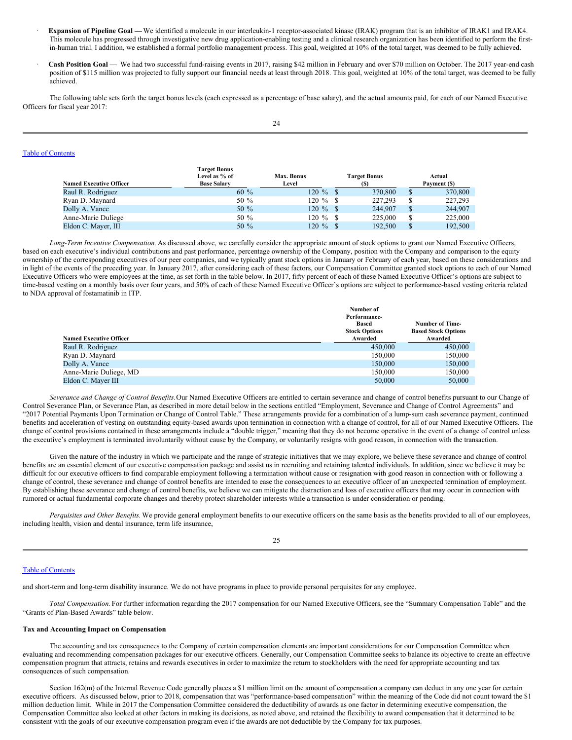- **Expansion of Pipeline Goal —** We identified a molecule in our interleukin-1 receptor-associated kinase (IRAK) program that is an inhibitor of IRAK1 and IRAK4. This molecule has progressed through investigative new drug application-enabling testing and a clinical research organization has been identified to perform the first-in-human trial. I addition, we established a formal portfolio management process. This goal, weighted at 10% of the total target, was deemed to be fully achieved.

- **Cash Position Goal —** We had two successful fund-raising events in 2017, raising $42 million in February and over $70 million on October. The 2017 year-end cash position of $115 million was projected to fully support our financial needs at least through 2018. This goal, weighted at 10% of the total target, was deemed to be fully achieved.

The following table sets forth the target bonus levels (each expressed as a percentage of base salary), and the actual amounts paid, for each of our Named Executive Officers for fiscal year 2017:

| Named Executive Officer | Target Bonus Level as % of Base Salary | Max. Bonus Level | Target Bonus ($) | Actual Payment ($) |
|---|---|---|---|---|
| Raul R. Rodriguez | 60 % | 120 % | $ 370,800 | $ 370,800 |
| Ryan D. Maynard | 50 % | 120 % | $ 227,293 | $ 227,293 |
| Dolly A. Vance | 50 % | 120 % | $ 244,907 | $ 244,907 |
| Anne-Marie Duliege | 50 % | 120 % | $ 225,000 | $ 225,000 |
| Eldon C. Mayer, III | 50 % | 120 % | $ 192,500 | $ 192,500 |

*Long-Term Incentive Compensation.* As discussed above, we carefully consider the appropriate amount of stock options to grant our Named Executive Officers, based on each executive's individual contributions and past performance, percentage ownership of the Company, position with the Company and comparison to the equity ownership of the corresponding executives of our peer companies, and we typically grant stock options in January or February of each year, based on these considerations and in light of the events of the preceding year. In January 2017, after considering each of these factors, our Compensation Committee granted stock options to each of our Named Executive Officers who were employees at the time, as set forth in the table below. In 2017, fifty percent of each of these Named Executive Officer's options are subject to time-based vesting on a monthly basis over four years, and 50% of each of these Named Executive Officer's options are subject to performance-based vesting criteria related to NDA approval of fostamatinib in ITP.

| Named Executive Officer | Number of Performance-Based Stock Options Awarded | Number of Time-Based Stock Options Awarded |
|---|---|---|
| Raul R. Rodriguez | 450,000 | 450,000 |
| Ryan D. Maynard | 150,000 | 150,000 |
| Dolly A. Vance | 150,000 | 150,000 |
| Anne-Marie Duliege, MD | 150,000 | 150,000 |
| Eldon C. Mayer III | 50,000 | 50,000 |

*Severance and Change of Control Benefits.* Our Named Executive Officers are entitled to certain severance and change of control benefits pursuant to our Change of Control Severance Plan, or Severance Plan, as described in more detail below in the sections entitled "Employment, Severance and Change of Control Agreements" and "2017 Potential Payments Upon Termination or Change of Control Table." These arrangements provide for a combination of a lump-sum cash severance payment, continued benefits and acceleration of vesting on outstanding equity-based awards upon termination in connection with a change of control, for all of our Named Executive Officers. The change of control provisions contained in these arrangements include a "double trigger," meaning that they do not become operative in the event of a change of control unless the executive's employment is terminated involuntarily without cause by the Company, or voluntarily resigns with good reason, in connection with the transaction.

Given the nature of the industry in which we participate and the range of strategic initiatives that we may explore, we believe these severance and change of control benefits are an essential element of our executive compensation package and assist us in recruiting and retaining talented individuals. In addition, since we believe it may be difficult for our executive officers to find comparable employment following a termination without cause or resignation with good reason in connection with or following a change of control, these severance and change of control benefits are intended to ease the consequences to an executive officer of an unexpected termination of employment. By establishing these severance and change of control benefits, we believe we can mitigate the distraction and loss of executive officers that may occur in connection with rumored or actual fundamental corporate changes and thereby protect shareholder interests while a transaction is under consideration or pending.

*Perquisites and Other Benefits.* We provide general employment benefits to our executive officers on the same basis as the benefits provided to all of our employees, including health, vision and dental insurance, term life insurance, and short-term and long-term disability insurance. We do not have programs in place to provide personal perquisites for any employee.

*Total Compensation.* For further information regarding the 2017 compensation for our Named Executive Officers, see the "Summary Compensation Table" and the "Grants of Plan-Based Awards" table below.

**Tax and Accounting Impact on Compensation**

The accounting and tax consequences to the Company of certain compensation elements are important considerations for our Compensation Committee when evaluating and recommending compensation packages for our executive officers. Generally, our Compensation Committee seeks to balance its objective to create an effective compensation program that attracts, retains and rewards executives in order to maximize the return to stockholders with the need for appropriate accounting and tax consequences of such compensation.

Section 162(m) of the Internal Revenue Code generally places a $1 million limit on the amount of compensation a company can deduct in any one year for certain executive officers. As discussed below, prior to 2018, compensation that was "performance-based compensation" within the meaning of the Code did not count toward the $1 million deduction limit. While in 2017 the Compensation Committee considered the deductibility of awards as one factor in determining executive compensation, the Compensation Committee also looked at other factors in making its decisions, as noted above, and retained the flexibility to award compensation that it determined to be consistent with the goals of our executive compensation program even if the awards are not deductible by the Company for tax purposes.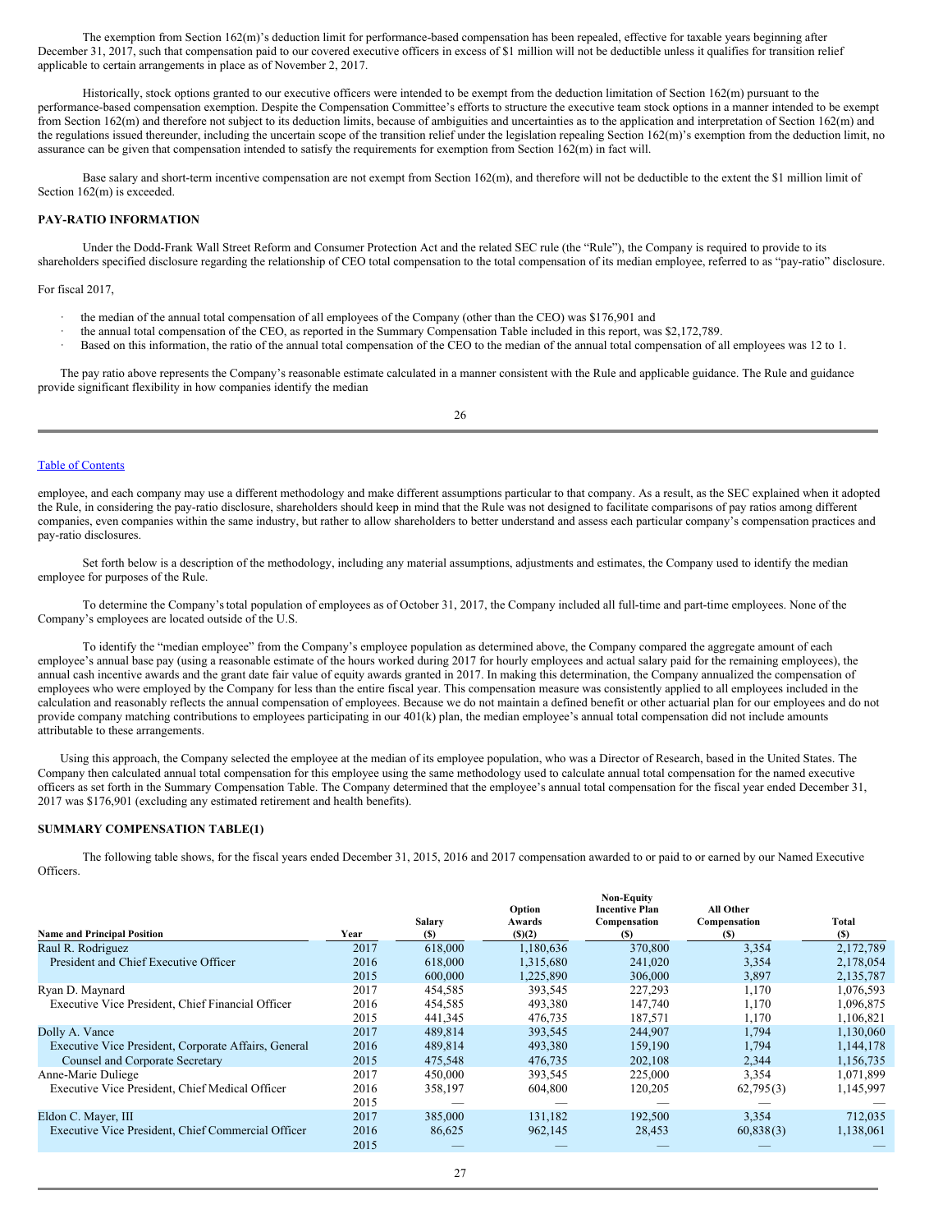The exemption from Section 162(m)'s deduction limit for performance-based compensation has been repealed, effective for taxable years beginning after December 31, 2017, such that compensation paid to our covered executive officers in excess of $1 million will not be deductible unless it qualifies for transition relief applicable to certain arrangements in place as of November 2, 2017.

Historically, stock options granted to our executive officers were intended to be exempt from the deduction limitation of Section 162(m) pursuant to the performance-based compensation exemption. Despite the Compensation Committee's efforts to structure the executive team stock options in a manner intended to be exempt from Section 162(m) and therefore not subject to its deduction limits, because of ambiguities and uncertainties as to the application and interpretation of Section 162(m) and the regulations issued thereunder, including the uncertain scope of the transition relief under the legislation repealing Section 162(m)'s exemption from the deduction limit, no assurance can be given that compensation intended to satisfy the requirements for exemption from Section 162(m) in fact will.

Base salary and short-term incentive compensation are not exempt from Section 162(m), and therefore will not be deductible to the extent the $1 million limit of Section 162(m) is exceeded.

**PAY-RATIO INFORMATION**

Under the Dodd-Frank Wall Street Reform and Consumer Protection Act and the related SEC rule (the "Rule"), the Company is required to provide to its shareholders specified disclosure regarding the relationship of CEO total compensation to the total compensation of its median employee, referred to as "pay-ratio" disclosure.

For fiscal 2017,

- the median of the annual total compensation of all employees of the Company (other than the CEO) was $176,901 and
- the annual total compensation of the CEO, as reported in the Summary Compensation Table included in this report, was $2,172,789.
- Based on this information, the ratio of the annual total compensation of the CEO to the median of the annual total compensation of all employees was 12 to 1.

The pay ratio above represents the Company's reasonable estimate calculated in a manner consistent with the Rule and applicable guidance. The Rule and guidance provide significant flexibility in how companies identify the median employee, and each company may use a different methodology and make different assumptions particular to that company. As a result, as the SEC explained when it adopted the Rule, in considering the pay-ratio disclosure, shareholders should keep in mind that the Rule was not designed to facilitate comparisons of pay ratios among different companies, even companies within the same industry, but rather to allow shareholders to better understand and assess each particular company's compensation practices and pay-ratio disclosures.

Set forth below is a description of the methodology, including any material assumptions, adjustments and estimates, the Company used to identify the median employee for purposes of the Rule.

To determine the Company's total population of employees as of October 31, 2017, the Company included all full-time and part-time employees. None of the Company's employees are located outside of the U.S.

To identify the "median employee" from the Company's employee population as determined above, the Company compared the aggregate amount of each employee's annual base pay (using a reasonable estimate of the hours worked during 2017 for hourly employees and actual salary paid for the remaining employees), the annual cash incentive awards and the grant date fair value of equity awards granted in 2017. In making this determination, the Company annualized the compensation of employees who were employed by the Company for less than the entire fiscal year. This compensation measure was consistently applied to all employees included in the calculation and reasonably reflects the annual compensation of employees. Because we do not maintain a defined benefit or other actuarial plan for our employees and do not provide company matching contributions to employees participating in our 401(k) plan, the median employee's annual total compensation did not include amounts attributable to these arrangements.

Using this approach, the Company selected the employee at the median of its employee population, who was a Director of Research, based in the United States. The Company then calculated annual total compensation for this employee using the same methodology used to calculate annual total compensation for the named executive officers as set forth in the Summary Compensation Table. The Company determined that the employee's annual total compensation for the fiscal year ended December 31, 2017 was $176,901 (excluding any estimated retirement and health benefits).

**SUMMARY COMPENSATION TABLE(1)**

The following table shows, for the fiscal years ended December 31, 2015, 2016 and 2017 compensation awarded to or paid to or earned by our Named Executive Officers.

| Name and Principal Position | Year | Salary ($) | Option Awards ($)(2) | Non-Equity Incentive Plan Compensation ($) | All Other Compensation ($) | Total ($) |
|---|---|---|---|---|---|---|
| Raul R. Rodriguez | 2017 | 618,000 | 1,180,636 | 370,800 | 3,354 | 2,172,789 |
| President and Chief Executive Officer | 2016 | 618,000 | 1,315,680 | 241,020 | 3,354 | 2,178,054 |
| | 2015 | 600,000 | 1,225,890 | 306,000 | 3,897 | 2,135,787 |
| Ryan D. Maynard | 2017 | 454,585 | 393,545 | 227,293 | 1,170 | 1,076,593 |
| Executive Vice President, Chief Financial Officer | 2016 | 454,585 | 493,380 | 147,740 | 1,170 | 1,096,875 |
| | 2015 | 441,345 | 476,735 | 187,571 | 1,170 | 1,106,821 |
| Dolly A. Vance | 2017 | 489,814 | 393,545 | 244,907 | 1,794 | 1,130,060 |
| Executive Vice President, Corporate Affairs, General | 2016 | 489,814 | 493,380 | 159,190 | 1,794 | 1,144,178 |
| Counsel and Corporate Secretary | 2015 | 475,548 | 476,735 | 202,108 | 2,344 | 1,156,735 |
| Anne-Marie Duliege | 2017 | 450,000 | 393,545 | 225,000 | 3,354 | 1,071,899 |
| Executive Vice President, Chief Medical Officer | 2016 | 358,197 | 604,800 | 120,205 | 62,795(3) | 1,145,997 |
| | 2015 | — | — | — | — | — |
| Eldon C. Mayer, III | 2017 | 385,000 | 131,182 | 192,500 | 3,354 | 712,035 |
| Executive Vice President, Chief Commercial Officer | 2016 | 86,625 | 962,145 | 28,453 | 60,838(3) | 1,138,061 |
| | 2015 | — | — | — | — | — |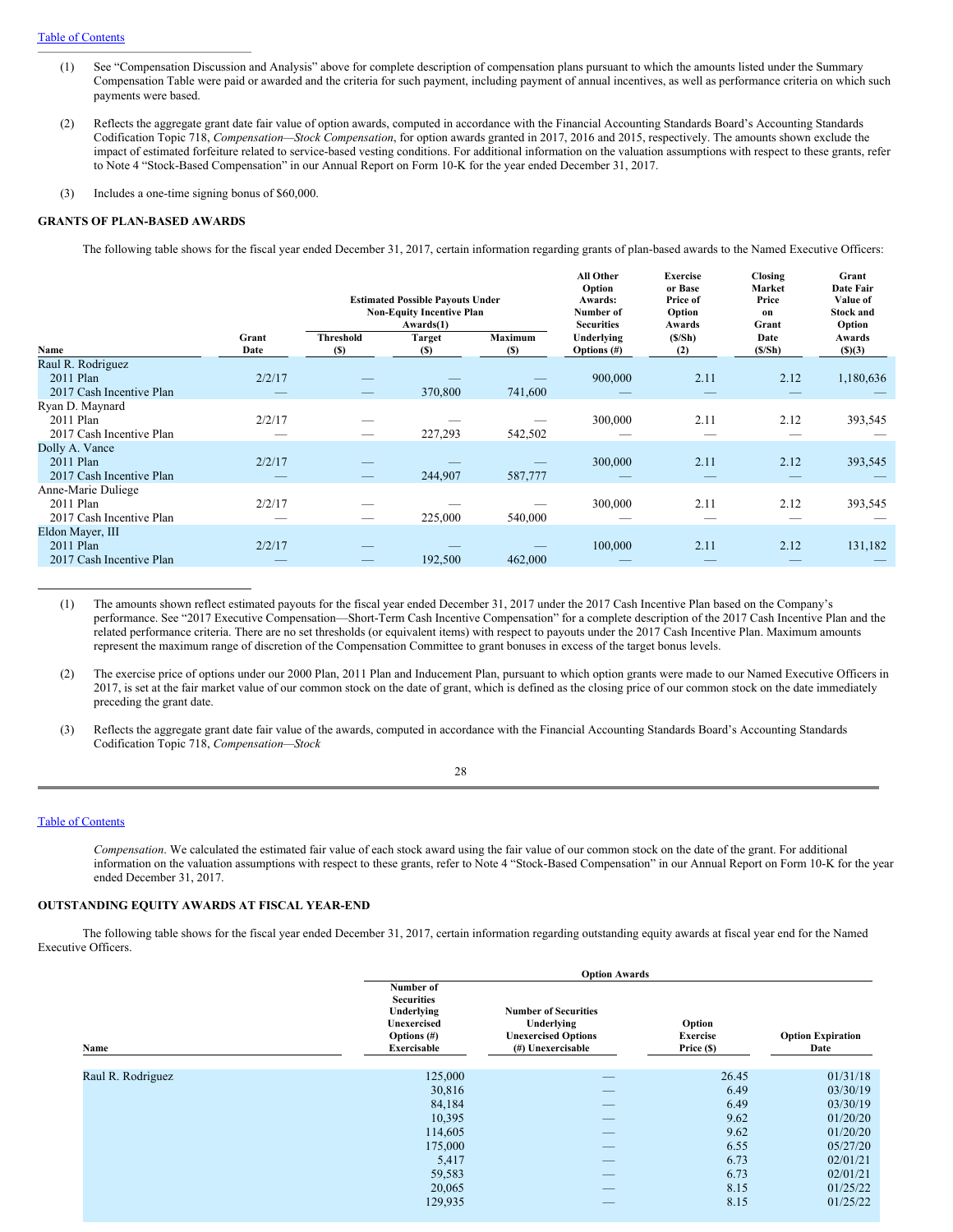(1) See "Compensation Discussion and Analysis" above for complete description of compensation plans pursuant to which the amounts listed under the Summary Compensation Table were paid or awarded and the criteria for such payment, including payment of annual incentives, as well as performance criteria on which such payments were based.

(2) Reflects the aggregate grant date fair value of option awards, computed in accordance with the Financial Accounting Standards Board's Accounting Standards Codification Topic 718, *Compensation—Stock Compensation*, for option awards granted in 2017, 2016 and 2015, respectively. The amounts shown exclude the impact of estimated forfeiture related to service-based vesting conditions. For additional information on the valuation assumptions with respect to these grants, refer to Note 4 "Stock-Based Compensation" in our Annual Report on Form 10-K for the year ended December 31, 2017.

(3) Includes a one-time signing bonus of $60,000.

**GRANTS OF PLAN-BASED AWARDS**

The following table shows for the fiscal year ended December 31, 2017, certain information regarding grants of plan-based awards to the Named Executive Officers:

| Name | Grant Date | Estimated Possible Payouts Under Non-Equity Incentive Plan Awards(1) Threshold ($) | Target ($) | Maximum ($) | All Other Option Awards: Number of Securities Underlying Options (#) | Exercise or Base Price of Option Awards ($/Sh) (2) | Closing Market Price on Grant Date ($/Sh) | Grant Date Fair Value of Stock and Option Awards ($)(3) |
|---|---|---|---|---|---|---|---|---|
| Raul R. Rodriguez | | | | | | | | |
| 2011 Plan | 2/2/17 | — | — | — | 900,000 | 2.11 | 2.12 | 1,180,636 |
| 2017 Cash Incentive Plan | — | — | 370,800 | 741,600 | — | — | — | — |
| Ryan D. Maynard | | | | | | | | |
| 2011 Plan | 2/2/17 | — | — | — | 300,000 | 2.11 | 2.12 | 393,545 |
| 2017 Cash Incentive Plan | — | — | 227,293 | 542,502 | — | — | — | — |
| Dolly A. Vance | | | | | | | | |
| 2011 Plan | 2/2/17 | — | — | — | 300,000 | 2.11 | 2.12 | 393,545 |
| 2017 Cash Incentive Plan | — | — | 244,907 | 587,777 | — | — | — | — |
| Anne-Marie Duliege | | | | | | | | |
| 2011 Plan | 2/2/17 | — | — | — | 300,000 | 2.11 | 2.12 | 393,545 |
| 2017 Cash Incentive Plan | — | — | 225,000 | 540,000 | — | — | — | — |
| Eldon Mayer, III | | | | | | | | |
| 2011 Plan | 2/2/17 | — | — | — | 100,000 | 2.11 | 2.12 | 131,182 |
| 2017 Cash Incentive Plan | — | — | 192,500 | 462,000 | — | — | — | — |

(1) The amounts shown reflect estimated payouts for the fiscal year ended December 31, 2017 under the 2017 Cash Incentive Plan based on the Company's performance. See "2017 Executive Compensation—Short-Term Cash Incentive Compensation" for a complete description of the 2017 Cash Incentive Plan and the related performance criteria. There are no set thresholds (or equivalent items) with respect to payouts under the 2017 Cash Incentive Plan. Maximum amounts represent the maximum range of discretion of the Compensation Committee to grant bonuses in excess of the target bonus levels.

(2) The exercise price of options under our 2000 Plan, 2011 Plan and Inducement Plan, pursuant to which option grants were made to our Named Executive Officers in 2017, is set at the fair market value of our common stock on the date of grant, which is defined as the closing price of our common stock on the date immediately preceding the grant date.

(3) Reflects the aggregate grant date fair value of the awards, computed in accordance with the Financial Accounting Standards Board's Accounting Standards Codification Topic 718, *Compensation—Stock Compensation*. We calculated the estimated fair value of each stock award using the fair value of our common stock on the date of the grant. For additional information on the valuation assumptions with respect to these grants, refer to Note 4 "Stock-Based Compensation" in our Annual Report on Form 10-K for the year ended December 31, 2017.

**OUTSTANDING EQUITY AWARDS AT FISCAL YEAR-END**

The following table shows for the fiscal year ended December 31, 2017, certain information regarding outstanding equity awards at fiscal year end for the Named Executive Officers.

| Name | Option Awards: Number of Securities Underlying Unexercised Options (#) Exercisable | Number of Securities Underlying Unexercised Options (#) Unexercisable | Option Exercise Price ($) | Option Expiration Date |
|---|---|---|---|---|
| Raul R. Rodriguez | 125,000 | — | 26.45 | 01/31/18 |
| | 30,816 | — | 6.49 | 03/30/19 |
| | 84,184 | — | 6.49 | 03/30/19 |
| | 10,395 | — | 9.62 | 01/20/20 |
| | 114,605 | — | 9.62 | 01/20/20 |
| | 175,000 | — | 6.55 | 05/27/20 |
| | 5,417 | — | 6.73 | 02/01/21 |
| | 59,583 | — | 6.73 | 02/01/21 |
| | 20,065 | — | 8.15 | 01/25/22 |
| | 129,935 | — | 8.15 | 01/25/22 |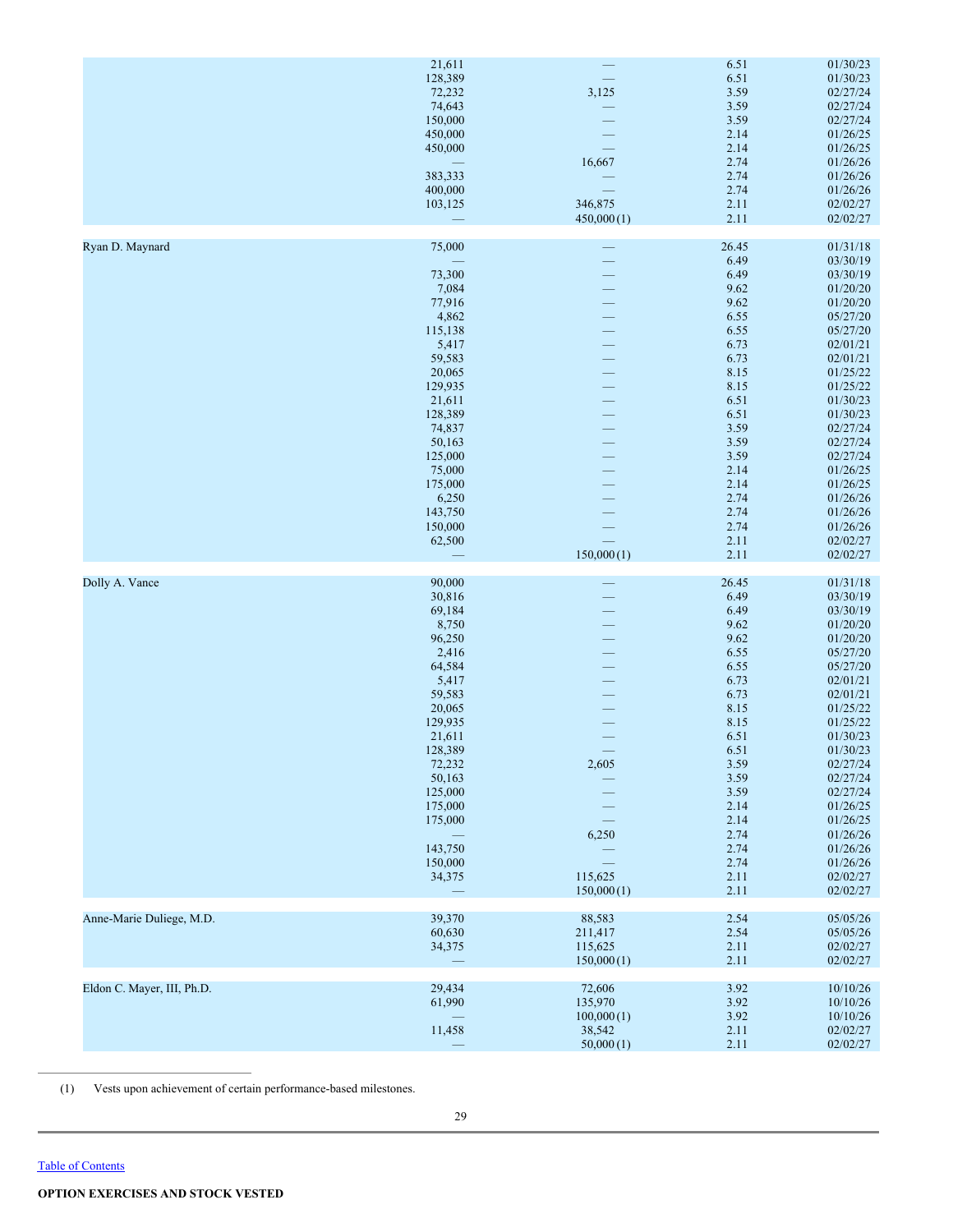| | | | | |
|---|---|---|---|---|
| | 21,611 | — | 6.51 | 01/30/23 |
| | 128,389 | — | 6.51 | 01/30/23 |
| | 72,232 | 3,125 | 3.59 | 02/27/24 |
| | 74,643 | — | 3.59 | 02/27/24 |
| | 150,000 | — | 3.59 | 02/27/24 |
| | 450,000 | — | 2.14 | 01/26/25 |
| | 450,000 | — | 2.14 | 01/26/25 |
| | — | 16,667 | 2.74 | 01/26/26 |
| | 383,333 | — | 2.74 | 01/26/26 |
| | 400,000 | — | 2.74 | 01/26/26 |
| | 103,125 | 346,875 | 2.11 | 02/02/27 |
| | — | 450,000(1) | 2.11 | 02/02/27 |
| Ryan D. Maynard | 75,000 | — | 26.45 | 01/31/18 |
| | — | — | 6.49 | 03/30/19 |
| | 73,300 | — | 6.49 | 03/30/19 |
| | 7,084 | — | 9.62 | 01/20/20 |
| | 77,916 | — | 9.62 | 01/20/20 |
| | 4,862 | — | 6.55 | 05/27/20 |
| | 115,138 | — | 6.55 | 05/27/20 |
| | 5,417 | — | 6.73 | 02/01/21 |
| | 59,583 | — | 6.73 | 02/01/21 |
| | 20,065 | — | 8.15 | 01/25/22 |
| | 129,935 | — | 8.15 | 01/25/22 |
| | 21,611 | — | 6.51 | 01/30/23 |
| | 128,389 | — | 6.51 | 01/30/23 |
| | 74,837 | — | 3.59 | 02/27/24 |
| | 50,163 | — | 3.59 | 02/27/24 |
| | 125,000 | — | 3.59 | 02/27/24 |
| | 75,000 | — | 2.14 | 01/26/25 |
| | 175,000 | — | 2.14 | 01/26/25 |
| | 6,250 | — | 2.74 | 01/26/26 |
| | 143,750 | — | 2.74 | 01/26/26 |
| | 150,000 | — | 2.74 | 01/26/26 |
| | 62,500 | — | 2.11 | 02/02/27 |
| | — | 150,000(1) | 2.11 | 02/02/27 |
| Dolly A. Vance | 90,000 | — | 26.45 | 01/31/18 |
| | 30,816 | — | 6.49 | 03/30/19 |
| | 69,184 | — | 6.49 | 03/30/19 |
| | 8,750 | — | 9.62 | 01/20/20 |
| | 96,250 | — | 9.62 | 01/20/20 |
| | 2,416 | — | 6.55 | 05/27/20 |
| | 64,584 | — | 6.55 | 05/27/20 |
| | 5,417 | — | 6.73 | 02/01/21 |
| | 59,583 | — | 6.73 | 02/01/21 |
| | 20,065 | — | 8.15 | 01/25/22 |
| | 129,935 | — | 8.15 | 01/25/22 |
| | 21,611 | — | 6.51 | 01/30/23 |
| | 128,389 | — | 6.51 | 01/30/23 |
| | 72,232 | 2,605 | 3.59 | 02/27/24 |
| | 50,163 | — | 3.59 | 02/27/24 |
| | 125,000 | — | 3.59 | 02/27/24 |
| | 175,000 | — | 2.14 | 01/26/25 |
| | 175,000 | — | 2.14 | 01/26/25 |
| | — | 6,250 | 2.74 | 01/26/26 |
| | 143,750 | — | 2.74 | 01/26/26 |
| | 150,000 | — | 2.74 | 01/26/26 |
| | 34,375 | 115,625 | 2.11 | 02/02/27 |
| | — | 150,000(1) | 2.11 | 02/02/27 |
| Anne-Marie Duliege, M.D. | 39,370 | 88,583 | 2.54 | 05/05/26 |
| | 60,630 | 211,417 | 2.54 | 05/05/26 |
| | 34,375 | 115,625 | 2.11 | 02/02/27 |
| | — | 150,000(1) | 2.11 | 02/02/27 |
| Eldon C. Mayer, III, Ph.D. | 29,434 | 72,606 | 3.92 | 10/10/26 |
| | 61,990 | 135,970 | 3.92 | 10/10/26 |
| | — | 100,000(1) | 3.92 | 10/10/26 |
| | 11,458 | 38,542 | 2.11 | 02/02/27 |
| | — | 50,000(1) | 2.11 | 02/02/27 |

(1) Vests upon achievement of certain performance-based milestones.

Table of Contents

**OPTION EXERCISES AND STOCK VESTED**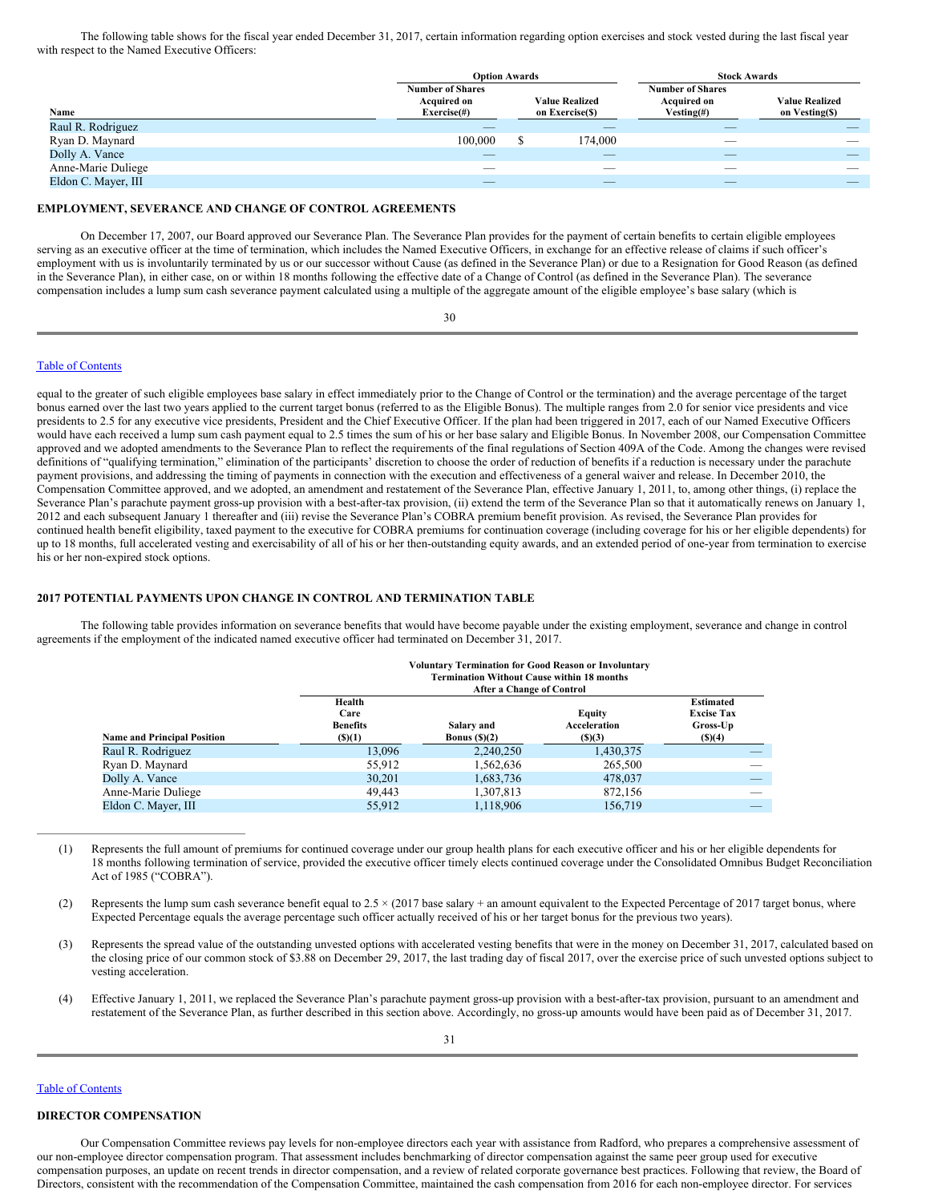The following table shows for the fiscal year ended December 31, 2017, certain information regarding option exercises and stock vested during the last fiscal year with respect to the Named Executive Officers:

| | Option Awards | | Stock Awards | |
|---|---|---|---|---|
| Name | Number of Shares Acquired on Exercise(#) | Value Realized on Exercise($) | Number of Shares Acquired on Vesting(#) | Value Realized on Vesting($) |
| Raul R. Rodriguez | — | — | — | — |
| Ryan D. Maynard | 100,000 | $ 174,000 | — | — |
| Dolly A. Vance | — | — | — | — |
| Anne-Marie Duliege | — | — | — | — |
| Eldon C. Mayer, III | — | — | — | — |

## EMPLOYMENT, SEVERANCE AND CHANGE OF CONTROL AGREEMENTS

On December 17, 2007, our Board approved our Severance Plan. The Severance Plan provides for the payment of certain benefits to certain eligible employees serving as an executive officer at the time of termination, which includes the Named Executive Officers, in exchange for an effective release of claims if such officer's employment with us is involuntarily terminated by us or our successor without Cause (as defined in the Severance Plan) or due to a Resignation for Good Reason (as defined in the Severance Plan), in either case, on or within 18 months following the effective date of a Change of Control (as defined in the Severance Plan). The severance compensation includes a lump sum cash severance payment calculated using a multiple of the aggregate amount of the eligible employee's base salary (which is equal to the greater of such eligible employees base salary in effect immediately prior to the Change of Control or the termination) and the average percentage of the target bonus earned over the last two years applied to the current target bonus (referred to as the Eligible Bonus). The multiple ranges from 2.0 for senior vice presidents and vice presidents to 2.5 for any executive vice presidents, President and the Chief Executive Officer. If the plan had been triggered in 2017, each of our Named Executive Officers would have each received a lump sum cash payment equal to 2.5 times the sum of his or her base salary and Eligible Bonus. In November 2008, our Compensation Committee approved and we adopted amendments to the Severance Plan to reflect the requirements of the final regulations of Section 409A of the Code. Among the changes were revised definitions of "qualifying termination," elimination of the participants' discretion to choose the order of reduction of benefits if a reduction is necessary under the parachute payment provisions, and addressing the timing of payments in connection with the execution and effectiveness of a general waiver and release. In December 2010, the Compensation Committee approved, and we adopted, an amendment and restatement of the Severance Plan, effective January 1, 2011, to, among other things, (i) replace the Severance Plan's parachute payment gross-up provision with a best-after-tax provision, (ii) extend the term of the Severance Plan so that it automatically renews on January 1, 2012 and each subsequent January 1 thereafter and (iii) revise the Severance Plan's COBRA premium benefit provision. As revised, the Severance Plan provides for continued health benefit eligibility, taxed payment to the executive for COBRA premiums for continuation coverage (including coverage for his or her eligible dependents) for up to 18 months, full accelerated vesting and exercisability of all of his or her then-outstanding equity awards, and an extended period of one-year from termination to exercise his or her non-expired stock options.

## 2017 POTENTIAL PAYMENTS UPON CHANGE IN CONTROL AND TERMINATION TABLE

The following table provides information on severance benefits that would have become payable under the existing employment, severance and change in control agreements if the employment of the indicated named executive officer had terminated on December 31, 2017.

| | Voluntary Termination for Good Reason or Involuntary Termination Without Cause within 18 months After a Change of Control | | | |
|---|---|---|---|---|
| Name and Principal Position | Health Care Benefits ($)(1) | Salary and Bonus ($)(2) | Equity Acceleration ($)(3) | Estimated Excise Tax Gross-Up ($)(4) |
| Raul R. Rodriguez | 13,096 | 2,240,250 | 1,430,375 | — |
| Ryan D. Maynard | 55,912 | 1,562,636 | 265,500 | — |
| Dolly A. Vance | 30,201 | 1,683,736 | 478,037 | — |
| Anne-Marie Duliege | 49,443 | 1,307,813 | 872,156 | — |
| Eldon C. Mayer, III | 55,912 | 1,118,906 | 156,719 | — |

(1) Represents the full amount of premiums for continued coverage under our group health plans for each executive officer and his or her eligible dependents for 18 months following termination of service, provided the executive officer timely elects continued coverage under the Consolidated Omnibus Budget Reconciliation Act of 1985 ("COBRA").

(2) Represents the lump sum cash severance benefit equal to 2.5 × (2017 base salary + an amount equivalent to the Expected Percentage of 2017 target bonus, where Expected Percentage equals the average percentage such officer actually received of his or her target bonus for the previous two years).

(3) Represents the spread value of the outstanding unvested options with accelerated vesting benefits that were in the money on December 31, 2017, calculated based on the closing price of our common stock of $3.88 on December 29, 2017, the last trading day of fiscal 2017, over the exercise price of such unvested options subject to vesting acceleration.

(4) Effective January 1, 2011, we replaced the Severance Plan's parachute payment gross-up provision with a best-after-tax provision, pursuant to an amendment and restatement of the Severance Plan, as further described in this section above. Accordingly, no gross-up amounts would have been paid as of December 31, 2017.

## DIRECTOR COMPENSATION

Our Compensation Committee reviews pay levels for non-employee directors each year with assistance from Radford, who prepares a comprehensive assessment of our non-employee director compensation program. That assessment includes benchmarking of director compensation against the same peer group used for executive compensation purposes, an update on recent trends in director compensation, and a review of related corporate governance best practices. Following that review, the Board of Directors, consistent with the recommendation of the Compensation Committee, maintained the cash compensation from 2016 for each non-employee director. For services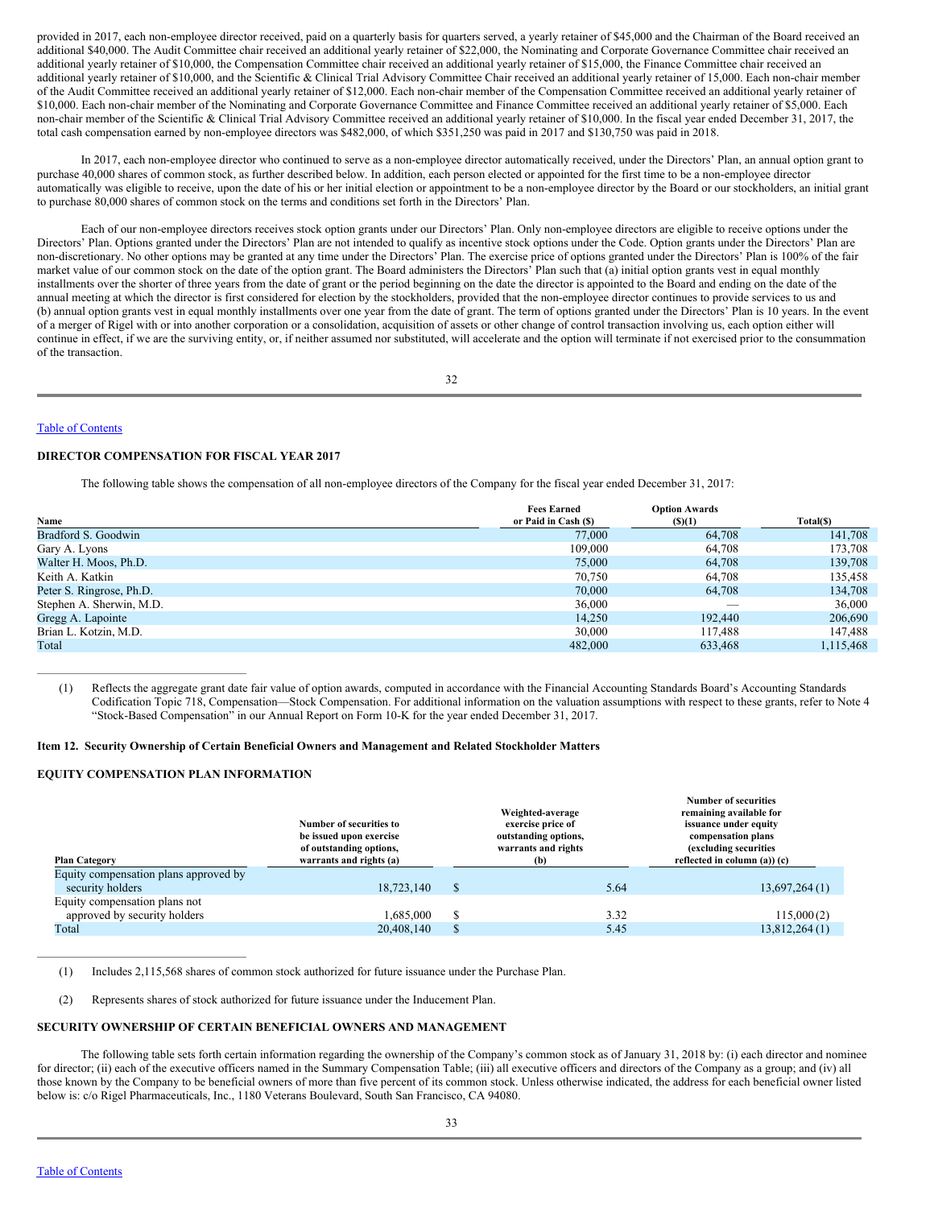provided in 2017, each non-employee director received, paid on a quarterly basis for quarters served, a yearly retainer of $45,000 and the Chairman of the Board received an additional $40,000. The Audit Committee chair received an additional yearly retainer of $22,000, the Nominating and Corporate Governance Committee chair received an additional yearly retainer of $10,000, the Compensation Committee chair received an additional yearly retainer of $15,000, the Finance Committee chair received an additional yearly retainer of $10,000, and the Scientific & Clinical Trial Advisory Committee Chair received an additional yearly retainer of 15,000. Each non-chair member of the Audit Committee received an additional yearly retainer of $12,000. Each non-chair member of the Compensation Committee received an additional yearly retainer of $10,000. Each non-chair member of the Nominating and Corporate Governance Committee and Finance Committee received an additional yearly retainer of $5,000. Each non-chair member of the Scientific & Clinical Trial Advisory Committee received an additional yearly retainer of $10,000. In the fiscal year ended December 31, 2017, the total cash compensation earned by non-employee directors was $482,000, of which $351,250 was paid in 2017 and $130,750 was paid in 2018.

In 2017, each non-employee director who continued to serve as a non-employee director automatically received, under the Directors' Plan, an annual option grant to purchase 40,000 shares of common stock, as further described below. In addition, each person elected or appointed for the first time to be a non-employee director automatically was eligible to receive, upon the date of his or her initial election or appointment to be a non-employee director by the Board or our stockholders, an initial grant to purchase 80,000 shares of common stock on the terms and conditions set forth in the Directors' Plan.

Each of our non-employee directors receives stock option grants under our Directors' Plan. Only non-employee directors are eligible to receive options under the Directors' Plan. Options granted under the Directors' Plan are not intended to qualify as incentive stock options under the Code. Option grants under the Directors' Plan are non-discretionary. No other options may be granted at any time under the Directors' Plan. The exercise price of options granted under the Directors' Plan is 100% of the fair market value of our common stock on the date of the option grant. The Board administers the Directors' Plan such that (a) initial option grants vest in equal monthly installments over the shorter of three years from the date of grant or the period beginning on the date the director is appointed to the Board and ending on the date of the annual meeting at which the director is first considered for election by the stockholders, provided that the non-employee director continues to provide services to us and (b) annual option grants vest in equal monthly installments over one year from the date of grant. The term of options granted under the Directors' Plan is 10 years. In the event of a merger of Rigel with or into another corporation or a consolidation, acquisition of assets or other change of control transaction involving us, each option either will continue in effect, if we are the surviving entity, or, if neither assumed nor substituted, will accelerate and the option will terminate if not exercised prior to the consummation of the transaction.

Table of Contents

## DIRECTOR COMPENSATION FOR FISCAL YEAR 2017

The following table shows the compensation of all non-employee directors of the Company for the fiscal year ended December 31, 2017:

| Name | Fees Earned or Paid in Cash ($) | Option Awards ($)(1) | Total($) |
|---|---|---|---|
| Bradford S. Goodwin | 77,000 | 64,708 | 141,708 |
| Gary A. Lyons | 109,000 | 64,708 | 173,708 |
| Walter H. Moos, Ph.D. | 75,000 | 64,708 | 139,708 |
| Keith A. Katkin | 70,750 | 64,708 | 135,458 |
| Peter S. Ringrose, Ph.D. | 70,000 | 64,708 | 134,708 |
| Stephen A. Sherwin, M.D. | 36,000 | — | 36,000 |
| Gregg A. Lapointe | 14,250 | 192,440 | 206,690 |
| Brian L. Kotzin, M.D. | 30,000 | 117,488 | 147,488 |
| Total | 482,000 | 633,468 | 1,115,468 |

(1) Reflects the aggregate grant date fair value of option awards, computed in accordance with the Financial Accounting Standards Board's Accounting Standards Codification Topic 718, Compensation—Stock Compensation. For additional information on the valuation assumptions with respect to these grants, refer to Note 4 "Stock-Based Compensation" in our Annual Report on Form 10-K for the year ended December 31, 2017.

### Item 12. Security Ownership of Certain Beneficial Owners and Management and Related Stockholder Matters

## EQUITY COMPENSATION PLAN INFORMATION

| Plan Category | Number of securities to be issued upon exercise of outstanding options, warrants and rights (a) | Weighted-average exercise price of outstanding options, warrants and rights (b) | Number of securities remaining available for issuance under equity compensation plans (excluding securities reflected in column (a)) (c) |
|---|---|---|---|
| Equity compensation plans approved by security holders | 18,723,140 | $ 5.64 | 13,697,264 (1) |
| Equity compensation plans not approved by security holders | 1,685,000 | $ 3.32 | 115,000 (2) |
| Total | 20,408,140 | $ 5.45 | 13,812,264 (1) |

(1) Includes 2,115,568 shares of common stock authorized for future issuance under the Purchase Plan.

(2) Represents shares of stock authorized for future issuance under the Inducement Plan.

## SECURITY OWNERSHIP OF CERTAIN BENEFICIAL OWNERS AND MANAGEMENT

The following table sets forth certain information regarding the ownership of the Company's common stock as of January 31, 2018 by: (i) each director and nominee for director; (ii) each of the executive officers named in the Summary Compensation Table; (iii) all executive officers and directors of the Company as a group; and (iv) all those known by the Company to be beneficial owners of more than five percent of its common stock. Unless otherwise indicated, the address for each beneficial owner listed below is: c/o Rigel Pharmaceuticals, Inc., 1180 Veterans Boulevard, South San Francisco, CA 94080.

Table of Contents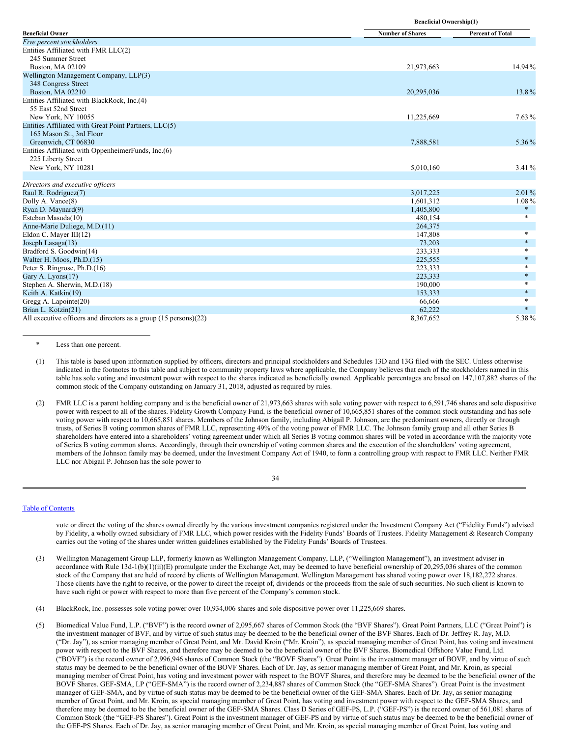| Beneficial Owner | Beneficial Ownership(1) | |
|---|---|---|
| | Number of Shares | Percent of Total |
| *Five percent stockholders* | | |
| Entities Affiliated with FMR LLC(2)<br>245 Summer Street<br>Boston, MA 02109 | 21,973,663 | 14.94% |
| Wellington Management Company, LLP(3)<br>348 Congress Street<br>Boston, MA 02210 | 20,295,036 | 13.8% |
| Entities Affiliated with BlackRock, Inc.(4)<br>55 East 52nd Street<br>New York, NY 10055 | 11,225,669 | 7.63% |
| Entities Affiliated with Great Point Partners, LLC(5)<br>165 Mason St., 3rd Floor<br>Greenwich, CT 06830 | 7,888,581 | 5.36% |
| Entities Affiliated with OppenheimerFunds, Inc.(6)<br>225 Liberty Street<br>New York, NY 10281 | 5,010,160 | 3.41% |
| | | |
| *Directors and executive officers* | | |
| Raul R. Rodriguez(7) | 3,017,225 | 2.01% |
| Dolly A. Vance(8) | 1,601,312 | 1.08% |
| Ryan D. Maynard(9) | 1,405,800 | * |
| Esteban Masuda(10) | 480,154 | * |
| Anne-Marie Duliege, M.D.(11) | 264,375 | |
| Eldon C. Mayer III(12) | 147,808 | * |
| Joseph Lasaga(13) | 73,203 | * |
| Bradford S. Goodwin(14) | 233,333 | * |
| Walter H. Moos, Ph.D.(15) | 225,555 | * |
| Peter S. Ringrose, Ph.D.(16) | 223,333 | * |
| Gary A. Lyons(17) | 223,333 | * |
| Stephen A. Sherwin, M.D.(18) | 190,000 | * |
| Keith A. Katkin(19) | 153,333 | * |
| Gregg A. Lapointe(20) | 66,666 | * |
| Brian L. Kotzin(21) | 62,222 | * |
| All executive officers and directors as a group (15 persons)(22) | 8,367,652 | 5.38% |

\* Less than one percent.

(1) This table is based upon information supplied by officers, directors and principal stockholders and Schedules 13D and 13G filed with the SEC. Unless otherwise indicated in the footnotes to this table and subject to community property laws where applicable, the Company believes that each of the stockholders named in this table has sole voting and investment power with respect to the shares indicated as beneficially owned. Applicable percentages are based on 147,107,882 shares of the common stock of the Company outstanding on January 31, 2018, adjusted as required by rules.

(2) FMR LLC is a parent holding company and is the beneficial owner of 21,973,663 shares with sole voting power with respect to 6,591,746 shares and sole dispositive power with respect to all of the shares. Fidelity Growth Company Fund, is the beneficial owner of 10,665,851 shares of the common stock outstanding and has sole voting power with respect to 10,665,851 shares. Members of the Johnson family, including Abigail P. Johnson, are the predominant owners, directly or through trusts, of Series B voting common shares of FMR LLC, representing 49% of the voting power of FMR LLC. The Johnson family group and all other Series B shareholders have entered into a shareholders' voting agreement under which all Series B voting common shares will be voted in accordance with the majority vote of Series B voting common shares. Accordingly, through their ownership of voting common shares and the execution of the shareholders' voting agreement, members of the Johnson family may be deemed, under the Investment Company Act of 1940, to form a controlling group with respect to FMR LLC. Neither FMR LLC nor Abigail P. Johnson has the sole power to vote or direct the voting of the shares owned directly by the various investment companies registered under the Investment Company Act ("Fidelity Funds") advised by Fidelity, a wholly owned subsidiary of FMR LLC, which power resides with the Fidelity Funds' Boards of Trustees. Fidelity Management & Research Company carries out the voting of the shares under written guidelines established by the Fidelity Funds' Boards of Trustees.

(3) Wellington Management Group LLP, formerly known as Wellington Management Company, LLP, ("Wellington Management"), an investment adviser in accordance with Rule 13d-1(b)(1)(ii)(E) promulgate under the Exchange Act, may be deemed to have beneficial ownership of 20,295,036 shares of the common stock of the Company that are held of record by clients of Wellington Management. Wellington Management has shared voting power over 18,182,272 shares. Those clients have the right to receive, or the power to direct the receipt of, dividends or the proceeds from the sale of such securities. No such client is known to have such right or power with respect to more than five percent of the Company's common stock.

(4) BlackRock, Inc. possesses sole voting power over 10,934,006 shares and sole dispositive power over 11,225,669 shares.

(5) Biomedical Value Fund, L.P. ("BVF") is the record owner of 2,095,667 shares of Common Stock (the "BVF Shares"). Great Point Partners, LLC ("Great Point") is the investment manager of BVF, and by virtue of such status may be deemed to be the beneficial owner of the BVF Shares. Each of Dr. Jeffrey R. Jay, M.D. ("Dr. Jay"), as senior managing member of Great Point, and Mr. David Kroin ("Mr. Kroin"), as special managing member of Great Point, has voting and investment power with respect to the BVF Shares, and therefore may be deemed to be the beneficial owner of the BVF Shares. Biomedical Offshore Value Fund, Ltd. ("BOVF") is the record owner of 2,996,946 shares of Common Stock (the "BOVF Shares"). Great Point is the investment manager of BOVF, and by virtue of such status may be deemed to be the beneficial owner of the BOVF Shares. Each of Dr. Jay, as senior managing member of Great Point, and Mr. Kroin, as special managing member of Great Point, has voting and investment power with respect to the BOVF Shares, and therefore may be deemed to be the beneficial owner of the BOVF Shares. GEF-SMA, LP ("GEF-SMA") is the record owner of 2,234,887 shares of Common Stock (the "GEF-SMA Shares"). Great Point is the investment manager of GEF-SMA, and by virtue of such status may be deemed to be the beneficial owner of the GEF-SMA Shares. Each of Dr. Jay, as senior managing member of Great Point, and Mr. Kroin, as special managing member of Great Point, has voting and investment power with respect to the GEF-SMA Shares, and therefore may be deemed to be the beneficial owner of the GEF-SMA Shares. Class D Series of GEF-PS, L.P. ("GEF-PS") is the record owner of 561,081 shares of Common Stock (the "GEF-PS Shares"). Great Point is the investment manager of GEF-PS and by virtue of such status may be deemed to be the beneficial owner of the GEF-PS Shares. Each of Dr. Jay, as senior managing member of Great Point, and Mr. Kroin, as special managing member of Great Point, has voting and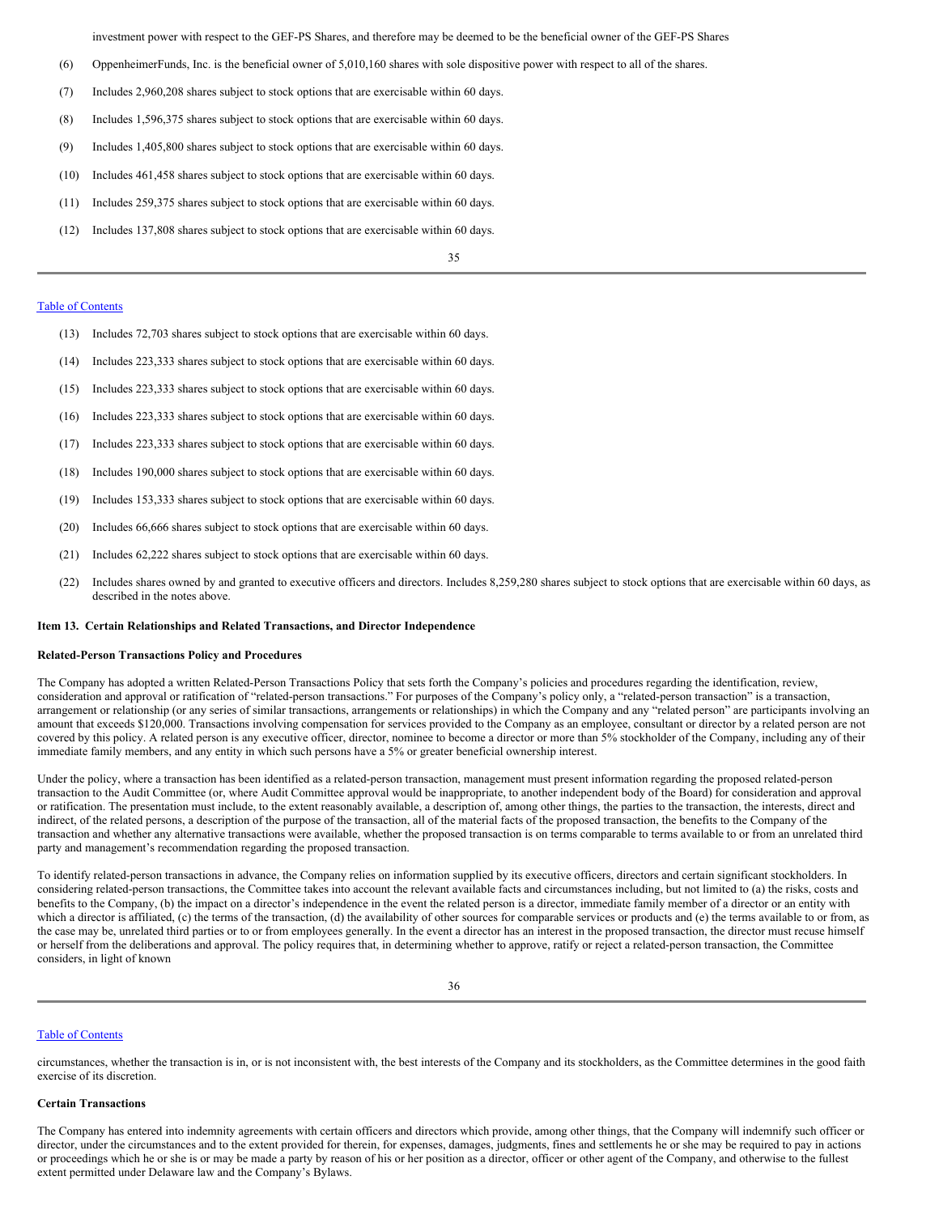investment power with respect to the GEF-PS Shares, and therefore may be deemed to be the beneficial owner of the GEF-PS Shares

(6) OppenheimerFunds, Inc. is the beneficial owner of 5,010,160 shares with sole dispositive power with respect to all of the shares.

(7) Includes 2,960,208 shares subject to stock options that are exercisable within 60 days.

(8) Includes 1,596,375 shares subject to stock options that are exercisable within 60 days.

(9) Includes 1,405,800 shares subject to stock options that are exercisable within 60 days.

(10) Includes 461,458 shares subject to stock options that are exercisable within 60 days.

(11) Includes 259,375 shares subject to stock options that are exercisable within 60 days.

(12) Includes 137,808 shares subject to stock options that are exercisable within 60 days.

Table of Contents

(13) Includes 72,703 shares subject to stock options that are exercisable within 60 days.

(14) Includes 223,333 shares subject to stock options that are exercisable within 60 days.

(15) Includes 223,333 shares subject to stock options that are exercisable within 60 days.

(16) Includes 223,333 shares subject to stock options that are exercisable within 60 days.

(17) Includes 223,333 shares subject to stock options that are exercisable within 60 days.

(18) Includes 190,000 shares subject to stock options that are exercisable within 60 days.

(19) Includes 153,333 shares subject to stock options that are exercisable within 60 days.

(20) Includes 66,666 shares subject to stock options that are exercisable within 60 days.

(21) Includes 62,222 shares subject to stock options that are exercisable within 60 days.

(22) Includes shares owned by and granted to executive officers and directors. Includes 8,259,280 shares subject to stock options that are exercisable within 60 days, as described in the notes above.

## Item 13. Certain Relationships and Related Transactions, and Director Independence

### Related-Person Transactions Policy and Procedures

The Company has adopted a written Related-Person Transactions Policy that sets forth the Company's policies and procedures regarding the identification, review, consideration and approval or ratification of "related-person transactions." For purposes of the Company's policy only, a "related-person transaction" is a transaction, arrangement or relationship (or any series of similar transactions, arrangements or relationships) in which the Company and any "related person" are participants involving an amount that exceeds $120,000. Transactions involving compensation for services provided to the Company as an employee, consultant or director by a related person are not covered by this policy. A related person is any executive officer, director, nominee to become a director or more than 5% stockholder of the Company, including any of their immediate family members, and any entity in which such persons have a 5% or greater beneficial ownership interest.

Under the policy, where a transaction has been identified as a related-person transaction, management must present information regarding the proposed related-person transaction to the Audit Committee (or, where Audit Committee approval would be inappropriate, to another independent body of the Board) for consideration and approval or ratification. The presentation must include, to the extent reasonably available, a description of, among other things, the parties to the transaction, the interests, direct and indirect, of the related persons, a description of the purpose of the transaction, all of the material facts of the proposed transaction, the benefits to the Company of the transaction and whether any alternative transactions were available, whether the proposed transaction is on terms comparable to terms available to or from an unrelated third party and management's recommendation regarding the proposed transaction.

To identify related-person transactions in advance, the Company relies on information supplied by its executive officers, directors and certain significant stockholders. In considering related-person transactions, the Committee takes into account the relevant available facts and circumstances including, but not limited to (a) the risks, costs and benefits to the Company, (b) the impact on a director's independence in the event the related person is a director, immediate family member of a director or an entity with which a director is affiliated, (c) the terms of the transaction, (d) the availability of other sources for comparable services or products and (e) the terms available to or from, as the case may be, unrelated third parties or to or from employees generally. In the event a director has an interest in the proposed transaction, the director must recuse himself or herself from the deliberations and approval. The policy requires that, in determining whether to approve, ratify or reject a related-person transaction, the Committee considers, in light of known circumstances, whether the transaction is in, or is not inconsistent with, the best interests of the Company and its stockholders, as the Committee determines in the good faith exercise of its discretion.

### Certain Transactions

The Company has entered into indemnity agreements with certain officers and directors which provide, among other things, that the Company will indemnify such officer or director, under the circumstances and to the extent provided for therein, for expenses, damages, judgments, fines and settlements he or she may be required to pay in actions or proceedings which he or she is or may be made a party by reason of his or her position as a director, officer or other agent of the Company, and otherwise to the fullest extent permitted under Delaware law and the Company's Bylaws.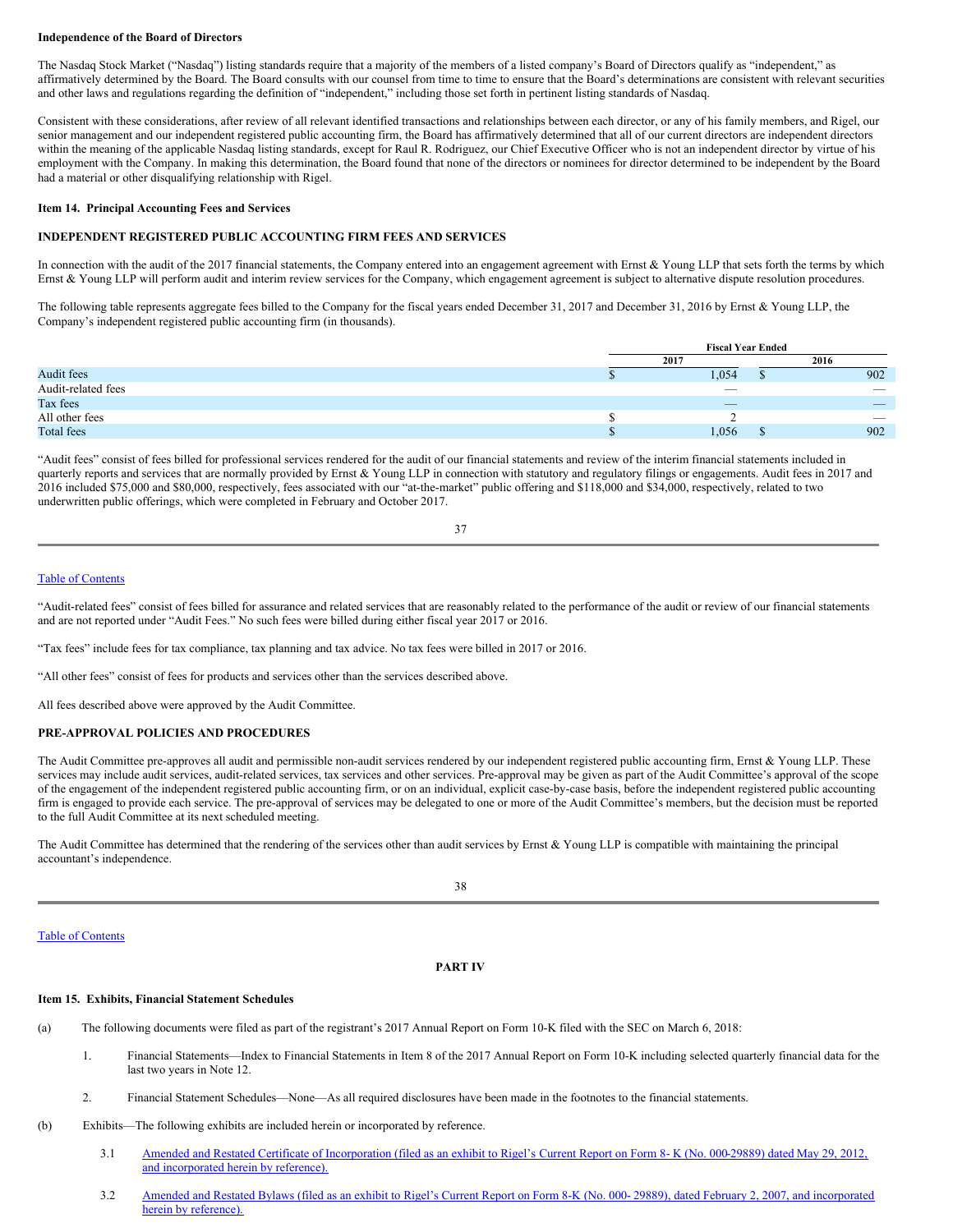**Independence of the Board of Directors**

The Nasdaq Stock Market ("Nasdaq") listing standards require that a majority of the members of a listed company's Board of Directors qualify as "independent," as affirmatively determined by the Board. The Board consults with our counsel from time to time to ensure that the Board's determinations are consistent with relevant securities and other laws and regulations regarding the definition of "independent," including those set forth in pertinent listing standards of Nasdaq.

Consistent with these considerations, after review of all relevant identified transactions and relationships between each director, or any of his family members, and Rigel, our senior management and our independent registered public accounting firm, the Board has affirmatively determined that all of our current directors are independent directors within the meaning of the applicable Nasdaq listing standards, except for Raul R. Rodriguez, our Chief Executive Officer who is not an independent director by virtue of his employment with the Company. In making this determination, the Board found that none of the directors or nominees for director determined to be independent by the Board had a material or other disqualifying relationship with Rigel.

**Item 14. Principal Accounting Fees and Services**

**INDEPENDENT REGISTERED PUBLIC ACCOUNTING FIRM FEES AND SERVICES**

In connection with the audit of the 2017 financial statements, the Company entered into an engagement agreement with Ernst & Young LLP that sets forth the terms by which Ernst & Young LLP will perform audit and interim review services for the Company, which engagement agreement is subject to alternative dispute resolution procedures.

The following table represents aggregate fees billed to the Company for the fiscal years ended December 31, 2017 and December 31, 2016 by Ernst & Young LLP, the Company's independent registered public accounting firm (in thousands).

| | Fiscal Year Ended | |
|---|---|---|
| | 2017 | 2016 |
| Audit fees | $ 1,054 | $ 902 |
| Audit-related fees | — | — |
| Tax fees | — | — |
| All other fees | $ 2 | — |
| Total fees | $ 1,056 | $ 902 |

"Audit fees" consist of fees billed for professional services rendered for the audit of our financial statements and review of the interim financial statements included in quarterly reports and services that are normally provided by Ernst & Young LLP in connection with statutory and regulatory filings or engagements. Audit fees in 2017 and 2016 included $75,000 and $80,000, respectively, fees associated with our "at-the-market" public offering and $118,000 and $34,000, respectively, related to two underwritten public offerings, which were completed in February and October 2017.

"Audit-related fees" consist of fees billed for assurance and related services that are reasonably related to the performance of the audit or review of our financial statements and are not reported under "Audit Fees." No such fees were billed during either fiscal year 2017 or 2016.

"Tax fees" include fees for tax compliance, tax planning and tax advice. No tax fees were billed in 2017 or 2016.

"All other fees" consist of fees for products and services other than the services described above.

All fees described above were approved by the Audit Committee.

**PRE-APPROVAL POLICIES AND PROCEDURES**

The Audit Committee pre-approves all audit and permissible non-audit services rendered by our independent registered public accounting firm, Ernst & Young LLP. These services may include audit services, audit-related services, tax services and other services. Pre-approval may be given as part of the Audit Committee's approval of the scope of the engagement of the independent registered public accounting firm, or on an individual, explicit case-by-case basis, before the independent registered public accounting firm is engaged to provide each service. The pre-approval of services may be delegated to one or more of the Audit Committee's members, but the decision must be reported to the full Audit Committee at its next scheduled meeting.

The Audit Committee has determined that the rendering of the services other than audit services by Ernst & Young LLP is compatible with maintaining the principal accountant's independence.

**PART IV**

**Item 15. Exhibits, Financial Statement Schedules**

(a) The following documents were filed as part of the registrant's 2017 Annual Report on Form 10-K filed with the SEC on March 6, 2018:

1. Financial Statements—Index to Financial Statements in Item 8 of the 2017 Annual Report on Form 10-K including selected quarterly financial data for the last two years in Note 12.

2. Financial Statement Schedules—None—As all required disclosures have been made in the footnotes to the financial statements.

(b) Exhibits—The following exhibits are included herein or incorporated by reference.

3.1 Amended and Restated Certificate of Incorporation (filed as an exhibit to Rigel's Current Report on Form 8- K (No. 000-29889) dated May 29, 2012, and incorporated herein by reference).

3.2 Amended and Restated Bylaws (filed as an exhibit to Rigel's Current Report on Form 8-K (No. 000- 29889), dated February 2, 2007, and incorporated herein by reference).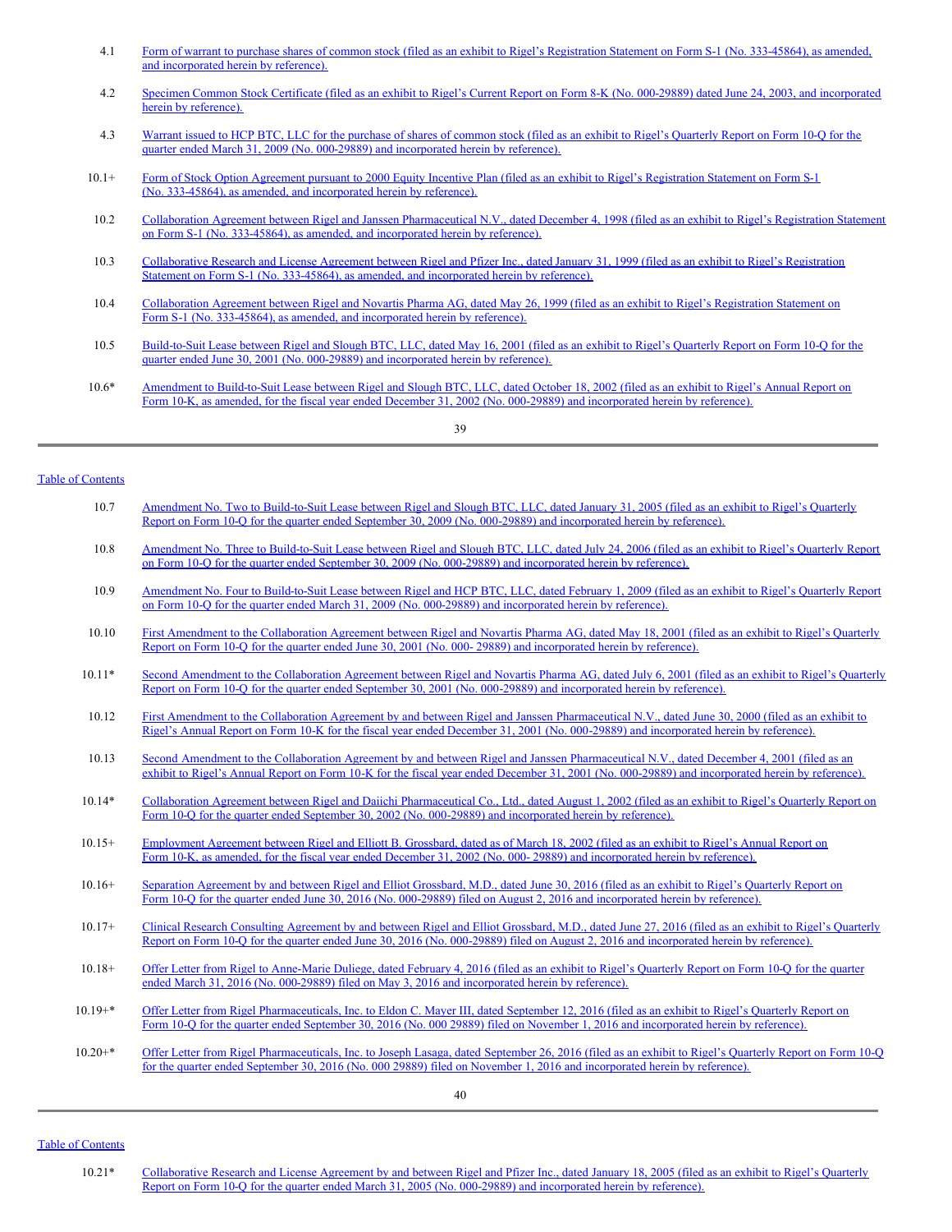| | |
|---|---|
| 4.1 | Form of warrant to purchase shares of common stock (filed as an exhibit to Rigel's Registration Statement on Form S-1 (No. 333-45864), as amended, and incorporated herein by reference). |
| 4.2 | Specimen Common Stock Certificate (filed as an exhibit to Rigel's Current Report on Form 8-K (No. 000-29889) dated June 24, 2003, and incorporated herein by reference). |
| 4.3 | Warrant issued to HCP BTC, LLC for the purchase of shares of common stock (filed as an exhibit to Rigel's Quarterly Report on Form 10-Q for the quarter ended March 31, 2009 (No. 000-29889) and incorporated herein by reference). |
| 10.1+ | Form of Stock Option Agreement pursuant to 2000 Equity Incentive Plan (filed as an exhibit to Rigel's Registration Statement on Form S-1 (No. 333-45864), as amended, and incorporated herein by reference). |
| 10.2 | Collaboration Agreement between Rigel and Janssen Pharmaceutical N.V., dated December 4, 1998 (filed as an exhibit to Rigel's Registration Statement on Form S-1 (No. 333-45864), as amended, and incorporated herein by reference). |
| 10.3 | Collaborative Research and License Agreement between Rigel and Pfizer Inc., dated January 31, 1999 (filed as an exhibit to Rigel's Registration Statement on Form S-1 (No. 333-45864), as amended, and incorporated herein by reference). |
| 10.4 | Collaboration Agreement between Rigel and Novartis Pharma AG, dated May 26, 1999 (filed as an exhibit to Rigel's Registration Statement on Form S-1 (No. 333-45864), as amended, and incorporated herein by reference). |
| 10.5 | Build-to-Suit Lease between Rigel and Slough BTC, LLC, dated May 16, 2001 (filed as an exhibit to Rigel's Quarterly Report on Form 10-Q for the quarter ended June 30, 2001 (No. 000-29889) and incorporated herein by reference). |
| 10.6* | Amendment to Build-to-Suit Lease between Rigel and Slough BTC, LLC, dated October 18, 2002 (filed as an exhibit to Rigel's Annual Report on Form 10-K, as amended, for the fiscal year ended December 31, 2002 (No. 000-29889) and incorporated herein by reference). |
| 10.7 | Amendment No. Two to Build-to-Suit Lease between Rigel and Slough BTC, LLC, dated January 31, 2005 (filed as an exhibit to Rigel's Quarterly Report on Form 10-Q for the quarter ended September 30, 2009 (No. 000-29889) and incorporated herein by reference). |
| 10.8 | Amendment No. Three to Build-to-Suit Lease between Rigel and Slough BTC, LLC, dated July 24, 2006 (filed as an exhibit to Rigel's Quarterly Report on Form 10-Q for the quarter ended September 30, 2009 (No. 000-29889) and incorporated herein by reference). |
| 10.9 | Amendment No. Four to Build-to-Suit Lease between Rigel and HCP BTC, LLC, dated February 1, 2009 (filed as an exhibit to Rigel's Quarterly Report on Form 10-Q for the quarter ended March 31, 2009 (No. 000-29889) and incorporated herein by reference). |
| 10.10 | First Amendment to the Collaboration Agreement between Rigel and Novartis Pharma AG, dated May 18, 2001 (filed as an exhibit to Rigel's Quarterly Report on Form 10-Q for the quarter ended June 30, 2001 (No. 000- 29889) and incorporated herein by reference). |
| 10.11* | Second Amendment to the Collaboration Agreement between Rigel and Novartis Pharma AG, dated July 6, 2001 (filed as an exhibit to Rigel's Quarterly Report on Form 10-Q for the quarter ended September 30, 2001 (No. 000-29889) and incorporated herein by reference). |
| 10.12 | First Amendment to the Collaboration Agreement by and between Rigel and Janssen Pharmaceutical N.V., dated June 30, 2000 (filed as an exhibit to Rigel's Annual Report on Form 10-K for the fiscal year ended December 31, 2001 (No. 000-29889) and incorporated herein by reference). |
| 10.13 | Second Amendment to the Collaboration Agreement by and between Rigel and Janssen Pharmaceutical N.V., dated December 4, 2001 (filed as an exhibit to Rigel's Annual Report on Form 10-K for the fiscal year ended December 31, 2001 (No. 000-29889) and incorporated herein by reference). |
| 10.14* | Collaboration Agreement between Rigel and Daiichi Pharmaceutical Co., Ltd., dated August 1, 2002 (filed as an exhibit to Rigel's Quarterly Report on Form 10-Q for the quarter ended September 30, 2002 (No. 000-29889) and incorporated herein by reference). |
| 10.15+ | Employment Agreement between Rigel and Elliott B. Grossbard, dated as of March 18, 2002 (filed as an exhibit to Rigel's Annual Report on Form 10-K, as amended, for the fiscal year ended December 31, 2002 (No. 000- 29889) and incorporated herein by reference). |
| 10.16+ | Separation Agreement by and between Rigel and Elliot Grossbard, M.D., dated June 30, 2016 (filed as an exhibit to Rigel's Quarterly Report on Form 10-Q for the quarter ended June 30, 2016 (No. 000-29889) filed on August 2, 2016 and incorporated herein by reference). |
| 10.17+ | Clinical Research Consulting Agreement by and between Rigel and Elliot Grossbard, M.D., dated June 27, 2016 (filed as an exhibit to Rigel's Quarterly Report on Form 10-Q for the quarter ended June 30, 2016 (No. 000-29889) filed on August 2, 2016 and incorporated herein by reference). |
| 10.18+ | Offer Letter from Rigel to Anne-Marie Duliege, dated February 4, 2016 (filed as an exhibit to Rigel's Quarterly Report on Form 10-Q for the quarter ended March 31, 2016 (No. 000-29889) filed on May 3, 2016 and incorporated herein by reference). |
| 10.19+* | Offer Letter from Rigel Pharmaceuticals, Inc. to Eldon C. Mayer III, dated September 12, 2016 (filed as an exhibit to Rigel's Quarterly Report on Form 10-Q for the quarter ended September 30, 2016 (No. 000 29889) filed on November 1, 2016 and incorporated herein by reference). |
| 10.20+* | Offer Letter from Rigel Pharmaceuticals, Inc. to Joseph Lasaga, dated September 26, 2016 (filed as an exhibit to Rigel's Quarterly Report on Form 10-Q for the quarter ended September 30, 2016 (No. 000 29889) filed on November 1, 2016 and incorporated herein by reference). |
| 10.21* | Collaborative Research and License Agreement by and between Rigel and Pfizer Inc., dated January 18, 2005 (filed as an exhibit to Rigel's Quarterly Report on Form 10-Q for the quarter ended March 31, 2005 (No. 000-29889) and incorporated herein by reference). |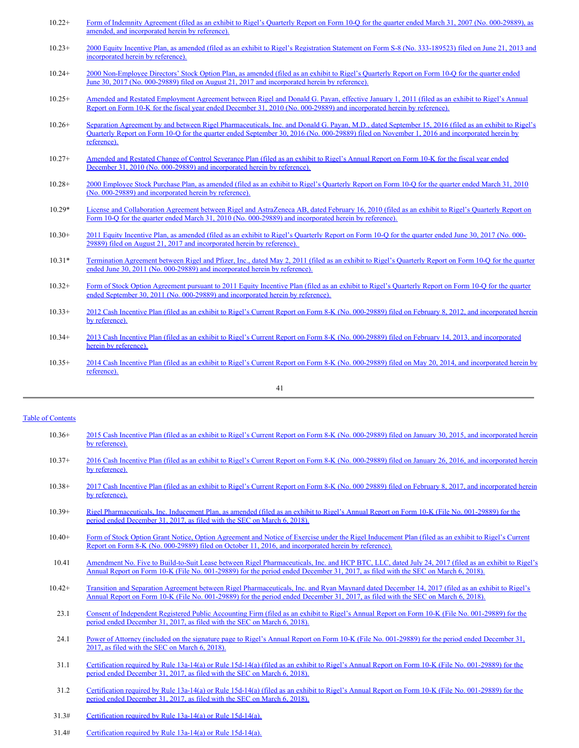| | |
|---|---|
| 10.22+ | Form of Indemnity Agreement (filed as an exhibit to Rigel's Quarterly Report on Form 10-Q for the quarter ended March 31, 2007 (No. 000-29889), as amended, and incorporated herein by reference). |
| 10.23+ | 2000 Equity Incentive Plan, as amended (filed as an exhibit to Rigel's Registration Statement on Form S-8 (No. 333-189523) filed on June 21, 2013 and incorporated herein by reference). |
| 10.24+ | 2000 Non-Employee Directors' Stock Option Plan, as amended (filed as an exhibit to Rigel's Quarterly Report on Form 10-Q for the quarter ended June 30, 2017 (No. 000-29889) filed on August 21, 2017 and incorporated herein by reference). |
| 10.25+ | Amended and Restated Employment Agreement between Rigel and Donald G. Payan, effective January 1, 2011 (filed as an exhibit to Rigel's Annual Report on Form 10-K for the fiscal year ended December 31, 2010 (No. 000-29889) and incorporated herein by reference). |
| 10.26+ | Separation Agreement by and between Rigel Pharmaceuticals, Inc. and Donald G. Payan, M.D., dated September 15, 2016 (filed as an exhibit to Rigel's Quarterly Report on Form 10-Q for the quarter ended September 30, 2016 (No. 000-29889) filed on November 1, 2016 and incorporated herein by reference). |
| 10.27+ | Amended and Restated Change of Control Severance Plan (filed as an exhibit to Rigel's Annual Report on Form 10-K for the fiscal year ended December 31, 2010 (No. 000-29889) and incorporated herein by reference). |
| 10.28+ | 2000 Employee Stock Purchase Plan, as amended (filed as an exhibit to Rigel's Quarterly Report on Form 10-Q for the quarter ended March 31, 2010 (No. 000-29889) and incorporated herein by reference). |
| 10.29* | License and Collaboration Agreement between Rigel and AstraZeneca AB, dated February 16, 2010 (filed as an exhibit to Rigel's Quarterly Report on Form 10-Q for the quarter ended March 31, 2010 (No. 000-29889) and incorporated herein by reference). |
| 10.30+ | 2011 Equity Incentive Plan, as amended (filed as an exhibit to Rigel's Quarterly Report on Form 10-Q for the quarter ended June 30, 2017 (No. 000-29889) filed on August 21, 2017 and incorporated herein by reference). |
| 10.31* | Termination Agreement between Rigel and Pfizer, Inc., dated May 2, 2011 (filed as an exhibit to Rigel's Quarterly Report on Form 10-Q for the quarter ended June 30, 2011 (No. 000-29889) and incorporated herein by reference). |
| 10.32+ | Form of Stock Option Agreement pursuant to 2011 Equity Incentive Plan (filed as an exhibit to Rigel's Quarterly Report on Form 10-Q for the quarter ended September 30, 2011 (No. 000-29889) and incorporated herein by reference). |
| 10.33+ | 2012 Cash Incentive Plan (filed as an exhibit to Rigel's Current Report on Form 8-K (No. 000-29889) filed on February 8, 2012, and incorporated herein by reference). |
| 10.34+ | 2013 Cash Incentive Plan (filed as an exhibit to Rigel's Current Report on Form 8-K (No. 000-29889) filed on February 14, 2013, and incorporated herein by reference). |
| 10.35+ | 2014 Cash Incentive Plan (filed as an exhibit to Rigel's Current Report on Form 8-K (No. 000-29889) filed on May 20, 2014, and incorporated herein by reference). |
| 10.36+ | 2015 Cash Incentive Plan (filed as an exhibit to Rigel's Current Report on Form 8-K (No. 000-29889) filed on January 30, 2015, and incorporated herein by reference). |
| 10.37+ | 2016 Cash Incentive Plan (filed as an exhibit to Rigel's Current Report on Form 8-K (No. 000-29889) filed on January 26, 2016, and incorporated herein by reference). |
| 10.38+ | 2017 Cash Incentive Plan (filed as an exhibit to Rigel's Current Report on Form 8-K (No. 000 29889) filed on February 8, 2017, and incorporated herein by reference). |
| 10.39+ | Rigel Pharmaceuticals, Inc. Inducement Plan, as amended (filed as an exhibit to Rigel's Annual Report on Form 10-K (File No. 001-29889) for the period ended December 31, 2017, as filed with the SEC on March 6, 2018). |
| 10.40+ | Form of Stock Option Grant Notice, Option Agreement and Notice of Exercise under the Rigel Inducement Plan (filed as an exhibit to Rigel's Current Report on Form 8-K (No. 000-29889) filed on October 11, 2016, and incorporated herein by reference). |
| 10.41 | Amendment No. Five to Build-to-Suit Lease between Rigel Pharmaceuticals, Inc. and HCP BTC, LLC, dated July 24, 2017 (filed as an exhibit to Rigel's Annual Report on Form 10-K (File No. 001-29889) for the period ended December 31, 2017, as filed with the SEC on March 6, 2018). |
| 10.42+ | Transition and Separation Agreement between Rigel Pharmaceuticals, Inc. and Ryan Maynard dated December 14, 2017 (filed as an exhibit to Rigel's Annual Report on Form 10-K (File No. 001-29889) for the period ended December 31, 2017, as filed with the SEC on March 6, 2018). |
| 23.1 | Consent of Independent Registered Public Accounting Firm (filed as an exhibit to Rigel's Annual Report on Form 10-K (File No. 001-29889) for the period ended December 31, 2017, as filed with the SEC on March 6, 2018). |
| 24.1 | Power of Attorney (included on the signature page to Rigel's Annual Report on Form 10-K (File No. 001-29889) for the period ended December 31, 2017, as filed with the SEC on March 6, 2018). |
| 31.1 | Certification required by Rule 13a-14(a) or Rule 15d-14(a) (filed as an exhibit to Rigel's Annual Report on Form 10-K (File No. 001-29889) for the period ended December 31, 2017, as filed with the SEC on March 6, 2018). |
| 31.2 | Certification required by Rule 13a-14(a) or Rule 15d-14(a) (filed as an exhibit to Rigel's Annual Report on Form 10-K (File No. 001-29889) for the period ended December 31, 2017, as filed with the SEC on March 6, 2018). |
| 31.3# | Certification required by Rule 13a-14(a) or Rule 15d-14(a). |
| 31.4# | Certification required by Rule 13a-14(a) or Rule 15d-14(a). |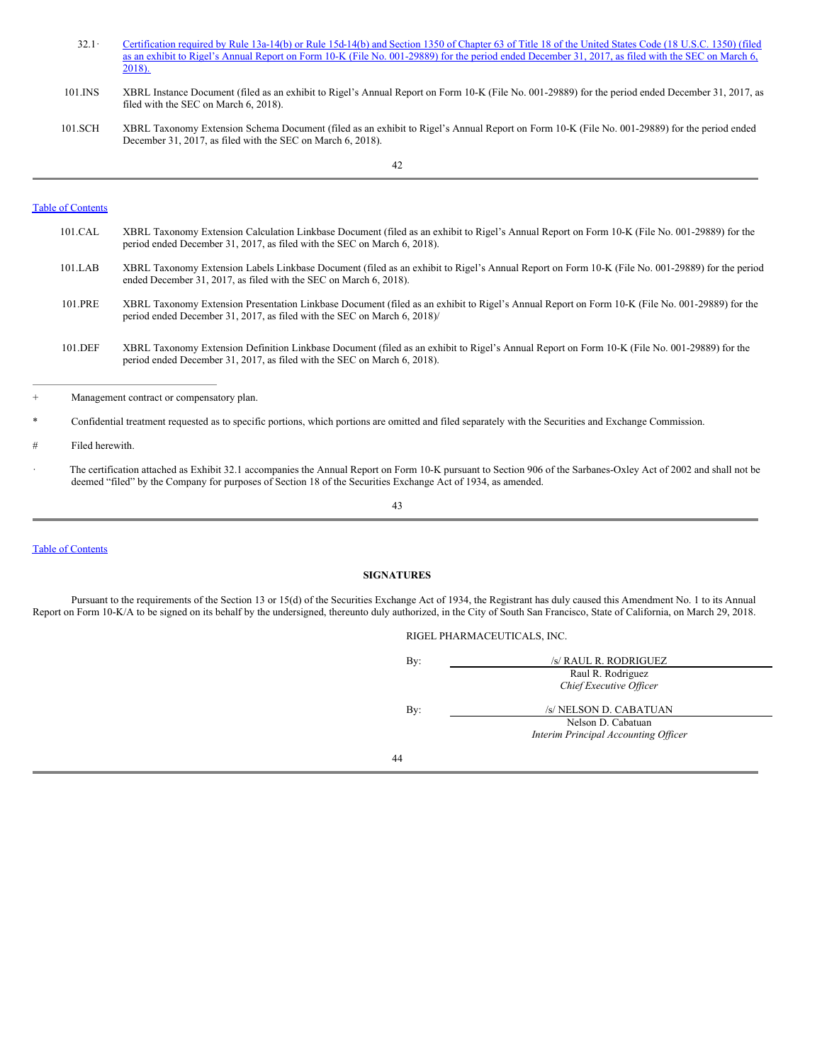| | |
|---|---|
| 32.1· | Certification required by Rule 13a-14(b) or Rule 15d-14(b) and Section 1350 of Chapter 63 of Title 18 of the United States Code (18 U.S.C. 1350) (filed as an exhibit to Rigel's Annual Report on Form 10-K (File No. 001-29889) for the period ended December 31, 2017, as filed with the SEC on March 6, 2018). |
| 101.INS | XBRL Instance Document (filed as an exhibit to Rigel's Annual Report on Form 10-K (File No. 001-29889) for the period ended December 31, 2017, as filed with the SEC on March 6, 2018). |
| 101.SCH | XBRL Taxonomy Extension Schema Document (filed as an exhibit to Rigel's Annual Report on Form 10-K (File No. 001-29889) for the period ended December 31, 2017, as filed with the SEC on March 6, 2018). |
| 101.CAL | XBRL Taxonomy Extension Calculation Linkbase Document (filed as an exhibit to Rigel's Annual Report on Form 10-K (File No. 001-29889) for the period ended December 31, 2017, as filed with the SEC on March 6, 2018). |
| 101.LAB | XBRL Taxonomy Extension Labels Linkbase Document (filed as an exhibit to Rigel's Annual Report on Form 10-K (File No. 001-29889) for the period ended December 31, 2017, as filed with the SEC on March 6, 2018). |
| 101.PRE | XBRL Taxonomy Extension Presentation Linkbase Document (filed as an exhibit to Rigel's Annual Report on Form 10-K (File No. 001-29889) for the period ended December 31, 2017, as filed with the SEC on March 6, 2018)/ |
| 101.DEF | XBRL Taxonomy Extension Definition Linkbase Document (filed as an exhibit to Rigel's Annual Report on Form 10-K (File No. 001-29889) for the period ended December 31, 2017, as filed with the SEC on March 6, 2018). |

---

+ Management contract or compensatory plan.

\* Confidential treatment requested as to specific portions, which portions are omitted and filed separately with the Securities and Exchange Commission.

\# Filed herewith.

· The certification attached as Exhibit 32.1 accompanies the Annual Report on Form 10-K pursuant to Section 906 of the Sarbanes-Oxley Act of 2002 and shall not be deemed "filed" by the Company for purposes of Section 18 of the Securities Exchange Act of 1934, as amended.

## SIGNATURES

Pursuant to the requirements of the Section 13 or 15(d) of the Securities Exchange Act of 1934, the Registrant has duly caused this Amendment No. 1 to its Annual Report on Form 10-K/A to be signed on its behalf by the undersigned, thereunto duly authorized, in the City of South San Francisco, State of California, on March 29, 2018.

RIGEL PHARMACEUTICALS, INC.

By: /s/ RAUL R. RODRIGUEZ
Raul R. Rodriguez
*Chief Executive Officer*

By: /s/ NELSON D. CABATUAN
Nelson D. Cabatuan
*Interim Principal Accounting Officer*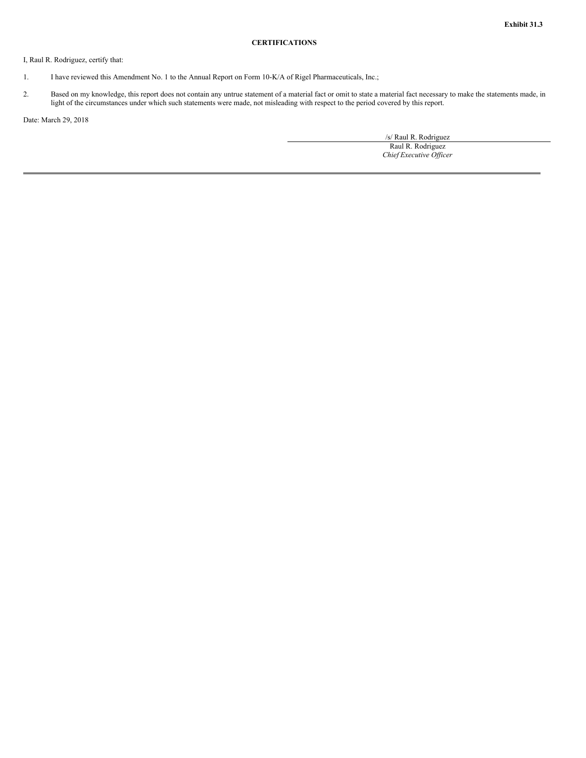**Exhibit 31.3**

**CERTIFICATIONS**

I, Raul R. Rodriguez, certify that:

1. I have reviewed this Amendment No. 1 to the Annual Report on Form 10-K/A of Rigel Pharmaceuticals, Inc.;

2. Based on my knowledge, this report does not contain any untrue statement of a material fact or omit to state a material fact necessary to make the statements made, in light of the circumstances under which such statements were made, not misleading with respect to the period covered by this report.

Date: March 29, 2018

/s/ Raul R. Rodriguez
Raul R. Rodriguez
*Chief Executive Officer*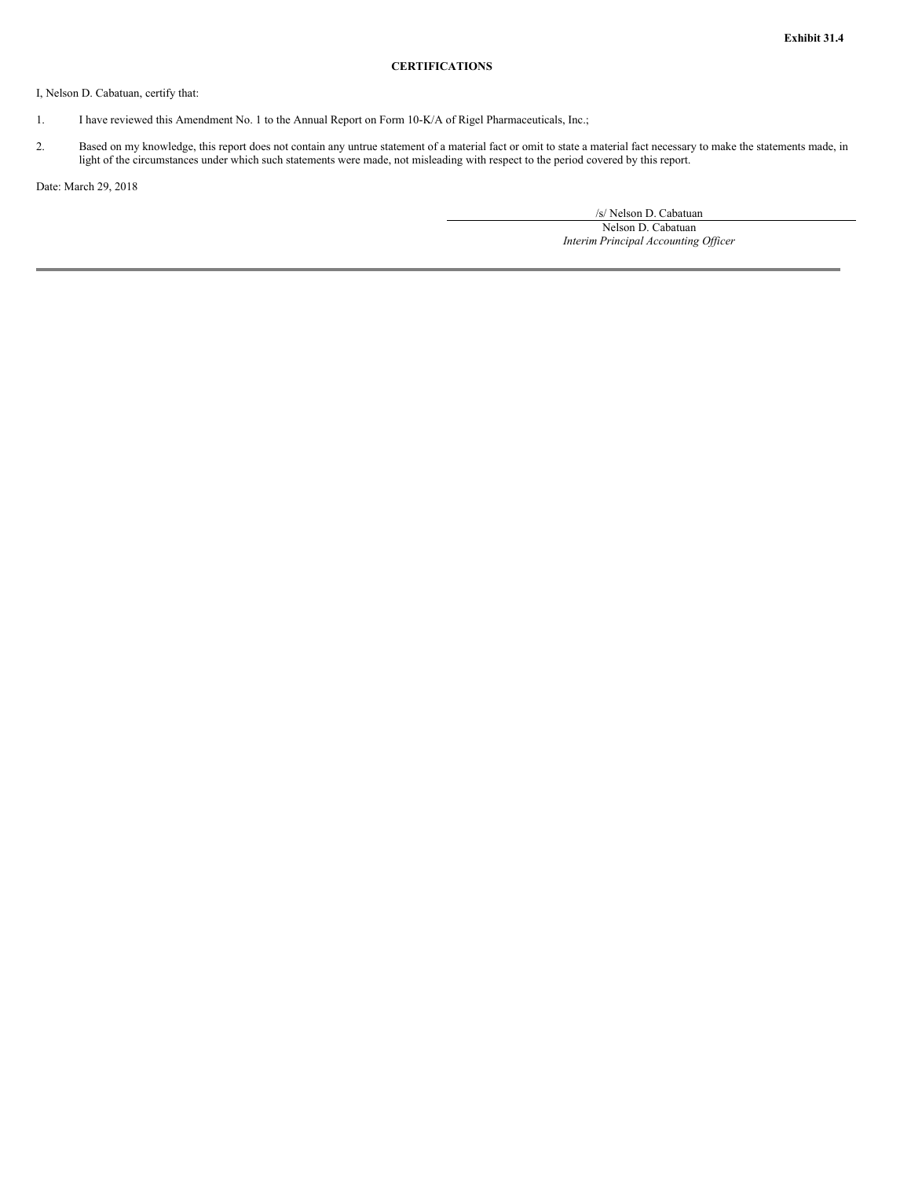**Exhibit 31.4**

**CERTIFICATIONS**

I, Nelson D. Cabatuan, certify that:

1. I have reviewed this Amendment No. 1 to the Annual Report on Form 10-K/A of Rigel Pharmaceuticals, Inc.;

2. Based on my knowledge, this report does not contain any untrue statement of a material fact or omit to state a material fact necessary to make the statements made, in light of the circumstances under which such statements were made, not misleading with respect to the period covered by this report.

Date: March 29, 2018

/s/ Nelson D. Cabatuan
Nelson D. Cabatuan
*Interim Principal Accounting Officer*